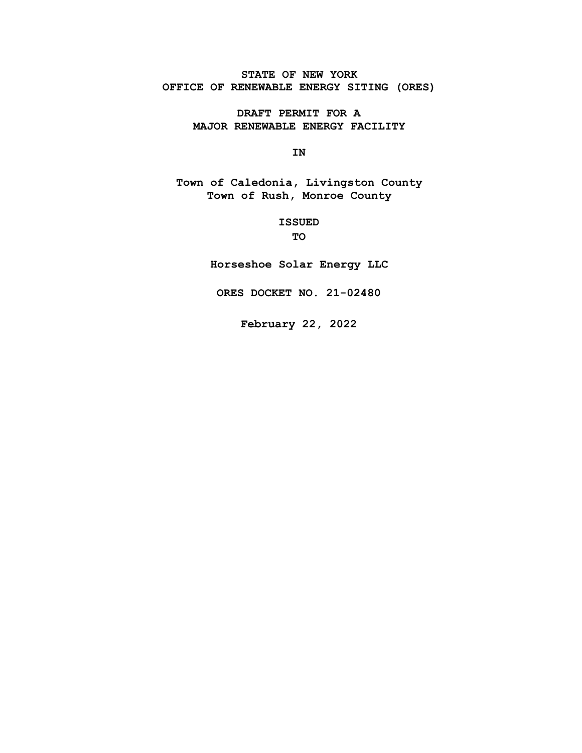**STATE OF NEW YORK**
**OFFICE OF RENEWABLE ENERGY SITING (ORES)**

**DRAFT PERMIT FOR A**
**MAJOR RENEWABLE ENERGY FACILITY**

**IN**

**Town of Caledonia, Livingston County**
**Town of Rush, Monroe County**

**ISSUED**
**TO**

**Horseshoe Solar Energy LLC**

**ORES DOCKET NO. 21-02480**

**February 22, 2022**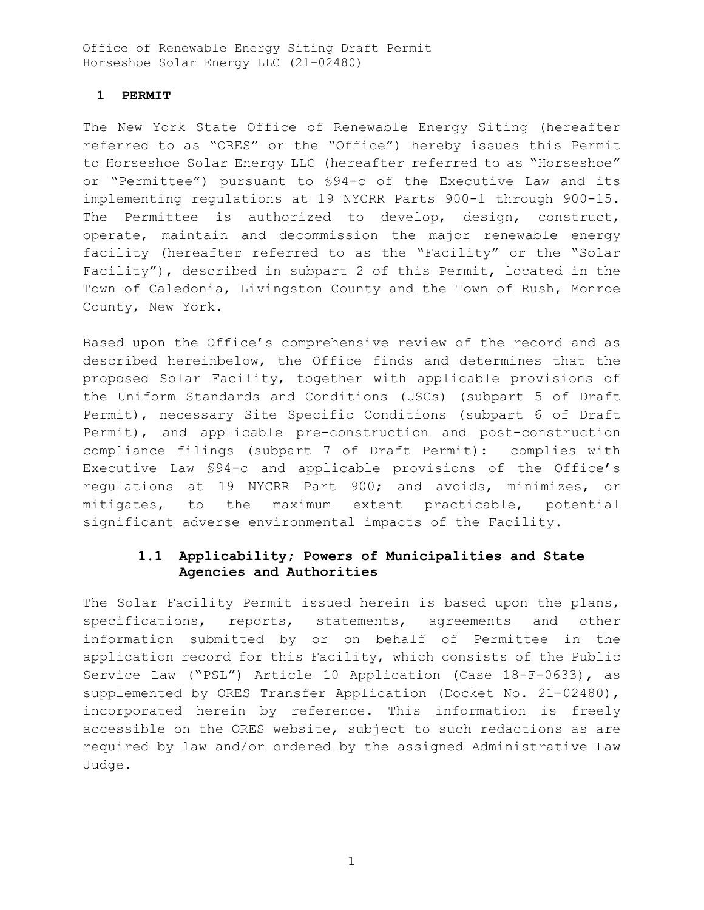## 1 PERMIT

The New York State Office of Renewable Energy Siting (hereafter referred to as "ORES" or the "Office") hereby issues this Permit to Horseshoe Solar Energy LLC (hereafter referred to as "Horseshoe" or "Permittee") pursuant to §94-c of the Executive Law and its implementing regulations at 19 NYCRR Parts 900-1 through 900-15. The Permittee is authorized to develop, design, construct, operate, maintain and decommission the major renewable energy facility (hereafter referred to as the "Facility" or the "Solar Facility"), described in subpart 2 of this Permit, located in the Town of Caledonia, Livingston County and the Town of Rush, Monroe County, New York.

Based upon the Office's comprehensive review of the record and as described hereinbelow, the Office finds and determines that the proposed Solar Facility, together with applicable provisions of the Uniform Standards and Conditions (USCs) (subpart 5 of Draft Permit), necessary Site Specific Conditions (subpart 6 of Draft Permit), and applicable pre-construction and post-construction compliance filings (subpart 7 of Draft Permit): complies with Executive Law §94-c and applicable provisions of the Office's regulations at 19 NYCRR Part 900; and avoids, minimizes, or mitigates, to the maximum extent practicable, potential significant adverse environmental impacts of the Facility.

### 1.1 Applicability; Powers of Municipalities and State Agencies and Authorities

The Solar Facility Permit issued herein is based upon the plans, specifications, reports, statements, agreements and other information submitted by or on behalf of Permittee in the application record for this Facility, which consists of the Public Service Law ("PSL") Article 10 Application (Case 18-F-0633), as supplemented by ORES Transfer Application (Docket No. 21-02480), incorporated herein by reference. This information is freely accessible on the ORES website, subject to such redactions as are required by law and/or ordered by the assigned Administrative Law Judge.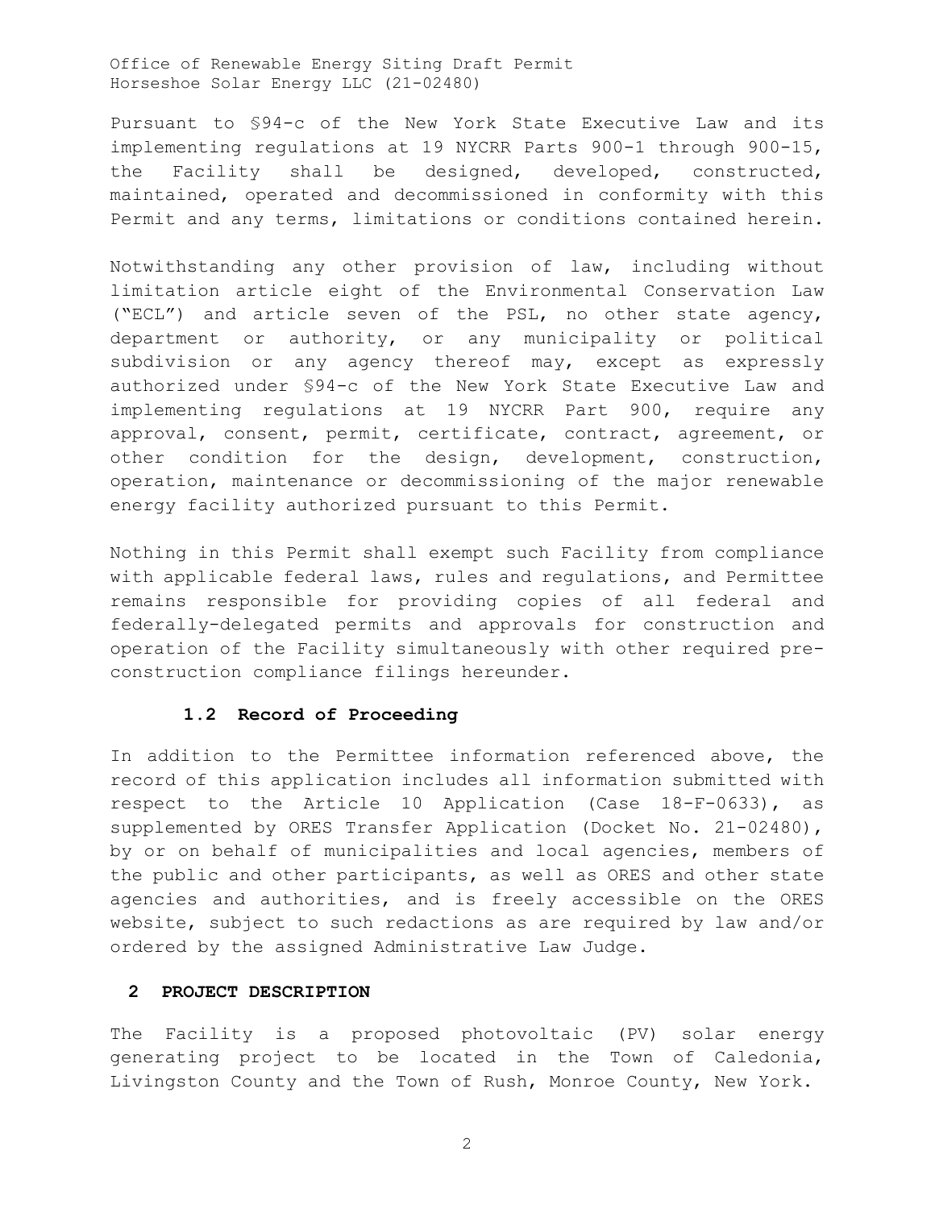Pursuant to §94-c of the New York State Executive Law and its implementing regulations at 19 NYCRR Parts 900-1 through 900-15, the Facility shall be designed, developed, constructed, maintained, operated and decommissioned in conformity with this Permit and any terms, limitations or conditions contained herein.

Notwithstanding any other provision of law, including without limitation article eight of the Environmental Conservation Law ("ECL") and article seven of the PSL, no other state agency, department or authority, or any municipality or political subdivision or any agency thereof may, except as expressly authorized under §94-c of the New York State Executive Law and implementing regulations at 19 NYCRR Part 900, require any approval, consent, permit, certificate, contract, agreement, or other condition for the design, development, construction, operation, maintenance or decommissioning of the major renewable energy facility authorized pursuant to this Permit.

Nothing in this Permit shall exempt such Facility from compliance with applicable federal laws, rules and regulations, and Permittee remains responsible for providing copies of all federal and federally-delegated permits and approvals for construction and operation of the Facility simultaneously with other required pre-construction compliance filings hereunder.

### 1.2 Record of Proceeding

In addition to the Permittee information referenced above, the record of this application includes all information submitted with respect to the Article 10 Application (Case 18-F-0633), as supplemented by ORES Transfer Application (Docket No. 21-02480), by or on behalf of municipalities and local agencies, members of the public and other participants, as well as ORES and other state agencies and authorities, and is freely accessible on the ORES website, subject to such redactions as are required by law and/or ordered by the assigned Administrative Law Judge.

## 2 PROJECT DESCRIPTION

The Facility is a proposed photovoltaic (PV) solar energy generating project to be located in the Town of Caledonia, Livingston County and the Town of Rush, Monroe County, New York.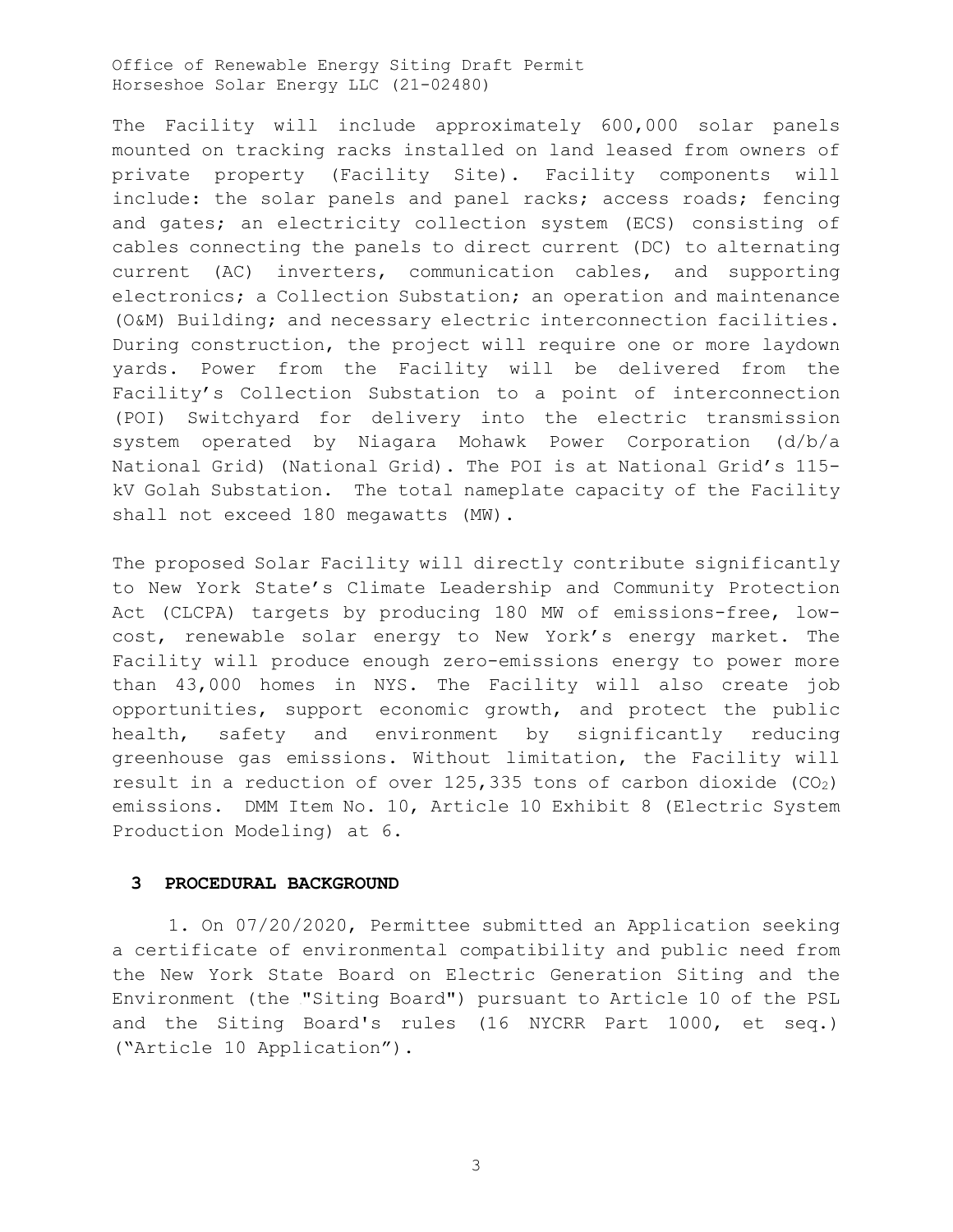The Facility will include approximately 600,000 solar panels mounted on tracking racks installed on land leased from owners of private property (Facility Site). Facility components will include: the solar panels and panel racks; access roads; fencing and gates; an electricity collection system (ECS) consisting of cables connecting the panels to direct current (DC) to alternating current (AC) inverters, communication cables, and supporting electronics; a Collection Substation; an operation and maintenance (O&M) Building; and necessary electric interconnection facilities. During construction, the project will require one or more laydown yards. Power from the Facility will be delivered from the Facility's Collection Substation to a point of interconnection (POI) Switchyard for delivery into the electric transmission system operated by Niagara Mohawk Power Corporation (d/b/a National Grid) (National Grid). The POI is at National Grid's 115-kV Golah Substation. The total nameplate capacity of the Facility shall not exceed 180 megawatts (MW).

The proposed Solar Facility will directly contribute significantly to New York State's Climate Leadership and Community Protection Act (CLCPA) targets by producing 180 MW of emissions-free, low-cost, renewable solar energy to New York's energy market. The Facility will produce enough zero-emissions energy to power more than 43,000 homes in NYS. The Facility will also create job opportunities, support economic growth, and protect the public health, safety and environment by significantly reducing greenhouse gas emissions. Without limitation, the Facility will result in a reduction of over 125,335 tons of carbon dioxide ($CO_2$) emissions. DMM Item No. 10, Article 10 Exhibit 8 (Electric System Production Modeling) at 6.

## 3 PROCEDURAL BACKGROUND

1. On 07/20/2020, Permittee submitted an Application seeking a certificate of environmental compatibility and public need from the New York State Board on Electric Generation Siting and the Environment (the "Siting Board") pursuant to Article 10 of the PSL and the Siting Board's rules (16 NYCRR Part 1000, et seq.) ("Article 10 Application").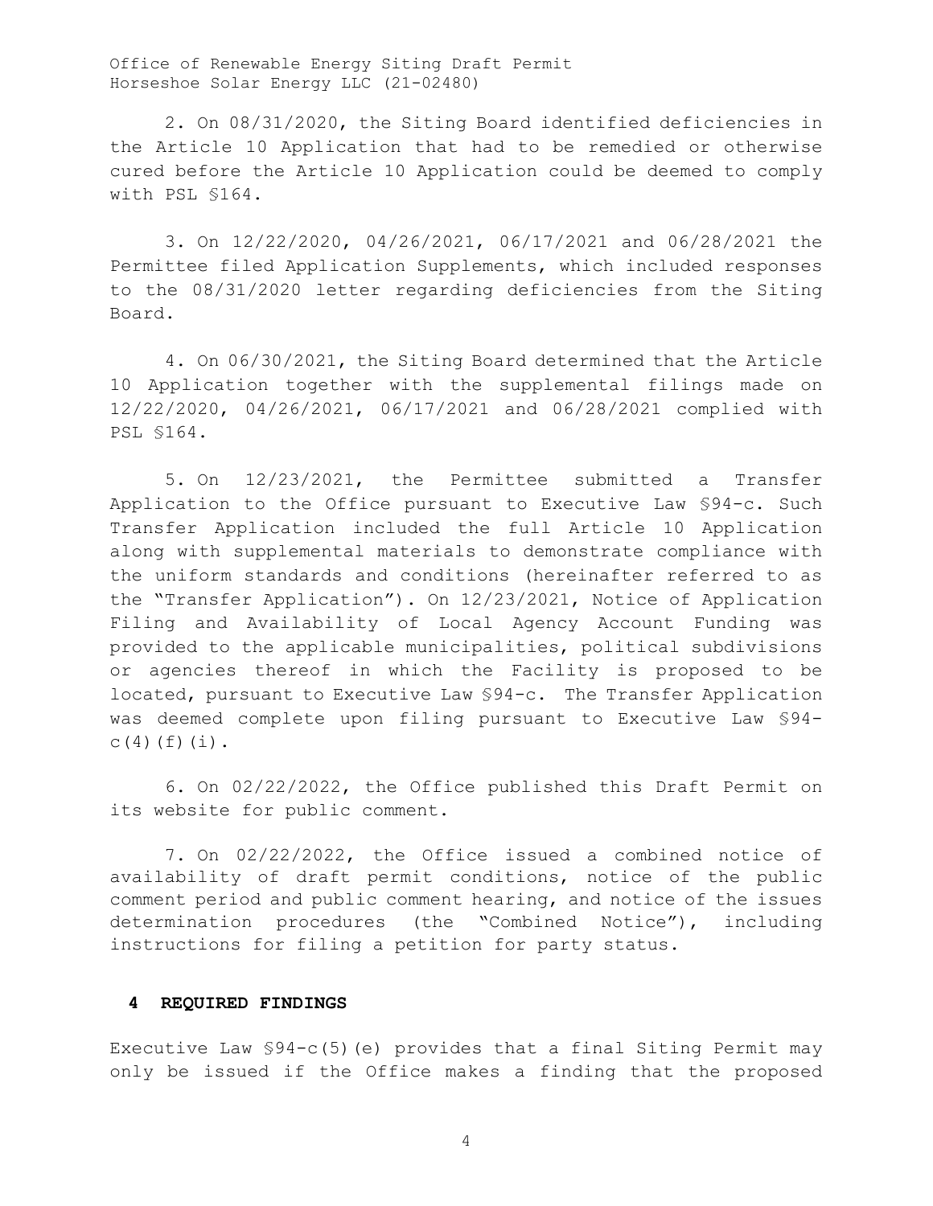2. On 08/31/2020, the Siting Board identified deficiencies in the Article 10 Application that had to be remedied or otherwise cured before the Article 10 Application could be deemed to comply with PSL §164.

3. On 12/22/2020, 04/26/2021, 06/17/2021 and 06/28/2021 the Permittee filed Application Supplements, which included responses to the 08/31/2020 letter regarding deficiencies from the Siting Board.

4. On 06/30/2021, the Siting Board determined that the Article 10 Application together with the supplemental filings made on 12/22/2020, 04/26/2021, 06/17/2021 and 06/28/2021 complied with PSL §164.

5. On 12/23/2021, the Permittee submitted a Transfer Application to the Office pursuant to Executive Law §94-c. Such Transfer Application included the full Article 10 Application along with supplemental materials to demonstrate compliance with the uniform standards and conditions (hereinafter referred to as the "Transfer Application"). On 12/23/2021, Notice of Application Filing and Availability of Local Agency Account Funding was provided to the applicable municipalities, political subdivisions or agencies thereof in which the Facility is proposed to be located, pursuant to Executive Law §94-c. The Transfer Application was deemed complete upon filing pursuant to Executive Law §94-c(4)(f)(i).

6. On 02/22/2022, the Office published this Draft Permit on its website for public comment.

7. On 02/22/2022, the Office issued a combined notice of availability of draft permit conditions, notice of the public comment period and public comment hearing, and notice of the issues determination procedures (the "Combined Notice"), including instructions for filing a petition for party status.

## 4 REQUIRED FINDINGS

Executive Law §94-c(5)(e) provides that a final Siting Permit may only be issued if the Office makes a finding that the proposed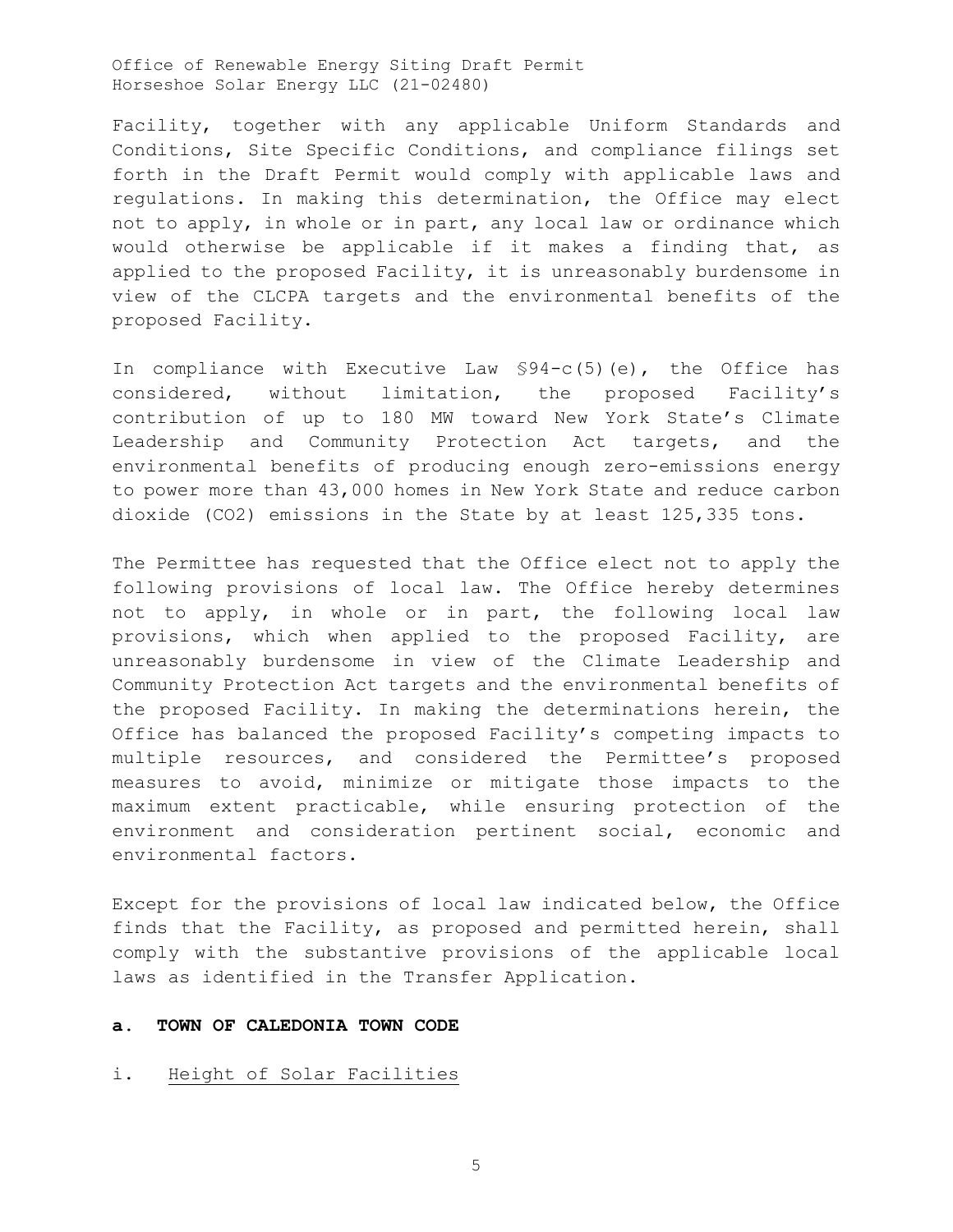Facility, together with any applicable Uniform Standards and Conditions, Site Specific Conditions, and compliance filings set forth in the Draft Permit would comply with applicable laws and regulations. In making this determination, the Office may elect not to apply, in whole or in part, any local law or ordinance which would otherwise be applicable if it makes a finding that, as applied to the proposed Facility, it is unreasonably burdensome in view of the CLCPA targets and the environmental benefits of the proposed Facility.

In compliance with Executive Law §94-c(5)(e), the Office has considered, without limitation, the proposed Facility's contribution of up to 180 MW toward New York State's Climate Leadership and Community Protection Act targets, and the environmental benefits of producing enough zero-emissions energy to power more than 43,000 homes in New York State and reduce carbon dioxide ($CO_2$) emissions in the State by at least 125,335 tons.

The Permittee has requested that the Office elect not to apply the following provisions of local law. The Office hereby determines not to apply, in whole or in part, the following local law provisions, which when applied to the proposed Facility, are unreasonably burdensome in view of the Climate Leadership and Community Protection Act targets and the environmental benefits of the proposed Facility. In making the determinations herein, the Office has balanced the proposed Facility's competing impacts to multiple resources, and considered the Permittee's proposed measures to avoid, minimize or mitigate those impacts to the maximum extent practicable, while ensuring protection of the environment and consideration pertinent social, economic and environmental factors.

Except for the provisions of local law indicated below, the Office finds that the Facility, as proposed and permitted herein, shall comply with the substantive provisions of the applicable local laws as identified in the Transfer Application.

**a. TOWN OF CALEDONIA TOWN CODE**

i. Height of Solar Facilities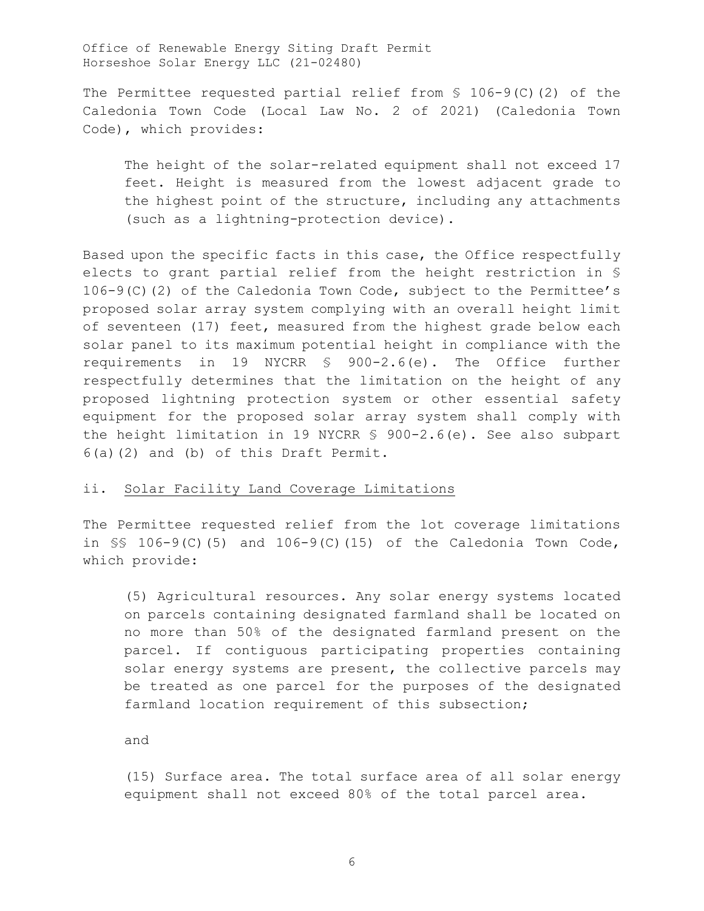The Permittee requested partial relief from § 106-9(C)(2) of the Caledonia Town Code (Local Law No. 2 of 2021) (Caledonia Town Code), which provides:

> The height of the solar-related equipment shall not exceed 17 feet. Height is measured from the lowest adjacent grade to the highest point of the structure, including any attachments (such as a lightning-protection device).

Based upon the specific facts in this case, the Office respectfully elects to grant partial relief from the height restriction in § 106-9(C)(2) of the Caledonia Town Code, subject to the Permittee's proposed solar array system complying with an overall height limit of seventeen (17) feet, measured from the highest grade below each solar panel to its maximum potential height in compliance with the requirements in 19 NYCRR § 900-2.6(e). The Office further respectfully determines that the limitation on the height of any proposed lightning protection system or other essential safety equipment for the proposed solar array system shall comply with the height limitation in 19 NYCRR § 900-2.6(e). See also subpart 6(a)(2) and (b) of this Draft Permit.

ii. <u>Solar Facility Land Coverage Limitations</u>

The Permittee requested relief from the lot coverage limitations in §§ 106-9(C)(5) and 106-9(C)(15) of the Caledonia Town Code, which provide:

> (5) Agricultural resources. Any solar energy systems located on parcels containing designated farmland shall be located on no more than 50% of the designated farmland present on the parcel. If contiguous participating properties containing solar energy systems are present, the collective parcels may be treated as one parcel for the purposes of the designated farmland location requirement of this subsection;
>
> and
>
> (15) Surface area. The total surface area of all solar energy equipment shall not exceed 80% of the total parcel area.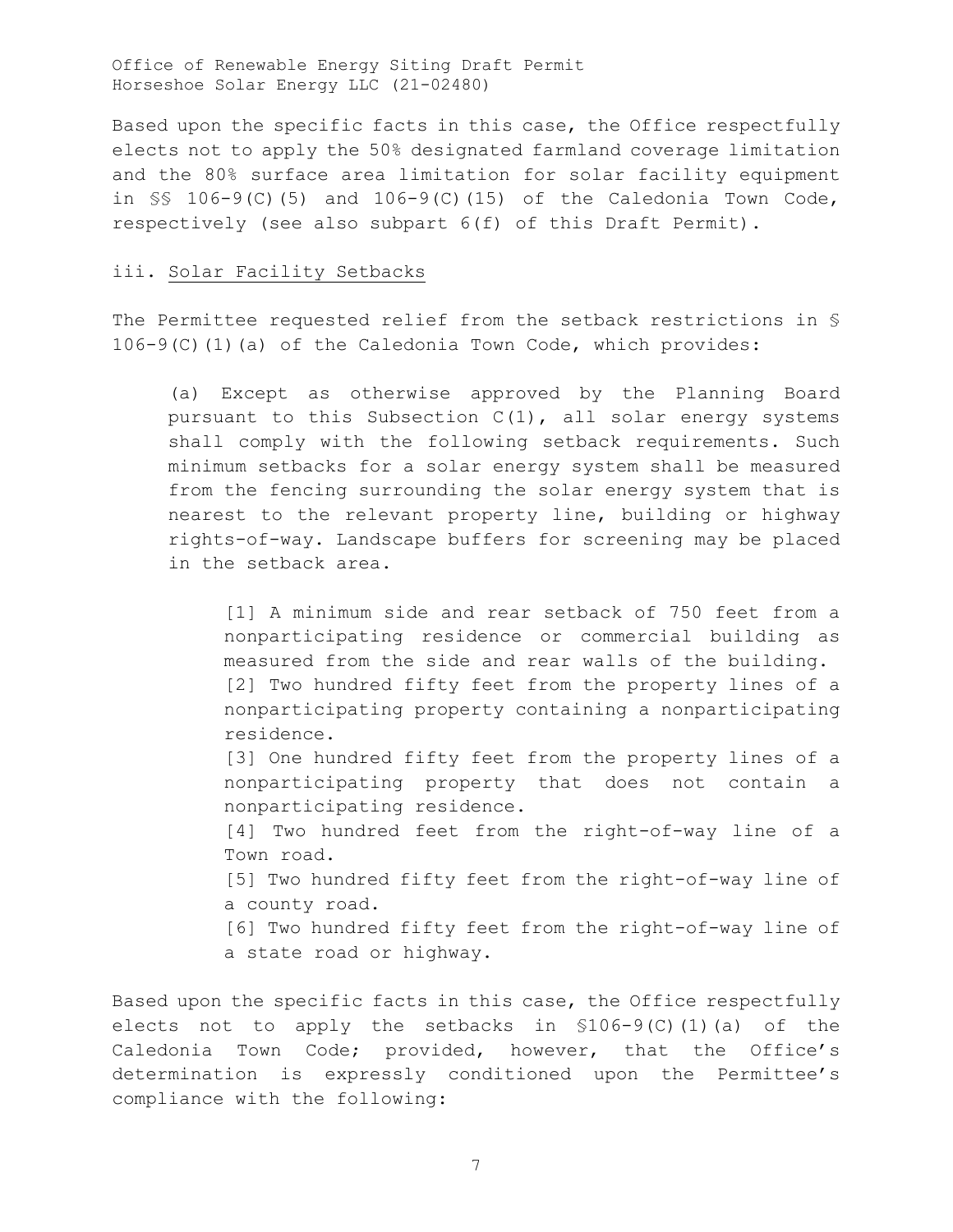Based upon the specific facts in this case, the Office respectfully elects not to apply the 50% designated farmland coverage limitation and the 80% surface area limitation for solar facility equipment in §§ 106-9(C)(5) and 106-9(C)(15) of the Caledonia Town Code, respectively (see also subpart 6(f) of this Draft Permit).

iii. Solar Facility Setbacks

The Permittee requested relief from the setback restrictions in § 106-9(C)(1)(a) of the Caledonia Town Code, which provides:

> (a) Except as otherwise approved by the Planning Board pursuant to this Subsection C(1), all solar energy systems shall comply with the following setback requirements. Such minimum setbacks for a solar energy system shall be measured from the fencing surrounding the solar energy system that is nearest to the relevant property line, building or highway rights-of-way. Landscape buffers for screening may be placed in the setback area.
>
> [1] A minimum side and rear setback of 750 feet from a nonparticipating residence or commercial building as measured from the side and rear walls of the building.
> [2] Two hundred fifty feet from the property lines of a nonparticipating property containing a nonparticipating residence.
> [3] One hundred fifty feet from the property lines of a nonparticipating property that does not contain a nonparticipating residence.
> [4] Two hundred feet from the right-of-way line of a Town road.
> [5] Two hundred fifty feet from the right-of-way line of a county road.
> [6] Two hundred fifty feet from the right-of-way line of a state road or highway.

Based upon the specific facts in this case, the Office respectfully elects not to apply the setbacks in §106-9(C)(1)(a) of the Caledonia Town Code; provided, however, that the Office's determination is expressly conditioned upon the Permittee's compliance with the following: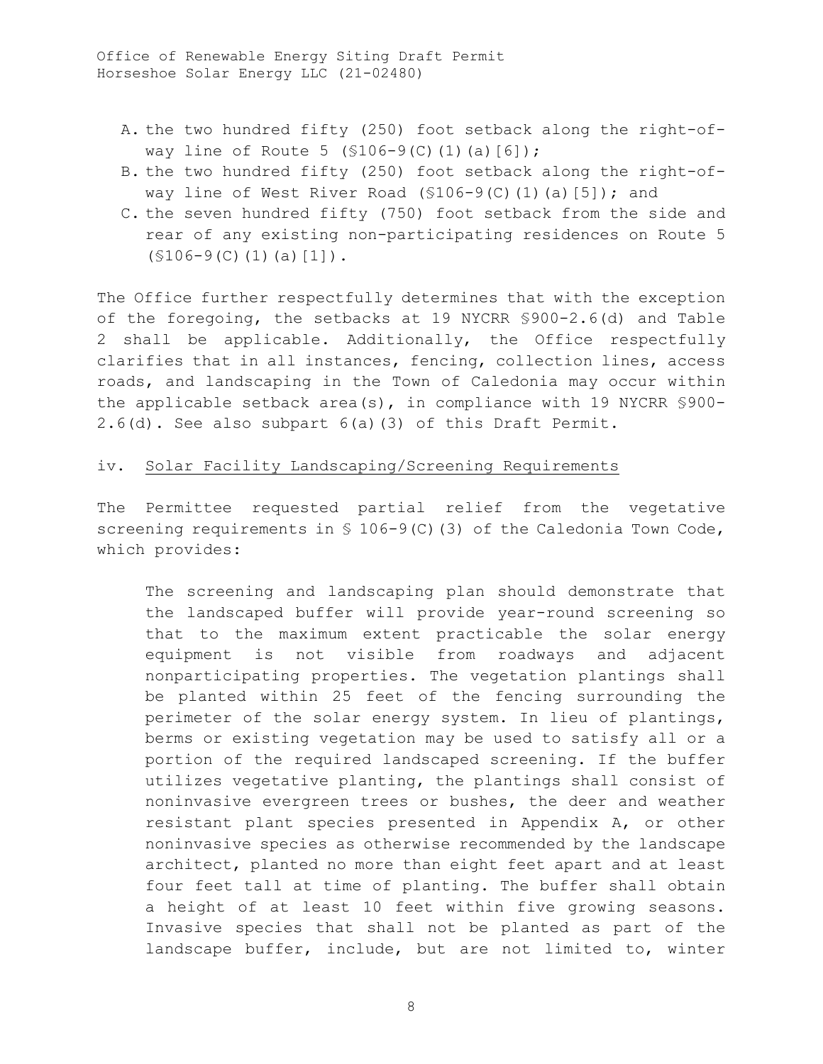A. the two hundred fifty (250) foot setback along the right-of-way line of Route 5 (§106-9(C)(1)(a)[6]);
B. the two hundred fifty (250) foot setback along the right-of-way line of West River Road (§106-9(C)(1)(a)[5]); and
C. the seven hundred fifty (750) foot setback from the side and rear of any existing non-participating residences on Route 5 (§106-9(C)(1)(a)[1]).

The Office further respectfully determines that with the exception of the foregoing, the setbacks at 19 NYCRR §900-2.6(d) and Table 2 shall be applicable. Additionally, the Office respectfully clarifies that in all instances, fencing, collection lines, access roads, and landscaping in the Town of Caledonia may occur within the applicable setback area(s), in compliance with 19 NYCRR §900-2.6(d). See also subpart 6(a)(3) of this Draft Permit.

iv. Solar Facility Landscaping/Screening Requirements

The Permittee requested partial relief from the vegetative screening requirements in § 106-9(C)(3) of the Caledonia Town Code, which provides:

> The screening and landscaping plan should demonstrate that the landscaped buffer will provide year-round screening so that to the maximum extent practicable the solar energy equipment is not visible from roadways and adjacent nonparticipating properties. The vegetation plantings shall be planted within 25 feet of the fencing surrounding the perimeter of the solar energy system. In lieu of plantings, berms or existing vegetation may be used to satisfy all or a portion of the required landscaped screening. If the buffer utilizes vegetative planting, the plantings shall consist of noninvasive evergreen trees or bushes, the deer and weather resistant plant species presented in Appendix A, or other noninvasive species as otherwise recommended by the landscape architect, planted no more than eight feet apart and at least four feet tall at time of planting. The buffer shall obtain a height of at least 10 feet within five growing seasons. Invasive species that shall not be planted as part of the landscape buffer, include, but are not limited to, winter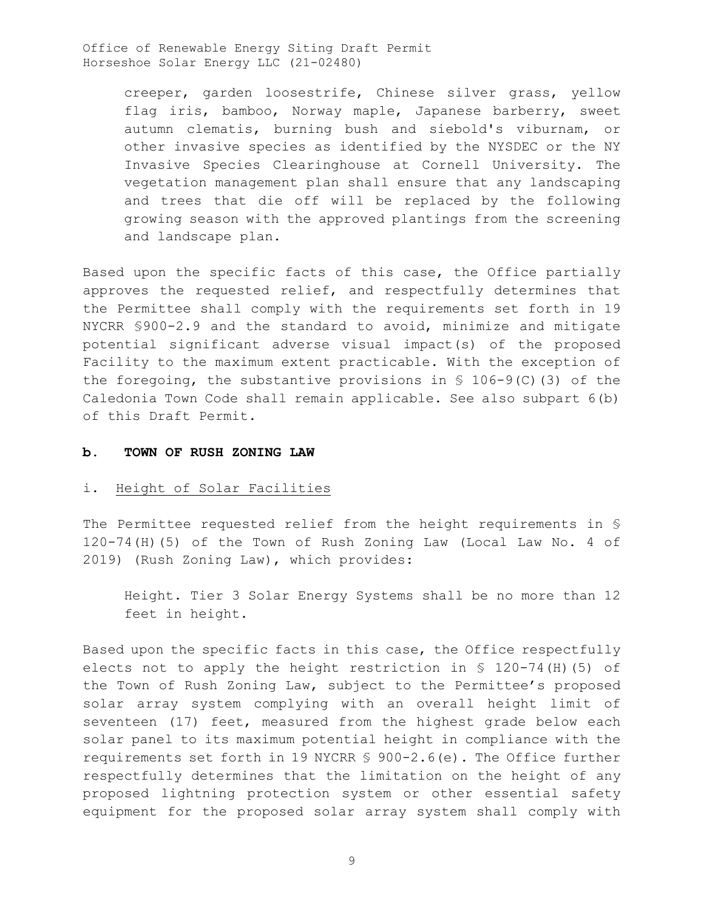creeper, garden loosestrife, Chinese silver grass, yellow flag iris, bamboo, Norway maple, Japanese barberry, sweet autumn clematis, burning bush and siebold's viburnam, or other invasive species as identified by the NYSDEC or the NY Invasive Species Clearinghouse at Cornell University. The vegetation management plan shall ensure that any landscaping and trees that die off will be replaced by the following growing season with the approved plantings from the screening and landscape plan.

Based upon the specific facts of this case, the Office partially approves the requested relief, and respectfully determines that the Permittee shall comply with the requirements set forth in 19 NYCRR §900-2.9 and the standard to avoid, minimize and mitigate potential significant adverse visual impact(s) of the proposed Facility to the maximum extent practicable. With the exception of the foregoing, the substantive provisions in § 106-9(C)(3) of the Caledonia Town Code shall remain applicable. See also subpart 6(b) of this Draft Permit.

## b. TOWN OF RUSH ZONING LAW

### i. Height of Solar Facilities

The Permittee requested relief from the height requirements in § 120-74(H)(5) of the Town of Rush Zoning Law (Local Law No. 4 of 2019) (Rush Zoning Law), which provides:

> Height. Tier 3 Solar Energy Systems shall be no more than 12 feet in height.

Based upon the specific facts in this case, the Office respectfully elects not to apply the height restriction in § 120-74(H)(5) of the Town of Rush Zoning Law, subject to the Permittee's proposed solar array system complying with an overall height limit of seventeen (17) feet, measured from the highest grade below each solar panel to its maximum potential height in compliance with the requirements set forth in 19 NYCRR § 900-2.6(e). The Office further respectfully determines that the limitation on the height of any proposed lightning protection system or other essential safety equipment for the proposed solar array system shall comply with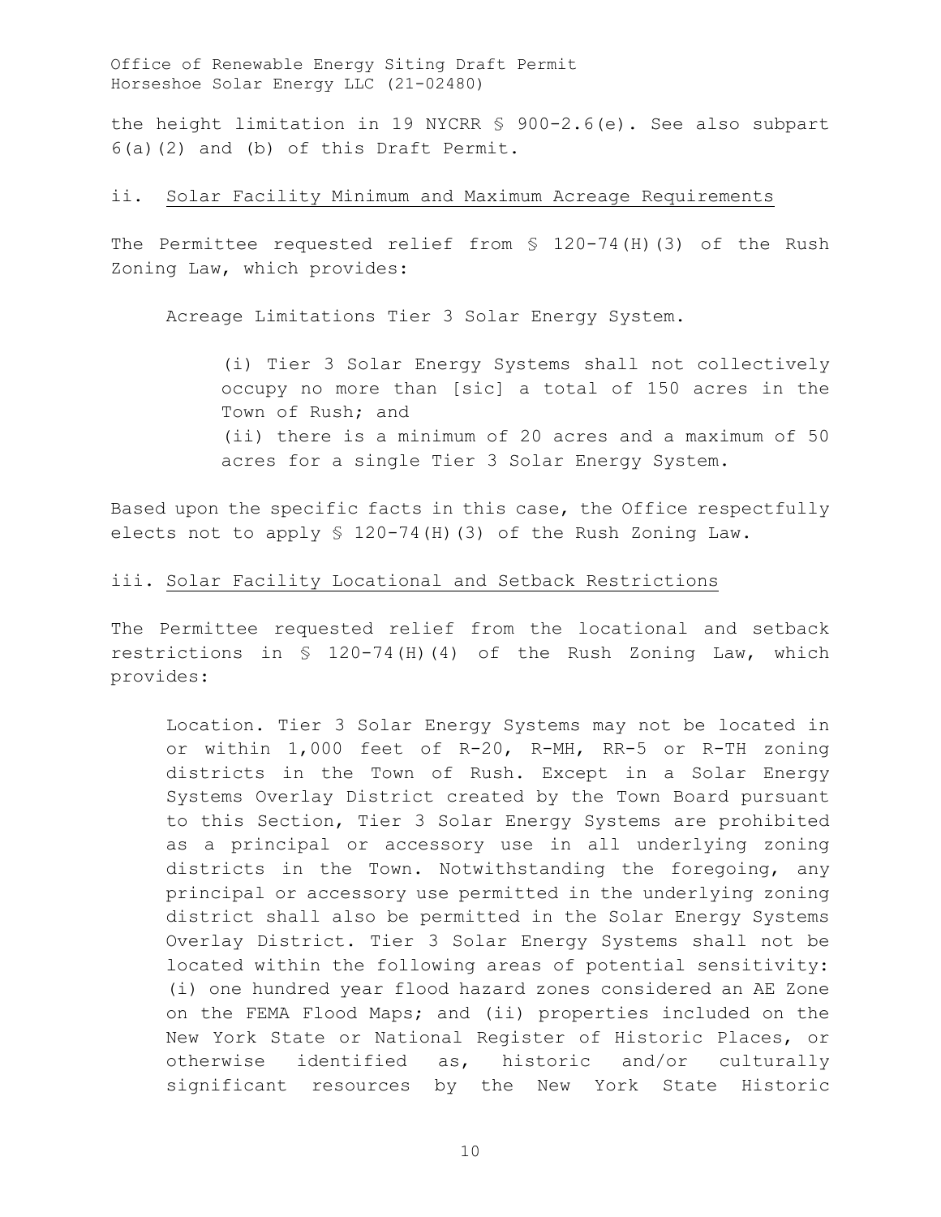the height limitation in 19 NYCRR § 900-2.6(e). See also subpart 6(a)(2) and (b) of this Draft Permit.

ii. <u>Solar Facility Minimum and Maximum Acreage Requirements</u>

The Permittee requested relief from § 120-74(H)(3) of the Rush Zoning Law, which provides:

> Acreage Limitations Tier 3 Solar Energy System.
>
> > (i) Tier 3 Solar Energy Systems shall not collectively occupy no more than [sic] a total of 150 acres in the Town of Rush; and
> > (ii) there is a minimum of 20 acres and a maximum of 50 acres for a single Tier 3 Solar Energy System.

Based upon the specific facts in this case, the Office respectfully elects not to apply § 120-74(H)(3) of the Rush Zoning Law.

iii. <u>Solar Facility Locational and Setback Restrictions</u>

The Permittee requested relief from the locational and setback restrictions in § 120-74(H)(4) of the Rush Zoning Law, which provides:

> Location. Tier 3 Solar Energy Systems may not be located in or within 1,000 feet of R-20, R-MH, RR-5 or R-TH zoning districts in the Town of Rush. Except in a Solar Energy Systems Overlay District created by the Town Board pursuant to this Section, Tier 3 Solar Energy Systems are prohibited as a principal or accessory use in all underlying zoning districts in the Town. Notwithstanding the foregoing, any principal or accessory use permitted in the underlying zoning district shall also be permitted in the Solar Energy Systems Overlay District. Tier 3 Solar Energy Systems shall not be located within the following areas of potential sensitivity: (i) one hundred year flood hazard zones considered an AE Zone on the FEMA Flood Maps; and (ii) properties included on the New York State or National Register of Historic Places, or otherwise identified as, historic and/or culturally significant resources by the New York State Historic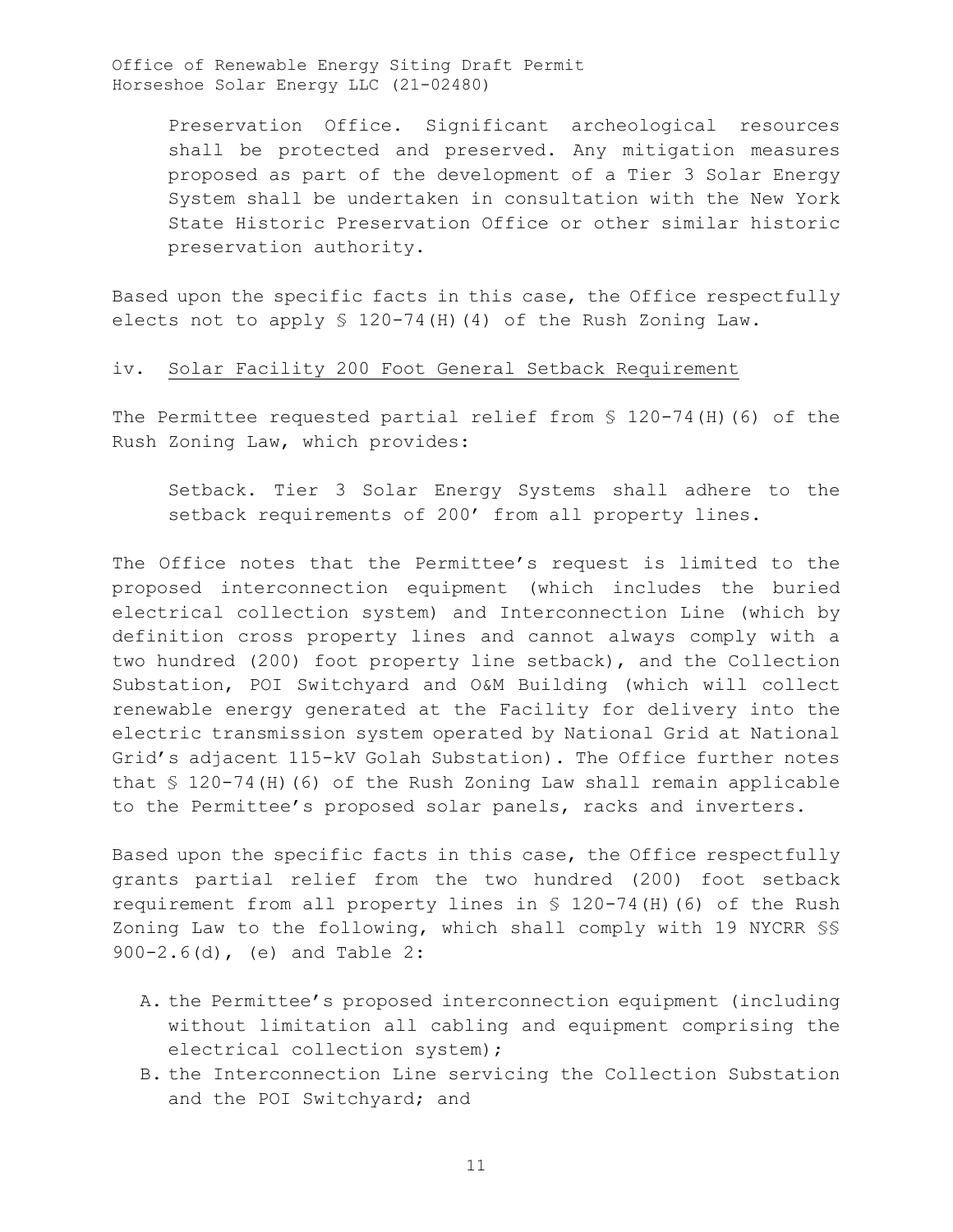> Preservation Office. Significant archeological resources shall be protected and preserved. Any mitigation measures proposed as part of the development of a Tier 3 Solar Energy System shall be undertaken in consultation with the New York State Historic Preservation Office or other similar historic preservation authority.

Based upon the specific facts in this case, the Office respectfully elects not to apply § 120-74(H)(4) of the Rush Zoning Law.

iv. <u>Solar Facility 200 Foot General Setback Requirement</u>

The Permittee requested partial relief from § 120-74(H)(6) of the Rush Zoning Law, which provides:

> Setback. Tier 3 Solar Energy Systems shall adhere to the setback requirements of 200' from all property lines.

The Office notes that the Permittee's request is limited to the proposed interconnection equipment (which includes the buried electrical collection system) and Interconnection Line (which by definition cross property lines and cannot always comply with a two hundred (200) foot property line setback), and the Collection Substation, POI Switchyard and O&M Building (which will collect renewable energy generated at the Facility for delivery into the electric transmission system operated by National Grid at National Grid's adjacent 115-kV Golah Substation). The Office further notes that § 120-74(H)(6) of the Rush Zoning Law shall remain applicable to the Permittee's proposed solar panels, racks and inverters.

Based upon the specific facts in this case, the Office respectfully grants partial relief from the two hundred (200) foot setback requirement from all property lines in § 120-74(H)(6) of the Rush Zoning Law to the following, which shall comply with 19 NYCRR §§ 900-2.6(d), (e) and Table 2:

A. the Permittee's proposed interconnection equipment (including without limitation all cabling and equipment comprising the electrical collection system);
B. the Interconnection Line servicing the Collection Substation and the POI Switchyard; and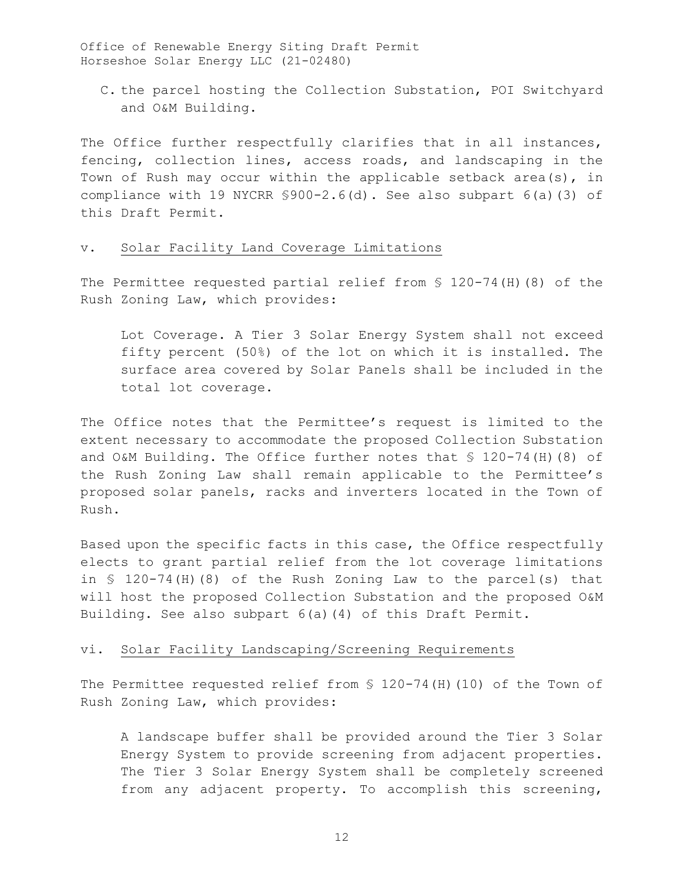C. the parcel hosting the Collection Substation, POI Switchyard and O&M Building.

The Office further respectfully clarifies that in all instances, fencing, collection lines, access roads, and landscaping in the Town of Rush may occur within the applicable setback area(s), in compliance with 19 NYCRR §900-2.6(d). See also subpart 6(a)(3) of this Draft Permit.

v. Solar Facility Land Coverage Limitations

The Permittee requested partial relief from § 120-74(H)(8) of the Rush Zoning Law, which provides:

> Lot Coverage. A Tier 3 Solar Energy System shall not exceed fifty percent (50%) of the lot on which it is installed. The surface area covered by Solar Panels shall be included in the total lot coverage.

The Office notes that the Permittee's request is limited to the extent necessary to accommodate the proposed Collection Substation and O&M Building. The Office further notes that § 120-74(H)(8) of the Rush Zoning Law shall remain applicable to the Permittee's proposed solar panels, racks and inverters located in the Town of Rush.

Based upon the specific facts in this case, the Office respectfully elects to grant partial relief from the lot coverage limitations in § 120-74(H)(8) of the Rush Zoning Law to the parcel(s) that will host the proposed Collection Substation and the proposed O&M Building. See also subpart 6(a)(4) of this Draft Permit.

vi. Solar Facility Landscaping/Screening Requirements

The Permittee requested relief from § 120-74(H)(10) of the Town of Rush Zoning Law, which provides:

> A landscape buffer shall be provided around the Tier 3 Solar Energy System to provide screening from adjacent properties. The Tier 3 Solar Energy System shall be completely screened from any adjacent property. To accomplish this screening,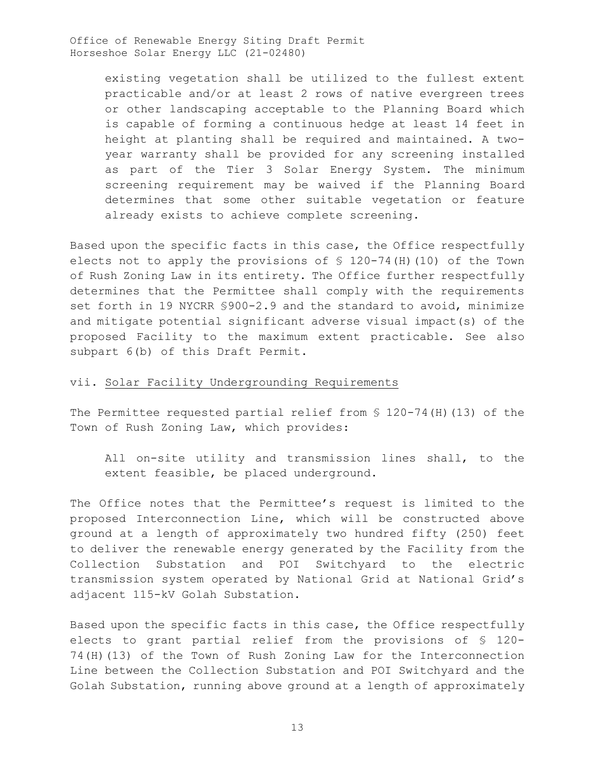> existing vegetation shall be utilized to the fullest extent practicable and/or at least 2 rows of native evergreen trees or other landscaping acceptable to the Planning Board which is capable of forming a continuous hedge at least 14 feet in height at planting shall be required and maintained. A two-year warranty shall be provided for any screening installed as part of the Tier 3 Solar Energy System. The minimum screening requirement may be waived if the Planning Board determines that some other suitable vegetation or feature already exists to achieve complete screening.

Based upon the specific facts in this case, the Office respectfully elects not to apply the provisions of § 120-74(H)(10) of the Town of Rush Zoning Law in its entirety. The Office further respectfully determines that the Permittee shall comply with the requirements set forth in 19 NYCRR §900-2.9 and the standard to avoid, minimize and mitigate potential significant adverse visual impact(s) of the proposed Facility to the maximum extent practicable. See also subpart 6(b) of this Draft Permit.

vii. Solar Facility Undergrounding Requirements

The Permittee requested partial relief from § 120-74(H)(13) of the Town of Rush Zoning Law, which provides:

> All on-site utility and transmission lines shall, to the extent feasible, be placed underground.

The Office notes that the Permittee's request is limited to the proposed Interconnection Line, which will be constructed above ground at a length of approximately two hundred fifty (250) feet to deliver the renewable energy generated by the Facility from the Collection Substation and POI Switchyard to the electric transmission system operated by National Grid at National Grid's adjacent 115-kV Golah Substation.

Based upon the specific facts in this case, the Office respectfully elects to grant partial relief from the provisions of § 120-74(H)(13) of the Town of Rush Zoning Law for the Interconnection Line between the Collection Substation and POI Switchyard and the Golah Substation, running above ground at a length of approximately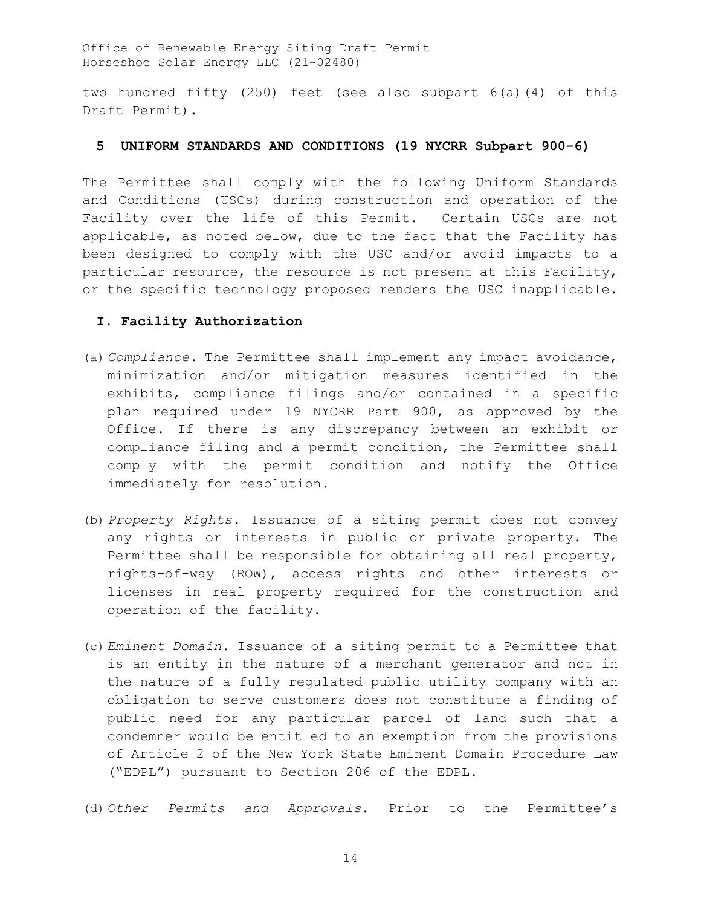two hundred fifty (250) feet (see also subpart 6(a)(4) of this Draft Permit).

## 5 UNIFORM STANDARDS AND CONDITIONS (19 NYCRR Subpart 900-6)

The Permittee shall comply with the following Uniform Standards and Conditions (USCs) during construction and operation of the Facility over the life of this Permit. Certain USCs are not applicable, as noted below, due to the fact that the Facility has been designed to comply with the USC and/or avoid impacts to a particular resource, the resource is not present at this Facility, or the specific technology proposed renders the USC inapplicable.

### I. Facility Authorization

(a) *Compliance.* The Permittee shall implement any impact avoidance, minimization and/or mitigation measures identified in the exhibits, compliance filings and/or contained in a specific plan required under 19 NYCRR Part 900, as approved by the Office. If there is any discrepancy between an exhibit or compliance filing and a permit condition, the Permittee shall comply with the permit condition and notify the Office immediately for resolution.

(b) *Property Rights*. Issuance of a siting permit does not convey any rights or interests in public or private property. The Permittee shall be responsible for obtaining all real property, rights-of-way (ROW), access rights and other interests or licenses in real property required for the construction and operation of the facility.

(c) *Eminent Domain.* Issuance of a siting permit to a Permittee that is an entity in the nature of a merchant generator and not in the nature of a fully regulated public utility company with an obligation to serve customers does not constitute a finding of public need for any particular parcel of land such that a condemner would be entitled to an exemption from the provisions of Article 2 of the New York State Eminent Domain Procedure Law ("EDPL") pursuant to Section 206 of the EDPL.

(d) *Other Permits and Approvals*. Prior to the Permittee's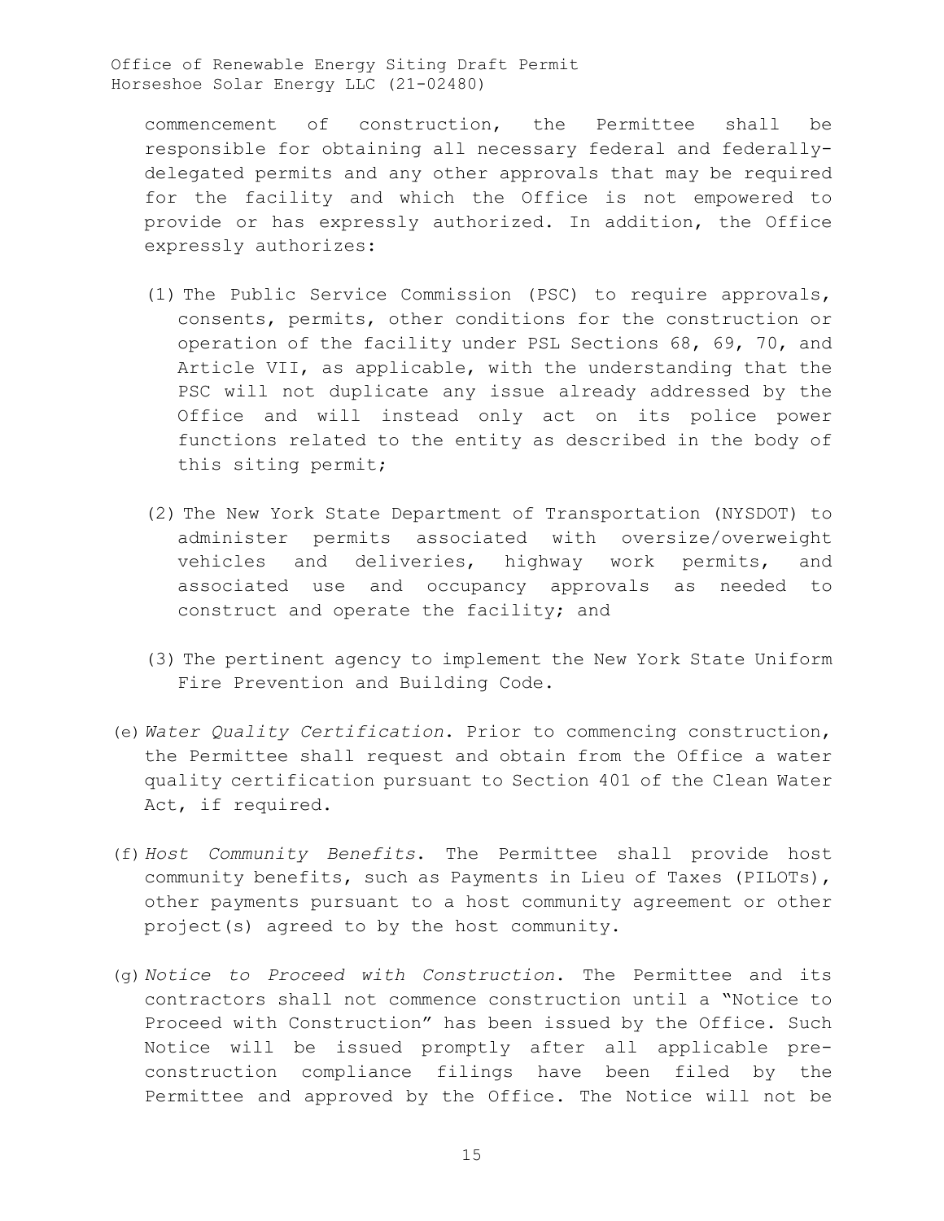commencement of construction, the Permittee shall be responsible for obtaining all necessary federal and federally-delegated permits and any other approvals that may be required for the facility and which the Office is not empowered to provide or has expressly authorized. In addition, the Office expressly authorizes:

(1) The Public Service Commission (PSC) to require approvals, consents, permits, other conditions for the construction or operation of the facility under PSL Sections 68, 69, 70, and Article VII, as applicable, with the understanding that the PSC will not duplicate any issue already addressed by the Office and will instead only act on its police power functions related to the entity as described in the body of this siting permit;

(2) The New York State Department of Transportation (NYSDOT) to administer permits associated with oversize/overweight vehicles and deliveries, highway work permits, and associated use and occupancy approvals as needed to construct and operate the facility; and

(3) The pertinent agency to implement the New York State Uniform Fire Prevention and Building Code.

(e) *Water Quality Certification*. Prior to commencing construction, the Permittee shall request and obtain from the Office a water quality certification pursuant to Section 401 of the Clean Water Act, if required.

(f) *Host Community Benefits*. The Permittee shall provide host community benefits, such as Payments in Lieu of Taxes (PILOTs), other payments pursuant to a host community agreement or other project(s) agreed to by the host community.

(g) *Notice to Proceed with Construction*. The Permittee and its contractors shall not commence construction until a "Notice to Proceed with Construction" has been issued by the Office. Such Notice will be issued promptly after all applicable pre-construction compliance filings have been filed by the Permittee and approved by the Office. The Notice will not be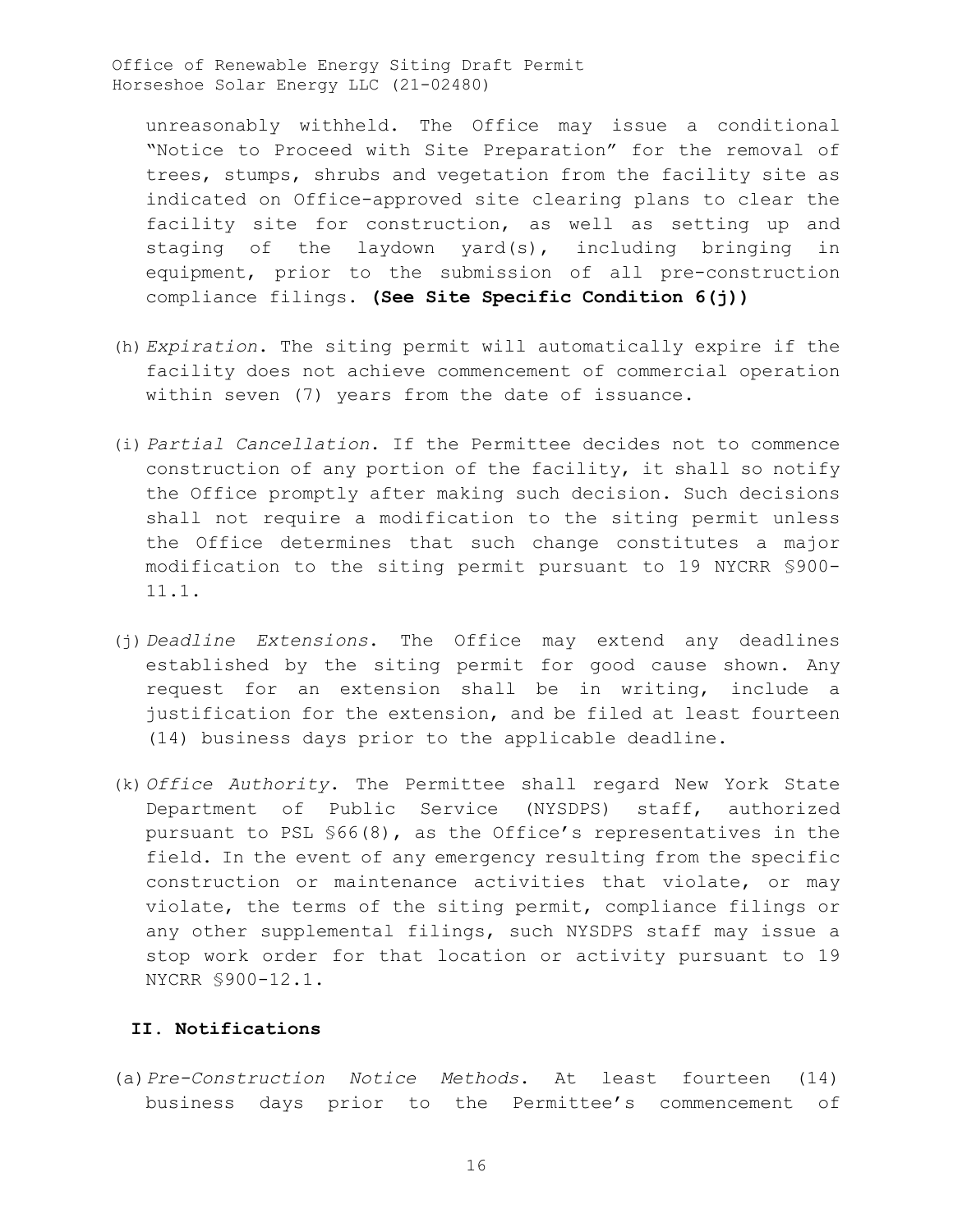unreasonably withheld. The Office may issue a conditional "Notice to Proceed with Site Preparation" for the removal of trees, stumps, shrubs and vegetation from the facility site as indicated on Office-approved site clearing plans to clear the facility site for construction, as well as setting up and staging of the laydown yard(s), including bringing in equipment, prior to the submission of all pre-construction compliance filings. **(See Site Specific Condition 6(j))**

(h) *Expiration*. The siting permit will automatically expire if the facility does not achieve commencement of commercial operation within seven (7) years from the date of issuance.

(i) *Partial Cancellation*. If the Permittee decides not to commence construction of any portion of the facility, it shall so notify the Office promptly after making such decision. Such decisions shall not require a modification to the siting permit unless the Office determines that such change constitutes a major modification to the siting permit pursuant to 19 NYCRR §900-11.1.

(j) *Deadline Extensions*. The Office may extend any deadlines established by the siting permit for good cause shown. Any request for an extension shall be in writing, include a justification for the extension, and be filed at least fourteen (14) business days prior to the applicable deadline.

(k) *Office Authority*. The Permittee shall regard New York State Department of Public Service (NYSDPS) staff, authorized pursuant to PSL §66(8), as the Office's representatives in the field. In the event of any emergency resulting from the specific construction or maintenance activities that violate, or may violate, the terms of the siting permit, compliance filings or any other supplemental filings, such NYSDPS staff may issue a stop work order for that location or activity pursuant to 19 NYCRR §900-12.1.

## II. Notifications

(a) *Pre-Construction Notice Methods*. At least fourteen (14) business days prior to the Permittee's commencement of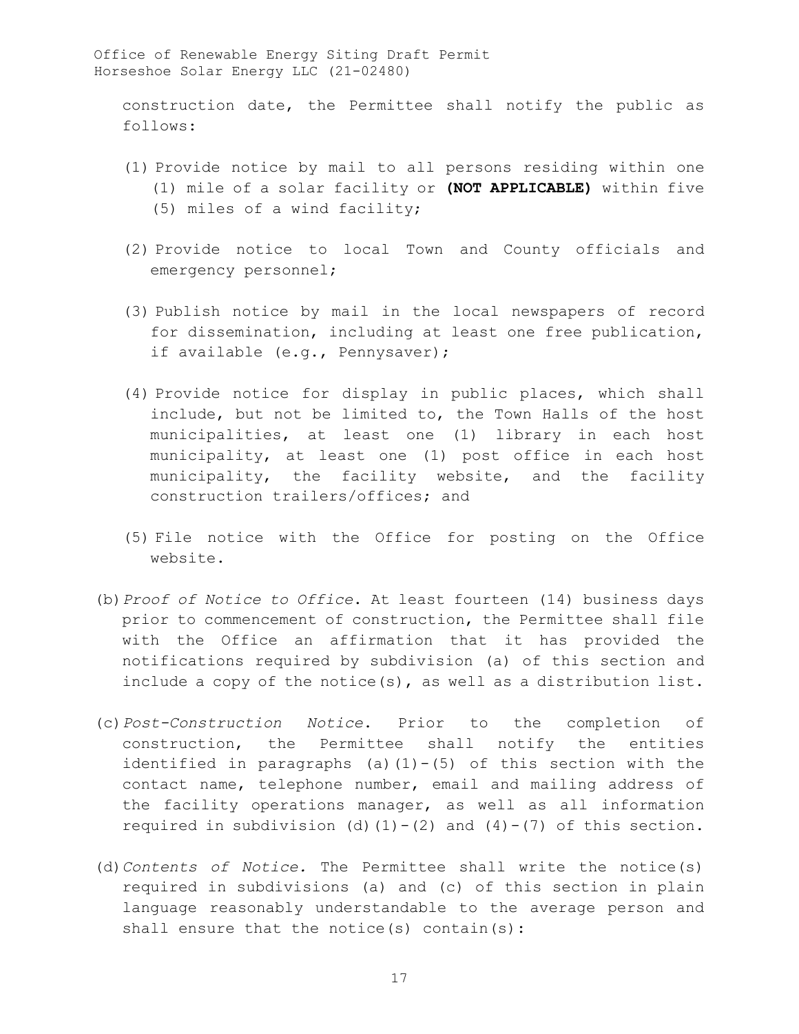construction date, the Permittee shall notify the public as follows:

(1) Provide notice by mail to all persons residing within one (1) mile of a solar facility or **(NOT APPLICABLE)** within five (5) miles of a wind facility;

(2) Provide notice to local Town and County officials and emergency personnel;

(3) Publish notice by mail in the local newspapers of record for dissemination, including at least one free publication, if available (e.g., Pennysaver);

(4) Provide notice for display in public places, which shall include, but not be limited to, the Town Halls of the host municipalities, at least one (1) library in each host municipality, at least one (1) post office in each host municipality, the facility website, and the facility construction trailers/offices; and

(5) File notice with the Office for posting on the Office website.

(b) *Proof of Notice to Office*. At least fourteen (14) business days prior to commencement of construction, the Permittee shall file with the Office an affirmation that it has provided the notifications required by subdivision (a) of this section and include a copy of the notice(s), as well as a distribution list.

(c) *Post-Construction Notice*. Prior to the completion of construction, the Permittee shall notify the entities identified in paragraphs (a)(1)-(5) of this section with the contact name, telephone number, email and mailing address of the facility operations manager, as well as all information required in subdivision (d)(1)-(2) and (4)-(7) of this section.

(d) *Contents of Notice.* The Permittee shall write the notice(s) required in subdivisions (a) and (c) of this section in plain language reasonably understandable to the average person and shall ensure that the notice(s) contain(s):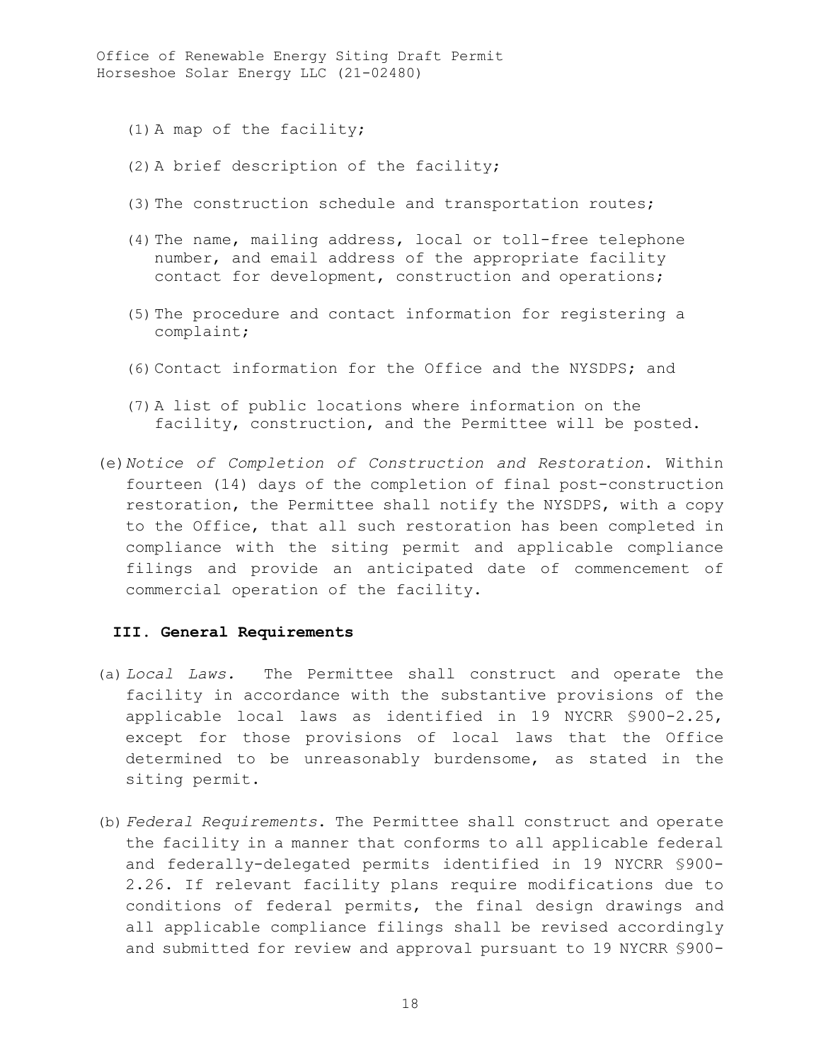(1) A map of the facility;

(2) A brief description of the facility;

(3) The construction schedule and transportation routes;

(4) The name, mailing address, local or toll-free telephone number, and email address of the appropriate facility contact for development, construction and operations;

(5) The procedure and contact information for registering a complaint;

(6) Contact information for the Office and the NYSDPS; and

(7) A list of public locations where information on the facility, construction, and the Permittee will be posted.

(e) *Notice of Completion of Construction and Restoration*. Within fourteen (14) days of the completion of final post-construction restoration, the Permittee shall notify the NYSDPS, with a copy to the Office, that all such restoration has been completed in compliance with the siting permit and applicable compliance filings and provide an anticipated date of commencement of commercial operation of the facility.

## III. General Requirements

(a) *Local Laws.* The Permittee shall construct and operate the facility in accordance with the substantive provisions of the applicable local laws as identified in 19 NYCRR §900-2.25, except for those provisions of local laws that the Office determined to be unreasonably burdensome, as stated in the siting permit.

(b) *Federal Requirements*. The Permittee shall construct and operate the facility in a manner that conforms to all applicable federal and federally-delegated permits identified in 19 NYCRR §900-2.26. If relevant facility plans require modifications due to conditions of federal permits, the final design drawings and all applicable compliance filings shall be revised accordingly and submitted for review and approval pursuant to 19 NYCRR §900-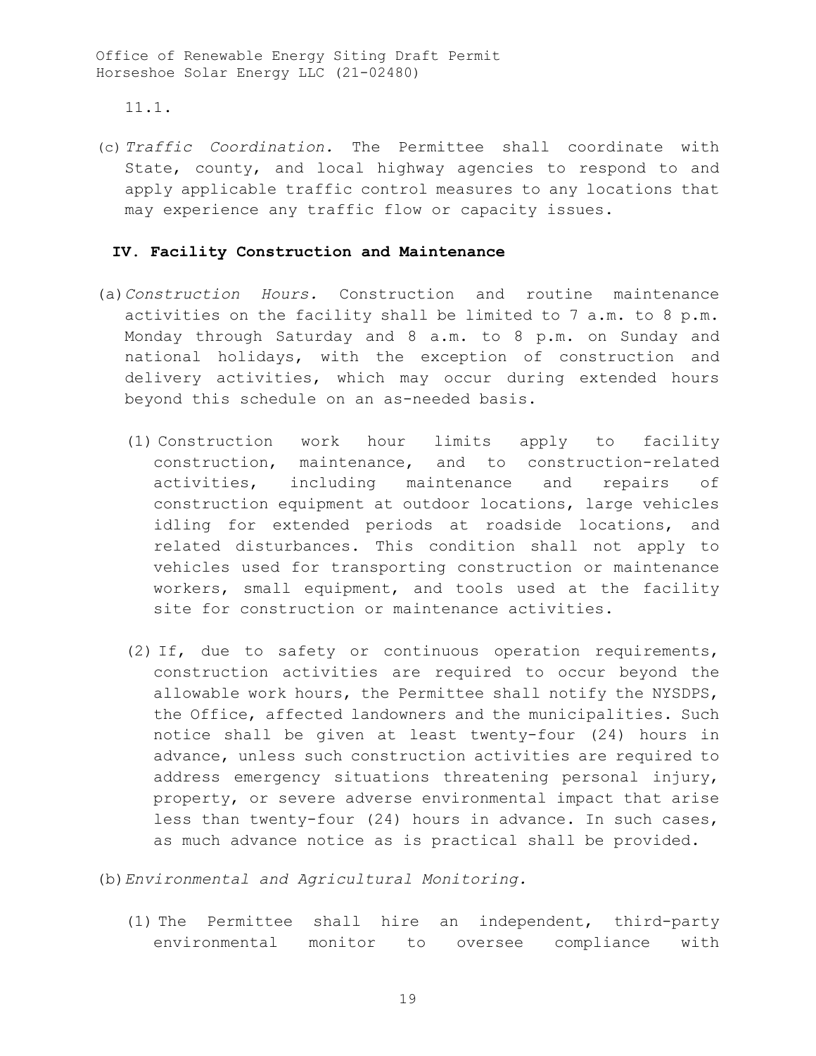11.1.

(c) *Traffic Coordination.* The Permittee shall coordinate with State, county, and local highway agencies to respond to and apply applicable traffic control measures to any locations that may experience any traffic flow or capacity issues.

## IV. Facility Construction and Maintenance

(a) *Construction Hours.* Construction and routine maintenance activities on the facility shall be limited to 7 a.m. to 8 p.m. Monday through Saturday and 8 a.m. to 8 p.m. on Sunday and national holidays, with the exception of construction and delivery activities, which may occur during extended hours beyond this schedule on an as-needed basis.

(1) Construction work hour limits apply to facility construction, maintenance, and to construction-related activities, including maintenance and repairs of construction equipment at outdoor locations, large vehicles idling for extended periods at roadside locations, and related disturbances. This condition shall not apply to vehicles used for transporting construction or maintenance workers, small equipment, and tools used at the facility site for construction or maintenance activities.

(2) If, due to safety or continuous operation requirements, construction activities are required to occur beyond the allowable work hours, the Permittee shall notify the NYSDPS, the Office, affected landowners and the municipalities. Such notice shall be given at least twenty-four (24) hours in advance, unless such construction activities are required to address emergency situations threatening personal injury, property, or severe adverse environmental impact that arise less than twenty-four (24) hours in advance. In such cases, as much advance notice as is practical shall be provided.

(b) *Environmental and Agricultural Monitoring.*

(1) The Permittee shall hire an independent, third-party environmental monitor to oversee compliance with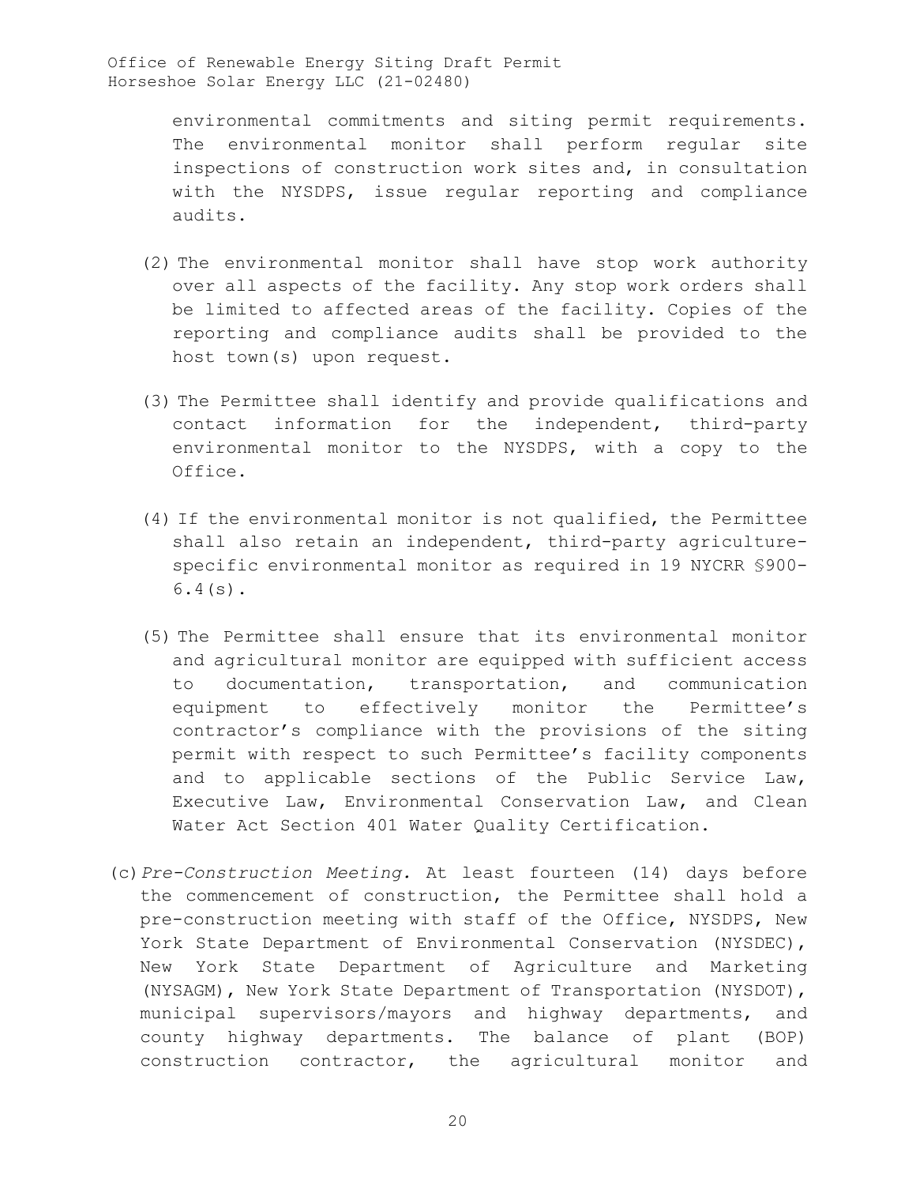environmental commitments and siting permit requirements. The environmental monitor shall perform regular site inspections of construction work sites and, in consultation with the NYSDPS, issue regular reporting and compliance audits.

(2) The environmental monitor shall have stop work authority over all aspects of the facility. Any stop work orders shall be limited to affected areas of the facility. Copies of the reporting and compliance audits shall be provided to the host town(s) upon request.

(3) The Permittee shall identify and provide qualifications and contact information for the independent, third-party environmental monitor to the NYSDPS, with a copy to the Office.

(4) If the environmental monitor is not qualified, the Permittee shall also retain an independent, third-party agriculture-specific environmental monitor as required in 19 NYCRR §900-6.4(s).

(5) The Permittee shall ensure that its environmental monitor and agricultural monitor are equipped with sufficient access to documentation, transportation, and communication equipment to effectively monitor the Permittee's contractor's compliance with the provisions of the siting permit with respect to such Permittee's facility components and to applicable sections of the Public Service Law, Executive Law, Environmental Conservation Law, and Clean Water Act Section 401 Water Quality Certification.

(c) *Pre-Construction Meeting.* At least fourteen (14) days before the commencement of construction, the Permittee shall hold a pre-construction meeting with staff of the Office, NYSDPS, New York State Department of Environmental Conservation (NYSDEC), New York State Department of Agriculture and Marketing (NYSAGM), New York State Department of Transportation (NYSDOT), municipal supervisors/mayors and highway departments, and county highway departments. The balance of plant (BOP) construction contractor, the agricultural monitor and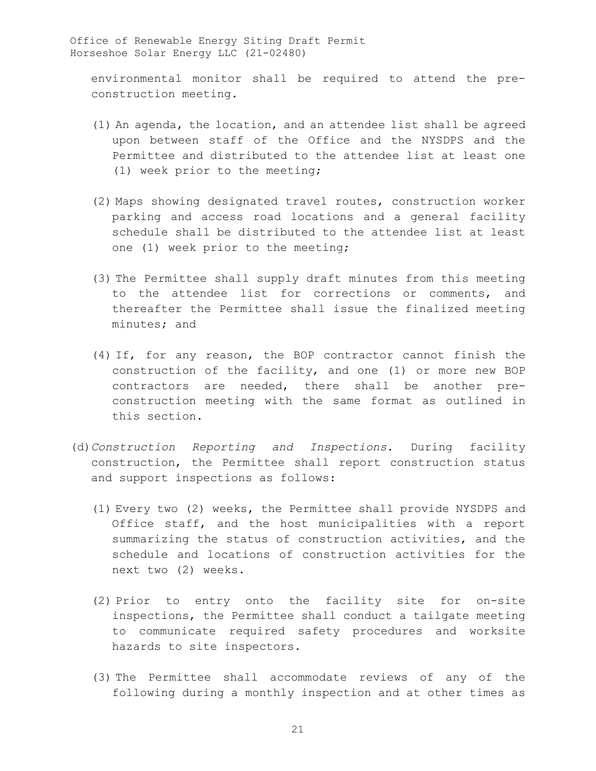environmental monitor shall be required to attend the pre-construction meeting.

(1) An agenda, the location, and an attendee list shall be agreed upon between staff of the Office and the NYSDPS and the Permittee and distributed to the attendee list at least one (1) week prior to the meeting;

(2) Maps showing designated travel routes, construction worker parking and access road locations and a general facility schedule shall be distributed to the attendee list at least one (1) week prior to the meeting;

(3) The Permittee shall supply draft minutes from this meeting to the attendee list for corrections or comments, and thereafter the Permittee shall issue the finalized meeting minutes; and

(4) If, for any reason, the BOP contractor cannot finish the construction of the facility, and one (1) or more new BOP contractors are needed, there shall be another pre-construction meeting with the same format as outlined in this section.

(d) *Construction Reporting and Inspections*. During facility construction, the Permittee shall report construction status and support inspections as follows:

(1) Every two (2) weeks, the Permittee shall provide NYSDPS and Office staff, and the host municipalities with a report summarizing the status of construction activities, and the schedule and locations of construction activities for the next two (2) weeks.

(2) Prior to entry onto the facility site for on-site inspections, the Permittee shall conduct a tailgate meeting to communicate required safety procedures and worksite hazards to site inspectors.

(3) The Permittee shall accommodate reviews of any of the following during a monthly inspection and at other times as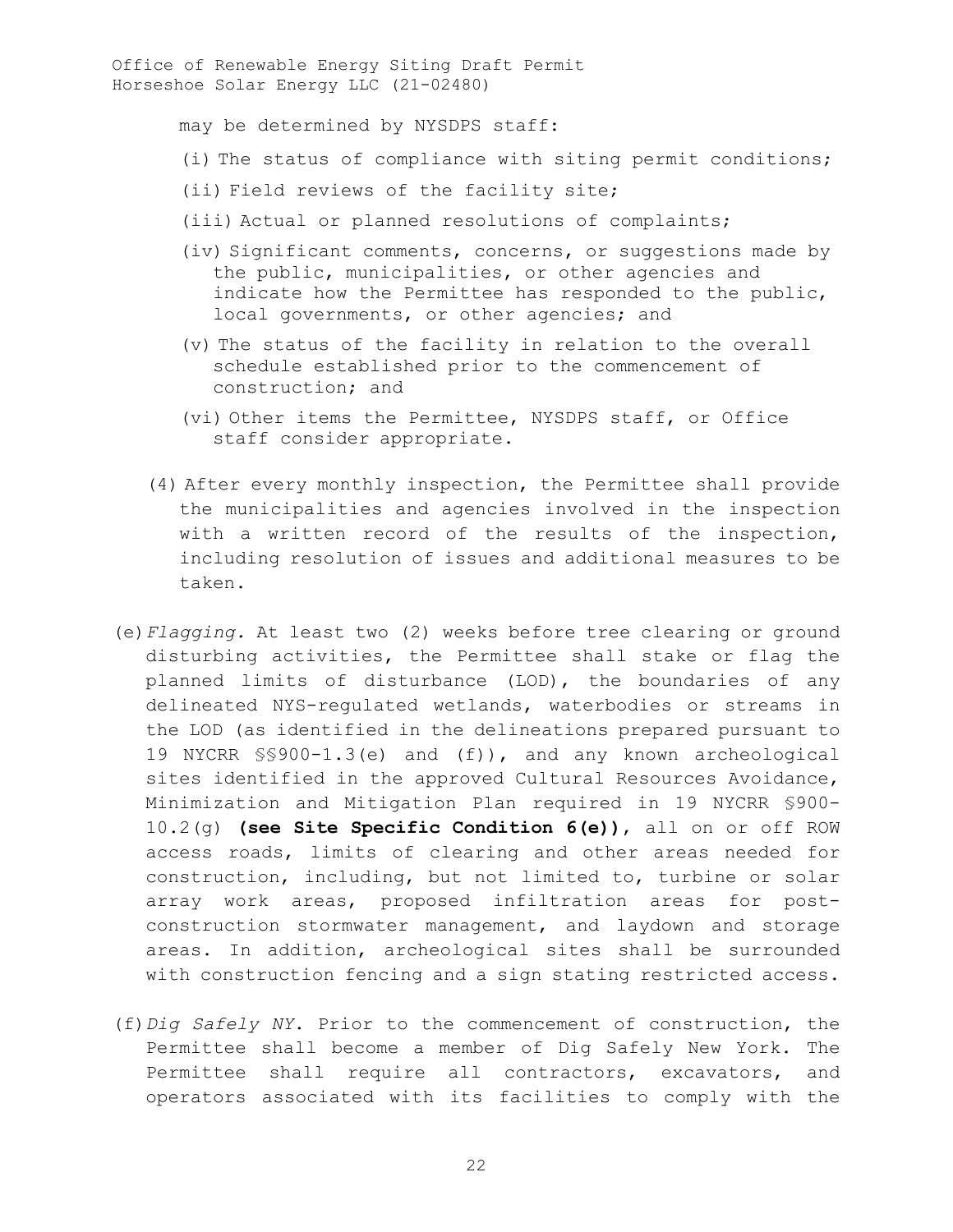may be determined by NYSDPS staff:

(i) The status of compliance with siting permit conditions;

(ii) Field reviews of the facility site;

(iii) Actual or planned resolutions of complaints;

(iv) Significant comments, concerns, or suggestions made by the public, municipalities, or other agencies and indicate how the Permittee has responded to the public, local governments, or other agencies; and

(v) The status of the facility in relation to the overall schedule established prior to the commencement of construction; and

(vi) Other items the Permittee, NYSDPS staff, or Office staff consider appropriate.

(4) After every monthly inspection, the Permittee shall provide the municipalities and agencies involved in the inspection with a written record of the results of the inspection, including resolution of issues and additional measures to be taken.

(e) *Flagging.* At least two (2) weeks before tree clearing or ground disturbing activities, the Permittee shall stake or flag the planned limits of disturbance (LOD), the boundaries of any delineated NYS-regulated wetlands, waterbodies or streams in the LOD (as identified in the delineations prepared pursuant to 19 NYCRR §§900-1.3(e) and (f)), and any known archeological sites identified in the approved Cultural Resources Avoidance, Minimization and Mitigation Plan required in 19 NYCRR §900-10.2(g) **(see Site Specific Condition 6(e))**, all on or off ROW access roads, limits of clearing and other areas needed for construction, including, but not limited to, turbine or solar array work areas, proposed infiltration areas for post-construction stormwater management, and laydown and storage areas. In addition, archeological sites shall be surrounded with construction fencing and a sign stating restricted access.

(f) *Dig Safely NY*. Prior to the commencement of construction, the Permittee shall become a member of Dig Safely New York. The Permittee shall require all contractors, excavators, and operators associated with its facilities to comply with the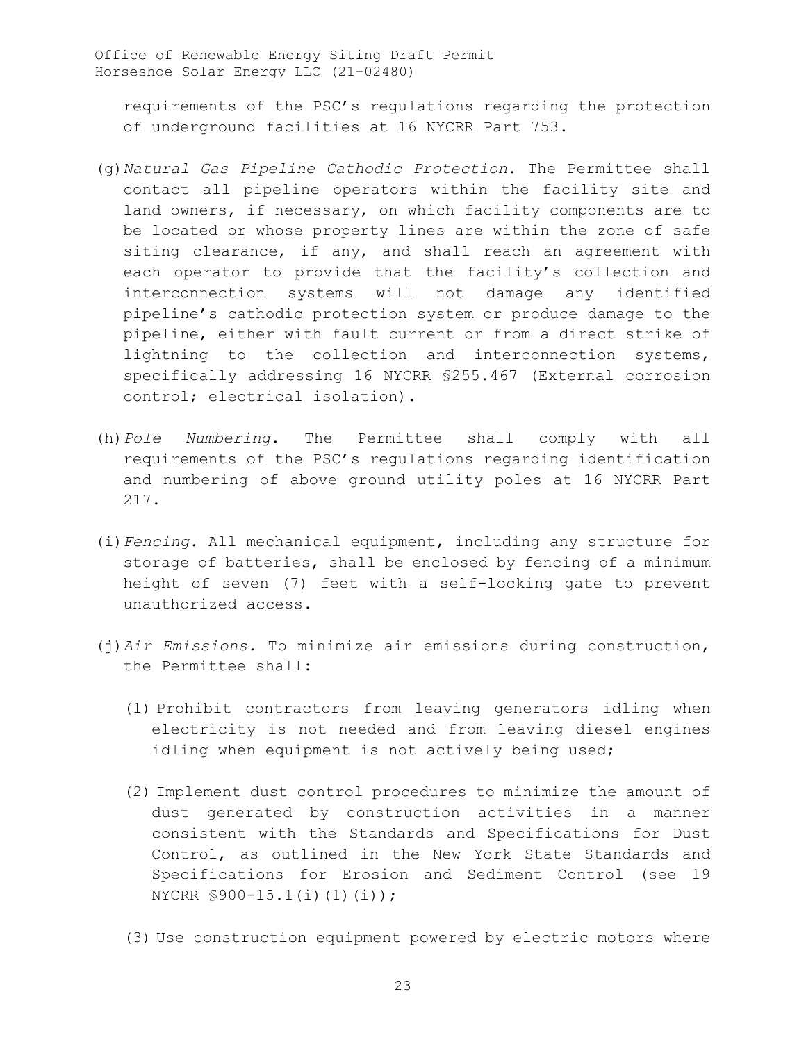requirements of the PSC's regulations regarding the protection of underground facilities at 16 NYCRR Part 753.

(g) *Natural Gas Pipeline Cathodic Protection*. The Permittee shall contact all pipeline operators within the facility site and land owners, if necessary, on which facility components are to be located or whose property lines are within the zone of safe siting clearance, if any, and shall reach an agreement with each operator to provide that the facility's collection and interconnection systems will not damage any identified pipeline's cathodic protection system or produce damage to the pipeline, either with fault current or from a direct strike of lightning to the collection and interconnection systems, specifically addressing 16 NYCRR §255.467 (External corrosion control; electrical isolation).

(h) *Pole Numbering*. The Permittee shall comply with all requirements of the PSC's regulations regarding identification and numbering of above ground utility poles at 16 NYCRR Part 217.

(i) *Fencing*. All mechanical equipment, including any structure for storage of batteries, shall be enclosed by fencing of a minimum height of seven (7) feet with a self-locking gate to prevent unauthorized access.

(j) *Air Emissions.* To minimize air emissions during construction, the Permittee shall:

(1) Prohibit contractors from leaving generators idling when electricity is not needed and from leaving diesel engines idling when equipment is not actively being used;

(2) Implement dust control procedures to minimize the amount of dust generated by construction activities in a manner consistent with the Standards and Specifications for Dust Control, as outlined in the New York State Standards and Specifications for Erosion and Sediment Control (see 19 NYCRR §900-15.1(i)(1)(i));

(3) Use construction equipment powered by electric motors where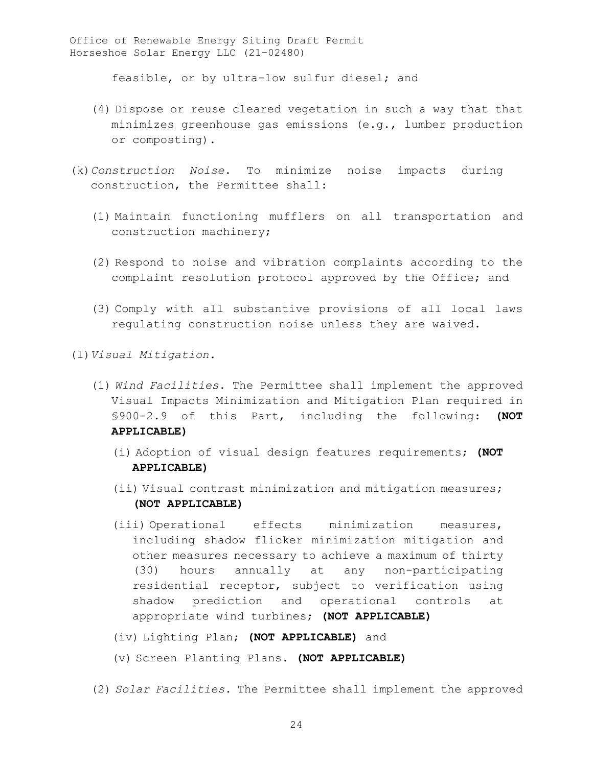feasible, or by ultra-low sulfur diesel; and

(4) Dispose or reuse cleared vegetation in such a way that that minimizes greenhouse gas emissions (e.g., lumber production or composting).

(k) *Construction Noise*. To minimize noise impacts during construction, the Permittee shall:

(1) Maintain functioning mufflers on all transportation and construction machinery;

(2) Respond to noise and vibration complaints according to the complaint resolution protocol approved by the Office; and

(3) Comply with all substantive provisions of all local laws regulating construction noise unless they are waived.

(l) *Visual Mitigation.*

(1) *Wind Facilities*. The Permittee shall implement the approved Visual Impacts Minimization and Mitigation Plan required in §900-2.9 of this Part, including the following: **(NOT APPLICABLE)**

(i) Adoption of visual design features requirements; **(NOT APPLICABLE)**

(ii) Visual contrast minimization and mitigation measures; **(NOT APPLICABLE)**

(iii) Operational effects minimization measures, including shadow flicker minimization mitigation and other measures necessary to achieve a maximum of thirty (30) hours annually at any non-participating residential receptor, subject to verification using shadow prediction and operational controls at appropriate wind turbines; **(NOT APPLICABLE)**

(iv) Lighting Plan; **(NOT APPLICABLE)** and

(v) Screen Planting Plans. **(NOT APPLICABLE)**

(2) *Solar Facilities*. The Permittee shall implement the approved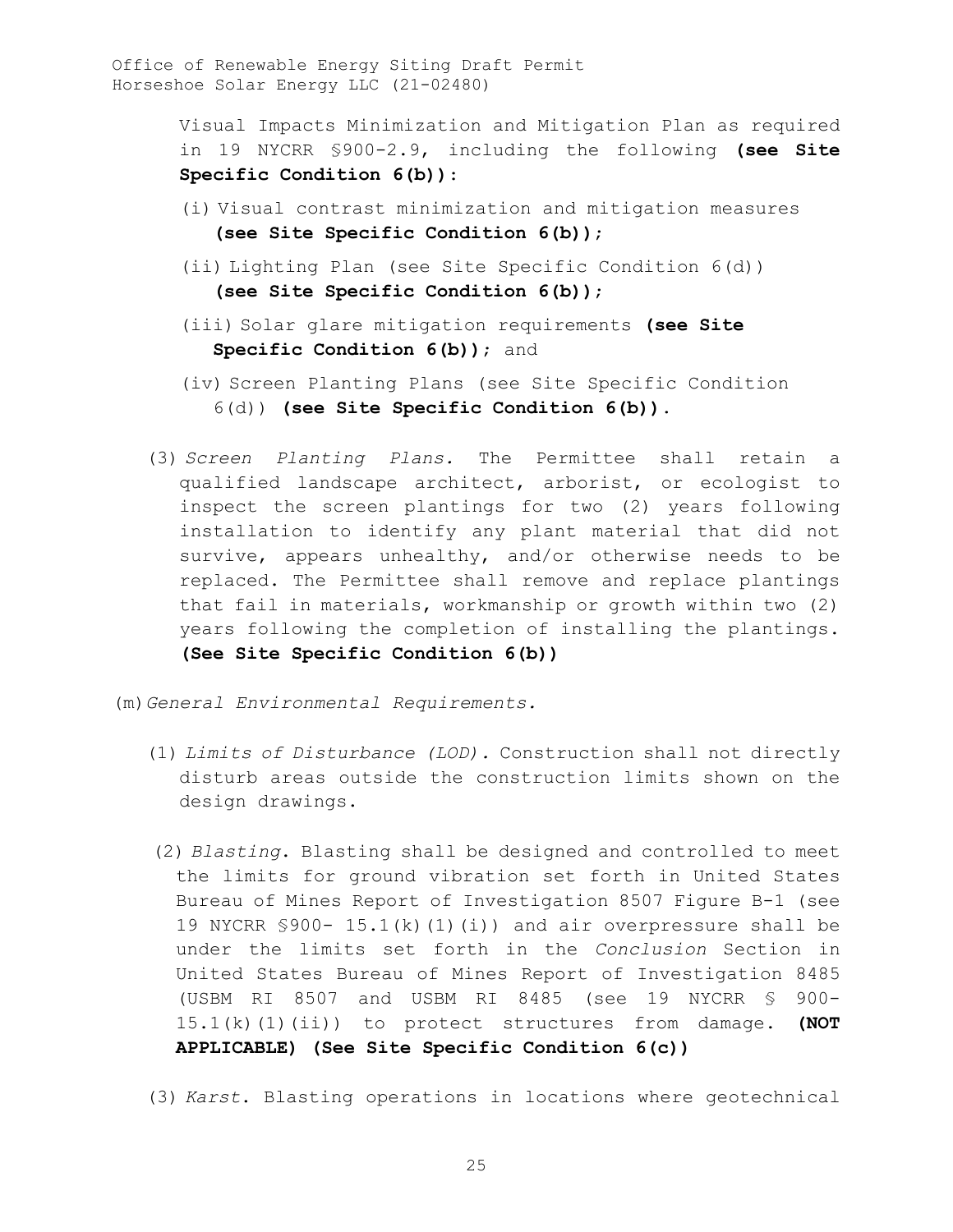Visual Impacts Minimization and Mitigation Plan as required in 19 NYCRR §900-2.9, including the following **(see Site Specific Condition 6(b))**:

(i) Visual contrast minimization and mitigation measures **(see Site Specific Condition 6(b));**

(ii) Lighting Plan (see Site Specific Condition 6(d)) **(see Site Specific Condition 6(b));**

(iii) Solar glare mitigation requirements **(see Site Specific Condition 6(b));** and

(iv) Screen Planting Plans (see Site Specific Condition 6(d)) **(see Site Specific Condition 6(b)).**

(3) *Screen Planting Plans.* The Permittee shall retain a qualified landscape architect, arborist, or ecologist to inspect the screen plantings for two (2) years following installation to identify any plant material that did not survive, appears unhealthy, and/or otherwise needs to be replaced. The Permittee shall remove and replace plantings that fail in materials, workmanship or growth within two (2) years following the completion of installing the plantings. **(See Site Specific Condition 6(b))**

(m) *General Environmental Requirements.*

(1) *Limits of Disturbance (LOD).* Construction shall not directly disturb areas outside the construction limits shown on the design drawings.

(2) *Blasting*. Blasting shall be designed and controlled to meet the limits for ground vibration set forth in United States Bureau of Mines Report of Investigation 8507 Figure B-1 (see 19 NYCRR §900- 15.1(k)(1)(i)) and air overpressure shall be under the limits set forth in the *Conclusion* Section in United States Bureau of Mines Report of Investigation 8485 (USBM RI 8507 and USBM RI 8485 (see 19 NYCRR § 900-15.1(k)(1)(ii)) to protect structures from damage. **(NOT APPLICABLE) (See Site Specific Condition 6(c))**

(3) *Karst*. Blasting operations in locations where geotechnical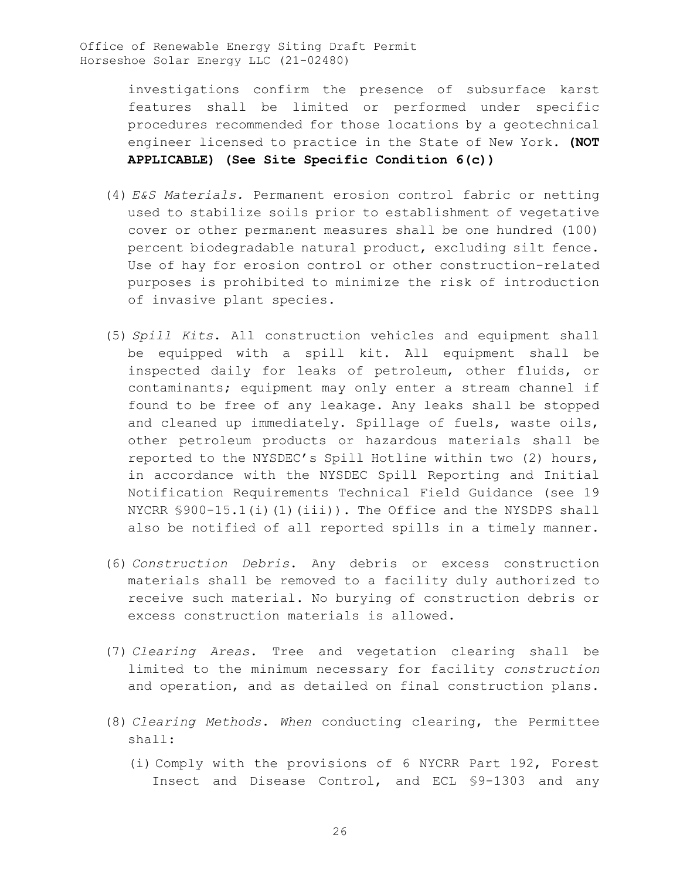investigations confirm the presence of subsurface karst features shall be limited or performed under specific procedures recommended for those locations by a geotechnical engineer licensed to practice in the State of New York. **(NOT APPLICABLE) (See Site Specific Condition 6(c))**

(4) *E&S Materials.* Permanent erosion control fabric or netting used to stabilize soils prior to establishment of vegetative cover or other permanent measures shall be one hundred (100) percent biodegradable natural product, excluding silt fence. Use of hay for erosion control or other construction-related purposes is prohibited to minimize the risk of introduction of invasive plant species.

(5) *Spill Kits*. All construction vehicles and equipment shall be equipped with a spill kit. All equipment shall be inspected daily for leaks of petroleum, other fluids, or contaminants; equipment may only enter a stream channel if found to be free of any leakage. Any leaks shall be stopped and cleaned up immediately. Spillage of fuels, waste oils, other petroleum products or hazardous materials shall be reported to the NYSDEC's Spill Hotline within two (2) hours, in accordance with the NYSDEC Spill Reporting and Initial Notification Requirements Technical Field Guidance (see 19 NYCRR §900-15.1(i)(1)(iii)). The Office and the NYSDPS shall also be notified of all reported spills in a timely manner.

(6) *Construction Debris*. Any debris or excess construction materials shall be removed to a facility duly authorized to receive such material. No burying of construction debris or excess construction materials is allowed.

(7) *Clearing Areas*. Tree and vegetation clearing shall be limited to the minimum necessary for facility *construction* and operation, and as detailed on final construction plans.

(8) *Clearing Methods. When* conducting clearing, the Permittee shall:

(i) Comply with the provisions of 6 NYCRR Part 192, Forest Insect and Disease Control, and ECL §9-1303 and any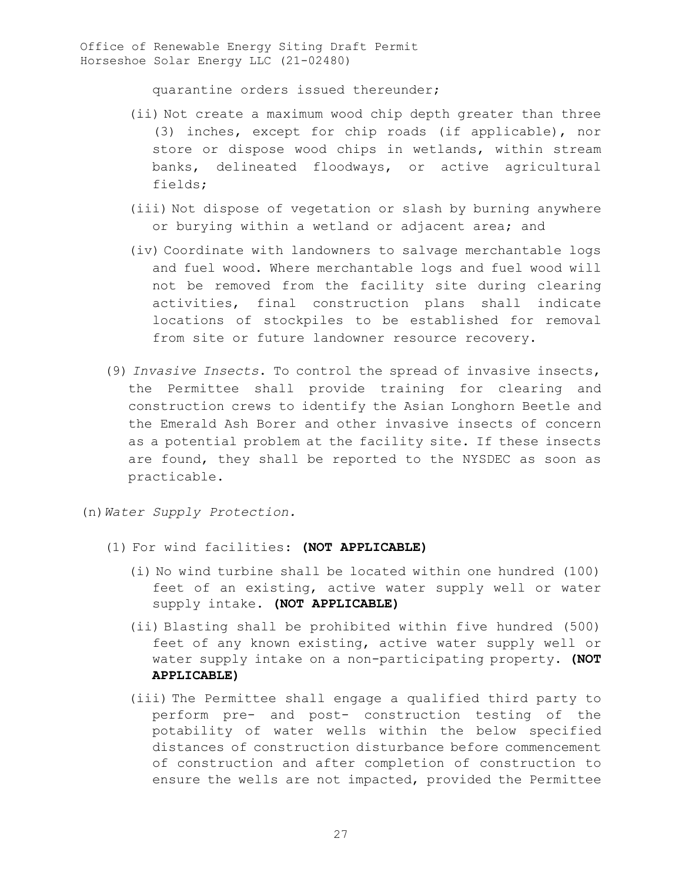quarantine orders issued thereunder;

(ii) Not create a maximum wood chip depth greater than three (3) inches, except for chip roads (if applicable), nor store or dispose wood chips in wetlands, within stream banks, delineated floodways, or active agricultural fields;

(iii) Not dispose of vegetation or slash by burning anywhere or burying within a wetland or adjacent area; and

(iv) Coordinate with landowners to salvage merchantable logs and fuel wood. Where merchantable logs and fuel wood will not be removed from the facility site during clearing activities, final construction plans shall indicate locations of stockpiles to be established for removal from site or future landowner resource recovery.

(9) *Invasive Insects*. To control the spread of invasive insects, the Permittee shall provide training for clearing and construction crews to identify the Asian Longhorn Beetle and the Emerald Ash Borer and other invasive insects of concern as a potential problem at the facility site. If these insects are found, they shall be reported to the NYSDEC as soon as practicable.

(n) *Water Supply Protection.*

(1) For wind facilities: **(NOT APPLICABLE)**

(i) No wind turbine shall be located within one hundred (100) feet of an existing, active water supply well or water supply intake. **(NOT APPLICABLE)**

(ii) Blasting shall be prohibited within five hundred (500) feet of any known existing, active water supply well or water supply intake on a non-participating property. **(NOT APPLICABLE)**

(iii) The Permittee shall engage a qualified third party to perform pre- and post- construction testing of the potability of water wells within the below specified distances of construction disturbance before commencement of construction and after completion of construction to ensure the wells are not impacted, provided the Permittee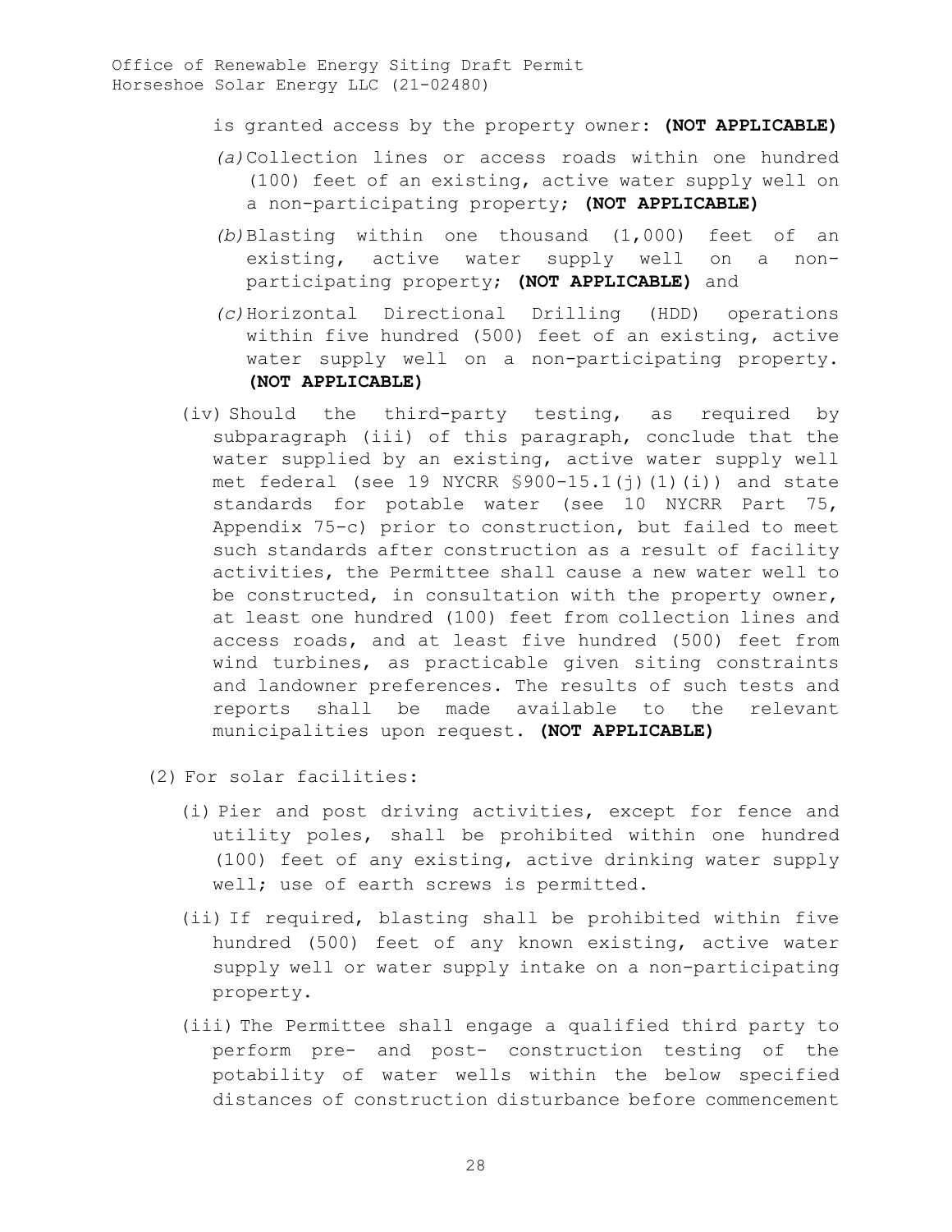is granted access by the property owner: **(NOT APPLICABLE)**

*(a)* Collection lines or access roads within one hundred (100) feet of an existing, active water supply well on a non-participating property; **(NOT APPLICABLE)**

*(b)* Blasting within one thousand (1,000) feet of an existing, active water supply well on a non-participating property; **(NOT APPLICABLE)** and

*(c)* Horizontal Directional Drilling (HDD) operations within five hundred (500) feet of an existing, active water supply well on a non-participating property. **(NOT APPLICABLE)**

(iv) Should the third-party testing, as required by subparagraph (iii) of this paragraph, conclude that the water supplied by an existing, active water supply well met federal (see 19 NYCRR §900-15.1(j)(1)(i)) and state standards for potable water (see 10 NYCRR Part 75, Appendix 75-c) prior to construction, but failed to meet such standards after construction as a result of facility activities, the Permittee shall cause a new water well to be constructed, in consultation with the property owner, at least one hundred (100) feet from collection lines and access roads, and at least five hundred (500) feet from wind turbines, as practicable given siting constraints and landowner preferences. The results of such tests and reports shall be made available to the relevant municipalities upon request. **(NOT APPLICABLE)**

(2) For solar facilities:

(i) Pier and post driving activities, except for fence and utility poles, shall be prohibited within one hundred (100) feet of any existing, active drinking water supply well; use of earth screws is permitted.

(ii) If required, blasting shall be prohibited within five hundred (500) feet of any known existing, active water supply well or water supply intake on a non-participating property.

(iii) The Permittee shall engage a qualified third party to perform pre- and post- construction testing of the potability of water wells within the below specified distances of construction disturbance before commencement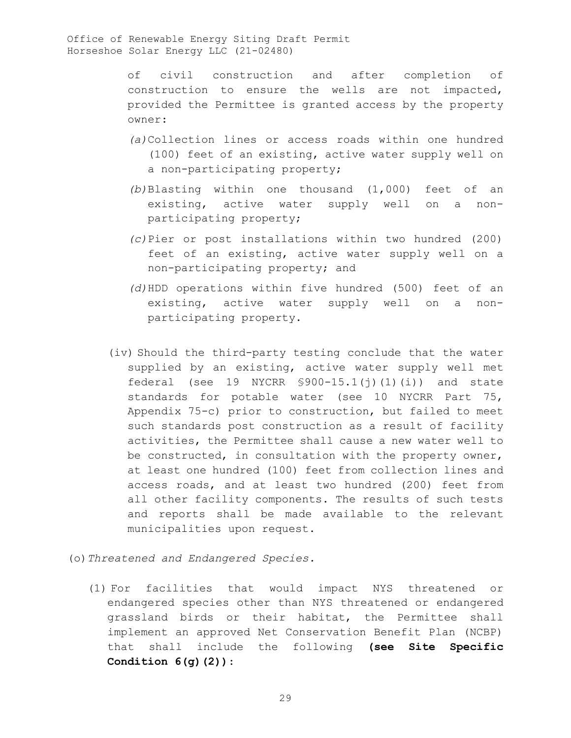of civil construction and after completion of construction to ensure the wells are not impacted, provided the Permittee is granted access by the property owner:

*(a)* Collection lines or access roads within one hundred (100) feet of an existing, active water supply well on a non-participating property;

*(b)* Blasting within one thousand (1,000) feet of an existing, active water supply well on a non-participating property;

*(c)* Pier or post installations within two hundred (200) feet of an existing, active water supply well on a non-participating property; and

*(d)* HDD operations within five hundred (500) feet of an existing, active water supply well on a non-participating property.

(iv) Should the third-party testing conclude that the water supplied by an existing, active water supply well met federal (see 19 NYCRR §900-15.1(j)(1)(i)) and state standards for potable water (see 10 NYCRR Part 75, Appendix 75-c) prior to construction, but failed to meet such standards post construction as a result of facility activities, the Permittee shall cause a new water well to be constructed, in consultation with the property owner, at least one hundred (100) feet from collection lines and access roads, and at least two hundred (200) feet from all other facility components. The results of such tests and reports shall be made available to the relevant municipalities upon request.

(o) *Threatened and Endangered Species.*

(1) For facilities that would impact NYS threatened or endangered species other than NYS threatened or endangered grassland birds or their habitat, the Permittee shall implement an approved Net Conservation Benefit Plan (NCBP) that shall include the following **(see Site Specific Condition 6(g)(2))**: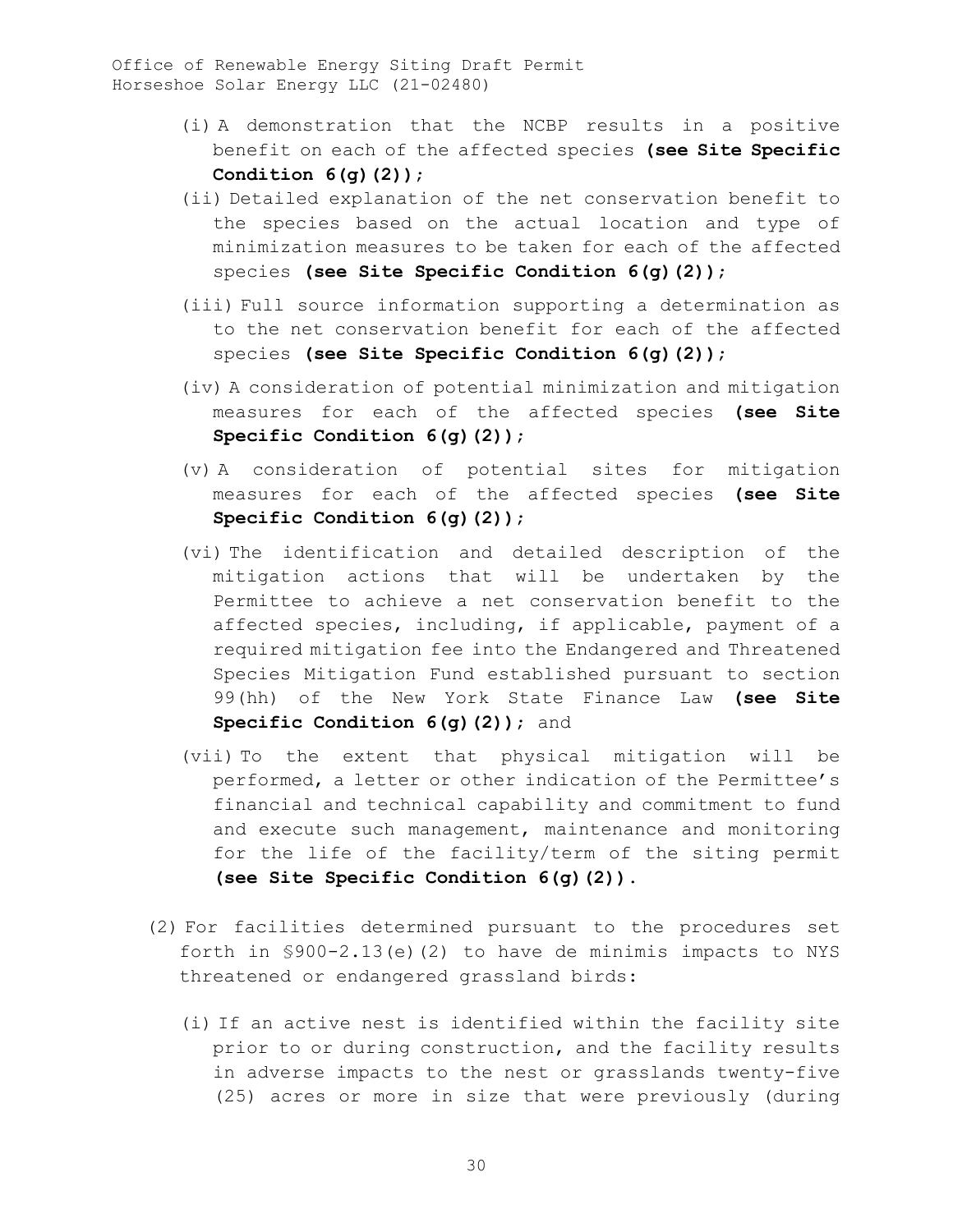(i) A demonstration that the NCBP results in a positive benefit on each of the affected species **(see Site Specific Condition 6(g)(2))**;

(ii) Detailed explanation of the net conservation benefit to the species based on the actual location and type of minimization measures to be taken for each of the affected species **(see Site Specific Condition 6(g)(2))**;

(iii) Full source information supporting a determination as to the net conservation benefit for each of the affected species **(see Site Specific Condition 6(g)(2))**;

(iv) A consideration of potential minimization and mitigation measures for each of the affected species **(see Site Specific Condition 6(g)(2))**;

(v) A consideration of potential sites for mitigation measures for each of the affected species **(see Site Specific Condition 6(g)(2))**;

(vi) The identification and detailed description of the mitigation actions that will be undertaken by the Permittee to achieve a net conservation benefit to the affected species, including, if applicable, payment of a required mitigation fee into the Endangered and Threatened Species Mitigation Fund established pursuant to section 99(hh) of the New York State Finance Law **(see Site Specific Condition 6(g)(2))**; and

(vii) To the extent that physical mitigation will be performed, a letter or other indication of the Permittee's financial and technical capability and commitment to fund and execute such management, maintenance and monitoring for the life of the facility/term of the siting permit **(see Site Specific Condition 6(g)(2))**.

(2) For facilities determined pursuant to the procedures set forth in §900-2.13(e)(2) to have de minimis impacts to NYS threatened or endangered grassland birds:

(i) If an active nest is identified within the facility site prior to or during construction, and the facility results in adverse impacts to the nest or grasslands twenty-five (25) acres or more in size that were previously (during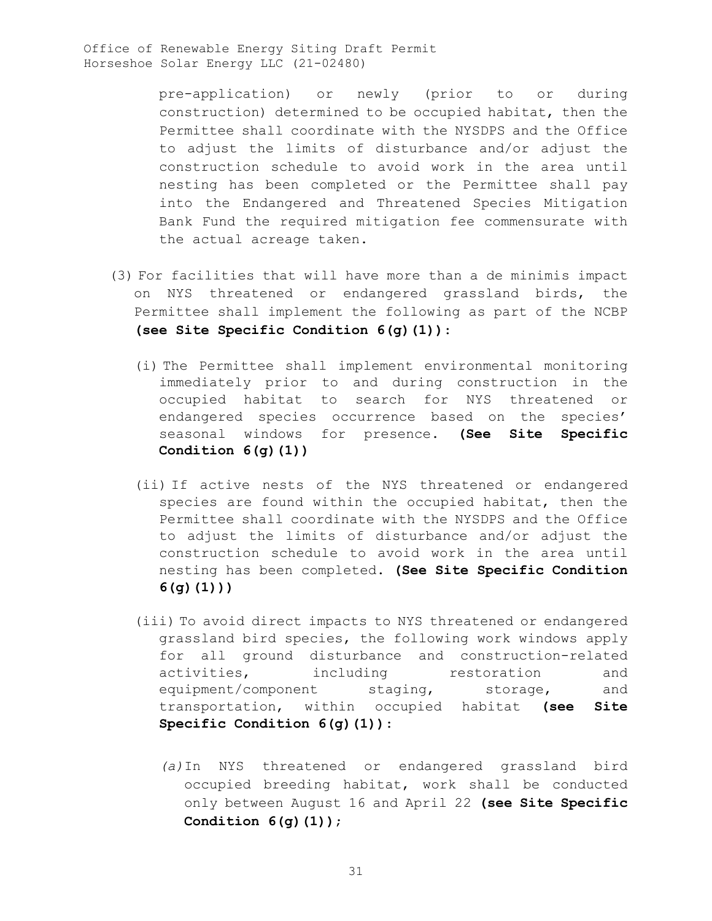pre-application) or newly (prior to or during construction) determined to be occupied habitat, then the Permittee shall coordinate with the NYSDPS and the Office to adjust the limits of disturbance and/or adjust the construction schedule to avoid work in the area until nesting has been completed or the Permittee shall pay into the Endangered and Threatened Species Mitigation Bank Fund the required mitigation fee commensurate with the actual acreage taken.

(3) For facilities that will have more than a de minimis impact on NYS threatened or endangered grassland birds, the Permittee shall implement the following as part of the NCBP **(see Site Specific Condition 6(g)(1))**:

(i) The Permittee shall implement environmental monitoring immediately prior to and during construction in the occupied habitat to search for NYS threatened or endangered species occurrence based on the species' seasonal windows for presence. **(See Site Specific Condition 6(g)(1))**

(ii) If active nests of the NYS threatened or endangered species are found within the occupied habitat, then the Permittee shall coordinate with the NYSDPS and the Office to adjust the limits of disturbance and/or adjust the construction schedule to avoid work in the area until nesting has been completed. **(See Site Specific Condition 6(g)(1)))**

(iii) To avoid direct impacts to NYS threatened or endangered grassland bird species, the following work windows apply for all ground disturbance and construction-related activities, including restoration and equipment/component staging, storage, and transportation, within occupied habitat **(see Site Specific Condition 6(g)(1))**:

*(a)* In NYS threatened or endangered grassland bird occupied breeding habitat, work shall be conducted only between August 16 and April 22 **(see Site Specific Condition 6(g)(1))**;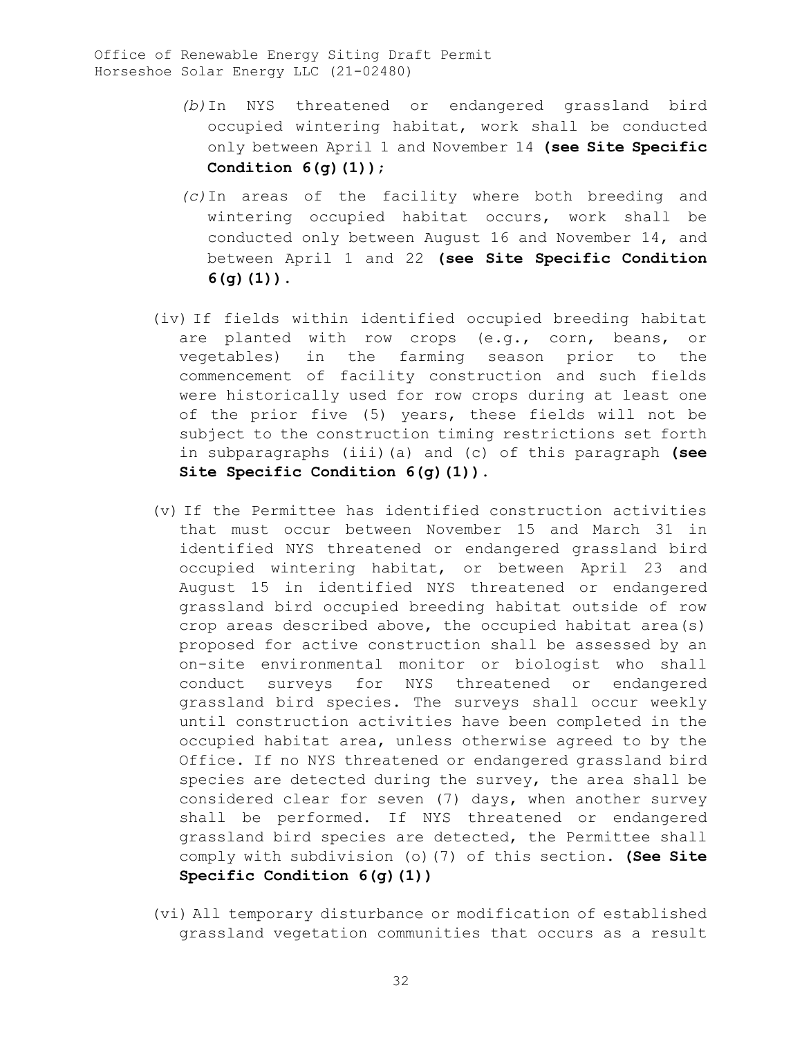*(b)* In NYS threatened or endangered grassland bird occupied wintering habitat, work shall be conducted only between April 1 and November 14 **(see Site Specific Condition 6(g)(1))**;

*(c)* In areas of the facility where both breeding and wintering occupied habitat occurs, work shall be conducted only between August 16 and November 14, and between April 1 and 22 **(see Site Specific Condition 6(g)(1))**.

(iv) If fields within identified occupied breeding habitat are planted with row crops (e.g., corn, beans, or vegetables) in the farming season prior to the commencement of facility construction and such fields were historically used for row crops during at least one of the prior five (5) years, these fields will not be subject to the construction timing restrictions set forth in subparagraphs (iii)(a) and (c) of this paragraph **(see Site Specific Condition 6(g)(1))**.

(v) If the Permittee has identified construction activities that must occur between November 15 and March 31 in identified NYS threatened or endangered grassland bird occupied wintering habitat, or between April 23 and August 15 in identified NYS threatened or endangered grassland bird occupied breeding habitat outside of row crop areas described above, the occupied habitat area(s) proposed for active construction shall be assessed by an on-site environmental monitor or biologist who shall conduct surveys for NYS threatened or endangered grassland bird species. The surveys shall occur weekly until construction activities have been completed in the occupied habitat area, unless otherwise agreed to by the Office. If no NYS threatened or endangered grassland bird species are detected during the survey, the area shall be considered clear for seven (7) days, when another survey shall be performed. If NYS threatened or endangered grassland bird species are detected, the Permittee shall comply with subdivision (o)(7) of this section. **(See Site Specific Condition 6(g)(1))**

(vi) All temporary disturbance or modification of established grassland vegetation communities that occurs as a result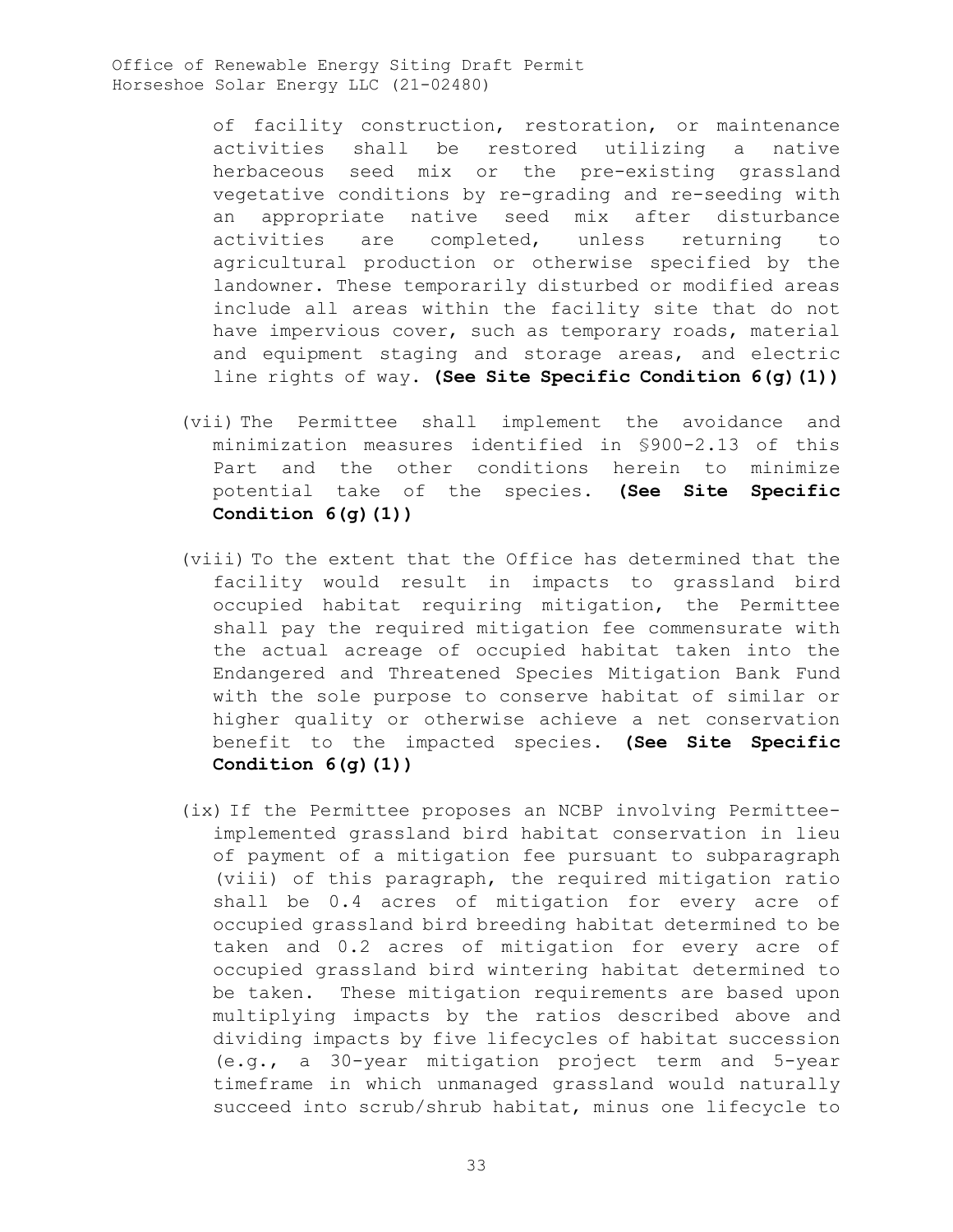of facility construction, restoration, or maintenance activities shall be restored utilizing a native herbaceous seed mix or the pre-existing grassland vegetative conditions by re-grading and re-seeding with an appropriate native seed mix after disturbance activities are completed, unless returning to agricultural production or otherwise specified by the landowner. These temporarily disturbed or modified areas include all areas within the facility site that do not have impervious cover, such as temporary roads, material and equipment staging and storage areas, and electric line rights of way. **(See Site Specific Condition 6(g)(1))**

(vii) The Permittee shall implement the avoidance and minimization measures identified in §900-2.13 of this Part and the other conditions herein to minimize potential take of the species. **(See Site Specific Condition 6(g)(1))**

(viii) To the extent that the Office has determined that the facility would result in impacts to grassland bird occupied habitat requiring mitigation, the Permittee shall pay the required mitigation fee commensurate with the actual acreage of occupied habitat taken into the Endangered and Threatened Species Mitigation Bank Fund with the sole purpose to conserve habitat of similar or higher quality or otherwise achieve a net conservation benefit to the impacted species. **(See Site Specific Condition 6(g)(1))**

(ix) If the Permittee proposes an NCBP involving Permittee-implemented grassland bird habitat conservation in lieu of payment of a mitigation fee pursuant to subparagraph (viii) of this paragraph, the required mitigation ratio shall be 0.4 acres of mitigation for every acre of occupied grassland bird breeding habitat determined to be taken and 0.2 acres of mitigation for every acre of occupied grassland bird wintering habitat determined to be taken. These mitigation requirements are based upon multiplying impacts by the ratios described above and dividing impacts by five lifecycles of habitat succession (e.g., a 30-year mitigation project term and 5-year timeframe in which unmanaged grassland would naturally succeed into scrub/shrub habitat, minus one lifecycle to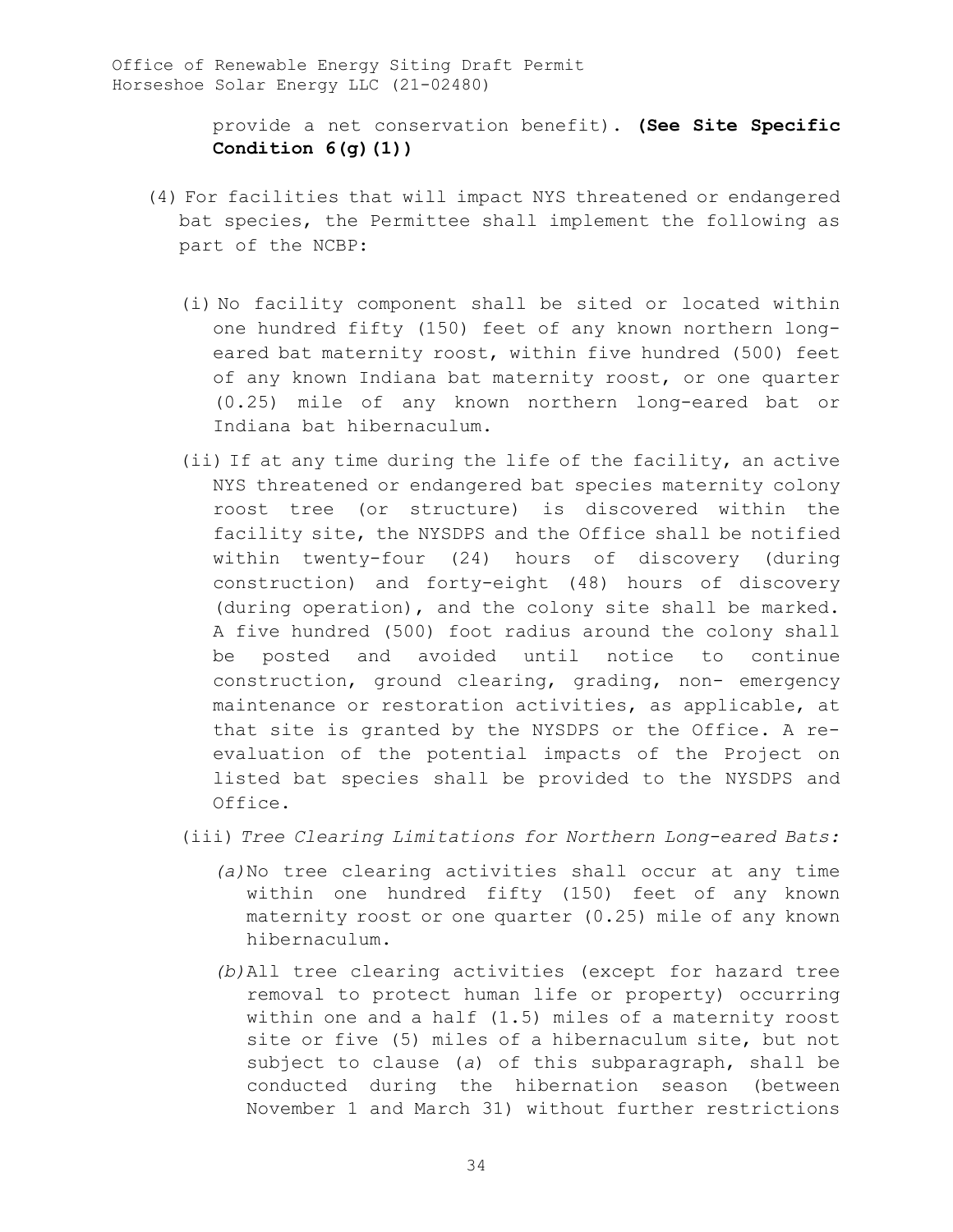provide a net conservation benefit). **(See Site Specific Condition 6(g)(1))**

(4) For facilities that will impact NYS threatened or endangered bat species, the Permittee shall implement the following as part of the NCBP:

(i) No facility component shall be sited or located within one hundred fifty (150) feet of any known northern long-eared bat maternity roost, within five hundred (500) feet of any known Indiana bat maternity roost, or one quarter (0.25) mile of any known northern long-eared bat or Indiana bat hibernaculum.

(ii) If at any time during the life of the facility, an active NYS threatened or endangered bat species maternity colony roost tree (or structure) is discovered within the facility site, the NYSDPS and the Office shall be notified within twenty-four (24) hours of discovery (during construction) and forty-eight (48) hours of discovery (during operation), and the colony site shall be marked. A five hundred (500) foot radius around the colony shall be posted and avoided until notice to continue construction, ground clearing, grading, non- emergency maintenance or restoration activities, as applicable, at that site is granted by the NYSDPS or the Office. A re-evaluation of the potential impacts of the Project on listed bat species shall be provided to the NYSDPS and Office.

(iii) *Tree Clearing Limitations for Northern Long-eared Bats:*

*(a)* No tree clearing activities shall occur at any time within one hundred fifty (150) feet of any known maternity roost or one quarter (0.25) mile of any known hibernaculum.

*(b)* All tree clearing activities (except for hazard tree removal to protect human life or property) occurring within one and a half (1.5) miles of a maternity roost site or five (5) miles of a hibernaculum site, but not subject to clause (*a*) of this subparagraph, shall be conducted during the hibernation season (between November 1 and March 31) without further restrictions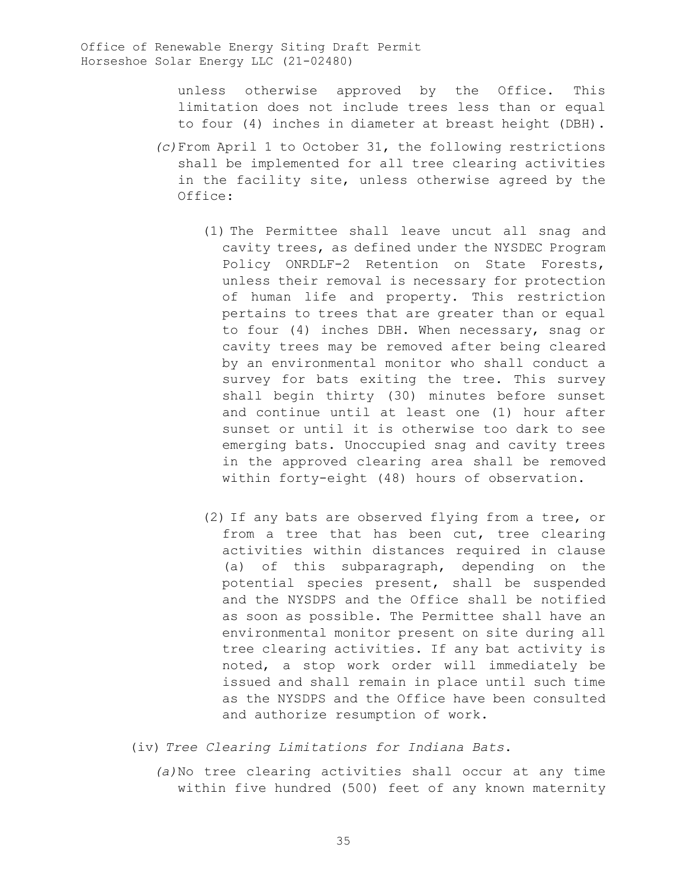unless otherwise approved by the Office. This limitation does not include trees less than or equal to four (4) inches in diameter at breast height (DBH).

*(c)* From April 1 to October 31, the following restrictions shall be implemented for all tree clearing activities in the facility site, unless otherwise agreed by the Office:

(1) The Permittee shall leave uncut all snag and cavity trees, as defined under the NYSDEC Program Policy ONRDLF-2 Retention on State Forests, unless their removal is necessary for protection of human life and property. This restriction pertains to trees that are greater than or equal to four (4) inches DBH. When necessary, snag or cavity trees may be removed after being cleared by an environmental monitor who shall conduct a survey for bats exiting the tree. This survey shall begin thirty (30) minutes before sunset and continue until at least one (1) hour after sunset or until it is otherwise too dark to see emerging bats. Unoccupied snag and cavity trees in the approved clearing area shall be removed within forty-eight (48) hours of observation.

(2) If any bats are observed flying from a tree, or from a tree that has been cut, tree clearing activities within distances required in clause (a) of this subparagraph, depending on the potential species present, shall be suspended and the NYSDPS and the Office shall be notified as soon as possible. The Permittee shall have an environmental monitor present on site during all tree clearing activities. If any bat activity is noted, a stop work order will immediately be issued and shall remain in place until such time as the NYSDPS and the Office have been consulted and authorize resumption of work.

(iv) *Tree Clearing Limitations for Indiana Bats*.

*(a)* No tree clearing activities shall occur at any time within five hundred (500) feet of any known maternity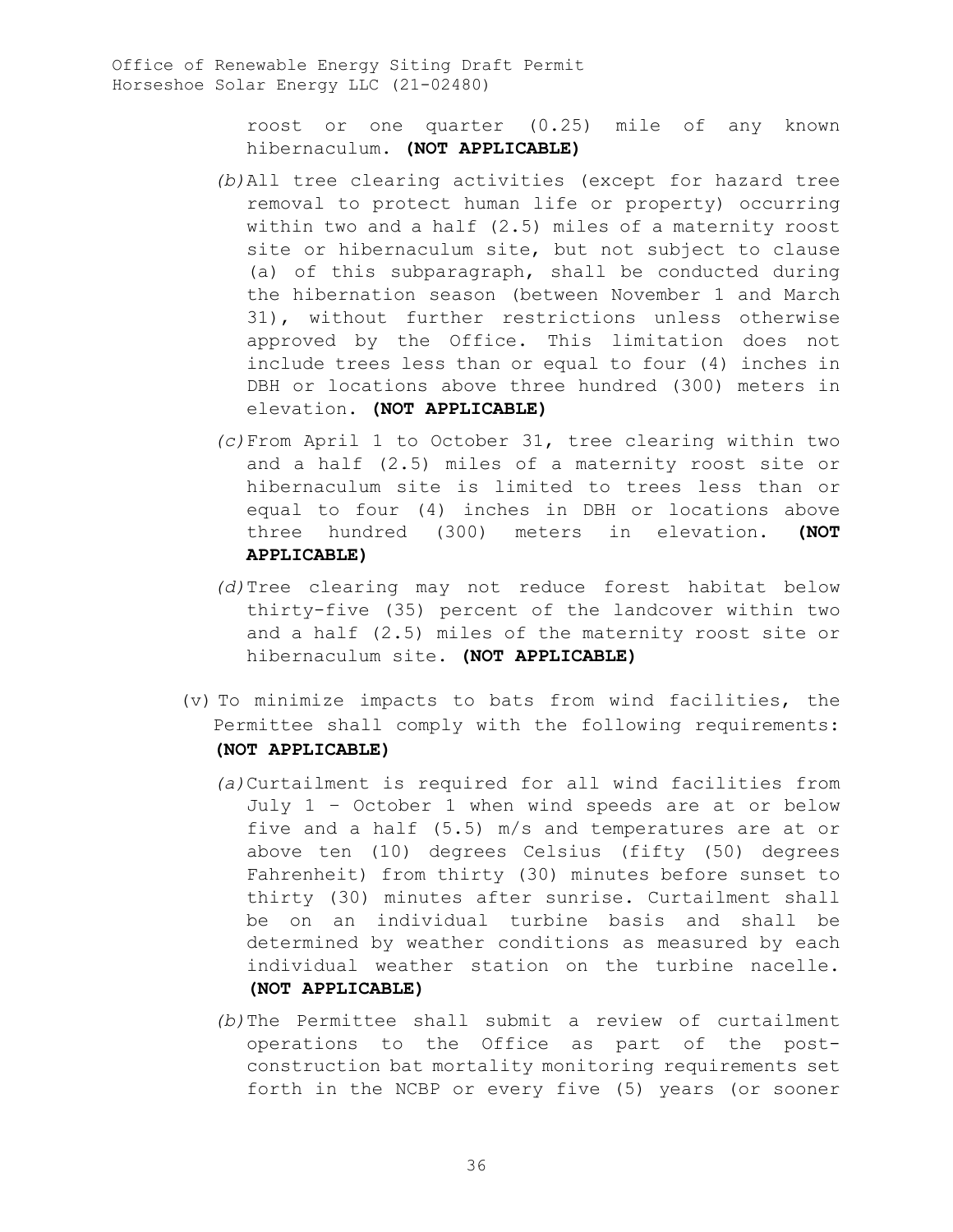roost or one quarter (0.25) mile of any known hibernaculum. **(NOT APPLICABLE)**

*(b)* All tree clearing activities (except for hazard tree removal to protect human life or property) occurring within two and a half (2.5) miles of a maternity roost site or hibernaculum site, but not subject to clause (a) of this subparagraph, shall be conducted during the hibernation season (between November 1 and March 31), without further restrictions unless otherwise approved by the Office. This limitation does not include trees less than or equal to four (4) inches in DBH or locations above three hundred (300) meters in elevation. **(NOT APPLICABLE)**

*(c)* From April 1 to October 31, tree clearing within two and a half (2.5) miles of a maternity roost site or hibernaculum site is limited to trees less than or equal to four (4) inches in DBH or locations above three hundred (300) meters in elevation. **(NOT APPLICABLE)**

*(d)* Tree clearing may not reduce forest habitat below thirty-five (35) percent of the landcover within two and a half (2.5) miles of the maternity roost site or hibernaculum site. **(NOT APPLICABLE)**

(v) To minimize impacts to bats from wind facilities, the Permittee shall comply with the following requirements: **(NOT APPLICABLE)**

*(a)* Curtailment is required for all wind facilities from July 1 – October 1 when wind speeds are at or below five and a half (5.5) m/s and temperatures are at or above ten (10) degrees Celsius (fifty (50) degrees Fahrenheit) from thirty (30) minutes before sunset to thirty (30) minutes after sunrise. Curtailment shall be on an individual turbine basis and shall be determined by weather conditions as measured by each individual weather station on the turbine nacelle. **(NOT APPLICABLE)**

*(b)* The Permittee shall submit a review of curtailment operations to the Office as part of the post-construction bat mortality monitoring requirements set forth in the NCBP or every five (5) years (or sooner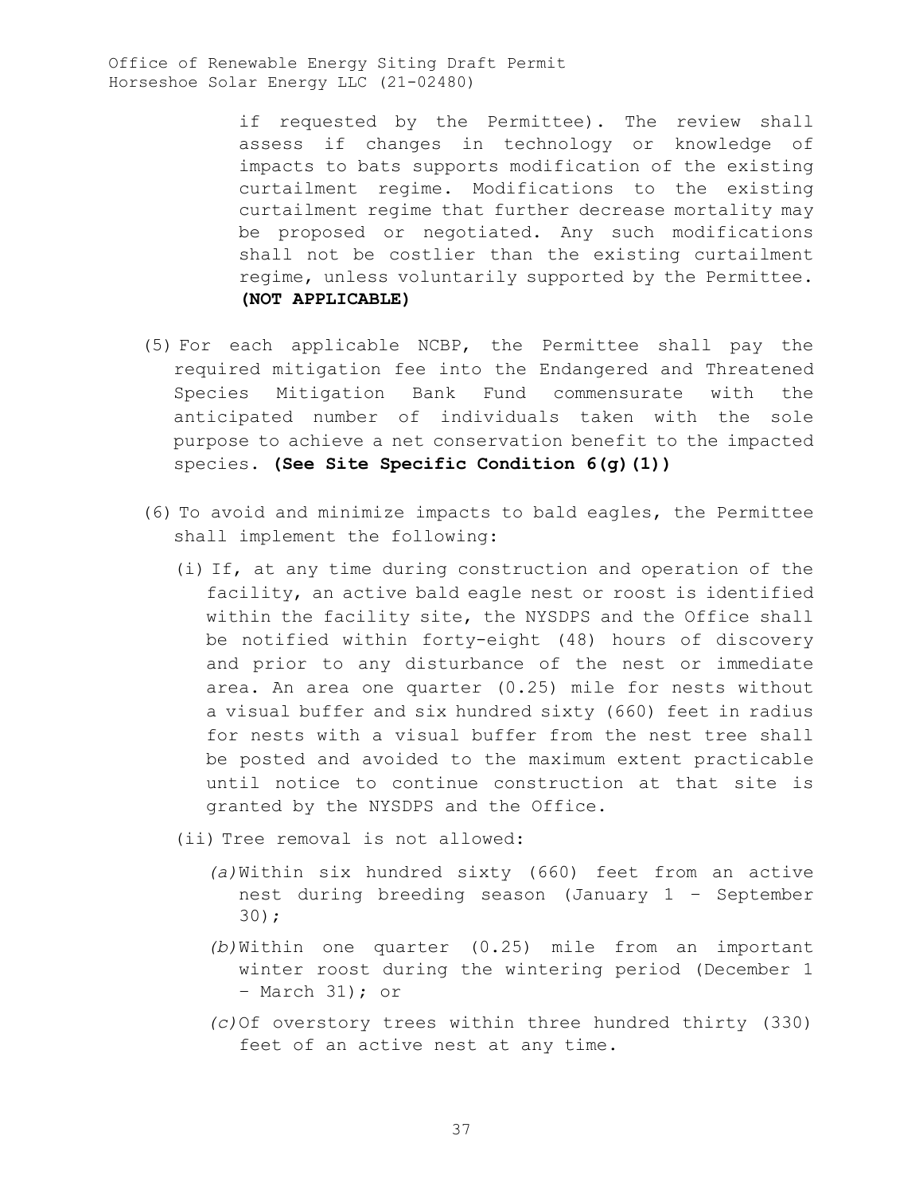if requested by the Permittee). The review shall assess if changes in technology or knowledge of impacts to bats supports modification of the existing curtailment regime. Modifications to the existing curtailment regime that further decrease mortality may be proposed or negotiated. Any such modifications shall not be costlier than the existing curtailment regime, unless voluntarily supported by the Permittee. **(NOT APPLICABLE)**

(5) For each applicable NCBP, the Permittee shall pay the required mitigation fee into the Endangered and Threatened Species Mitigation Bank Fund commensurate with the anticipated number of individuals taken with the sole purpose to achieve a net conservation benefit to the impacted species. **(See Site Specific Condition 6(g)(1))**

(6) To avoid and minimize impacts to bald eagles, the Permittee shall implement the following:

(i) If, at any time during construction and operation of the facility, an active bald eagle nest or roost is identified within the facility site, the NYSDPS and the Office shall be notified within forty-eight (48) hours of discovery and prior to any disturbance of the nest or immediate area. An area one quarter (0.25) mile for nests without a visual buffer and six hundred sixty (660) feet in radius for nests with a visual buffer from the nest tree shall be posted and avoided to the maximum extent practicable until notice to continue construction at that site is granted by the NYSDPS and the Office.

(ii) Tree removal is not allowed:

*(a)* Within six hundred sixty (660) feet from an active nest during breeding season (January 1 – September 30);

*(b)* Within one quarter (0.25) mile from an important winter roost during the wintering period (December 1 – March 31); or

*(c)* Of overstory trees within three hundred thirty (330) feet of an active nest at any time.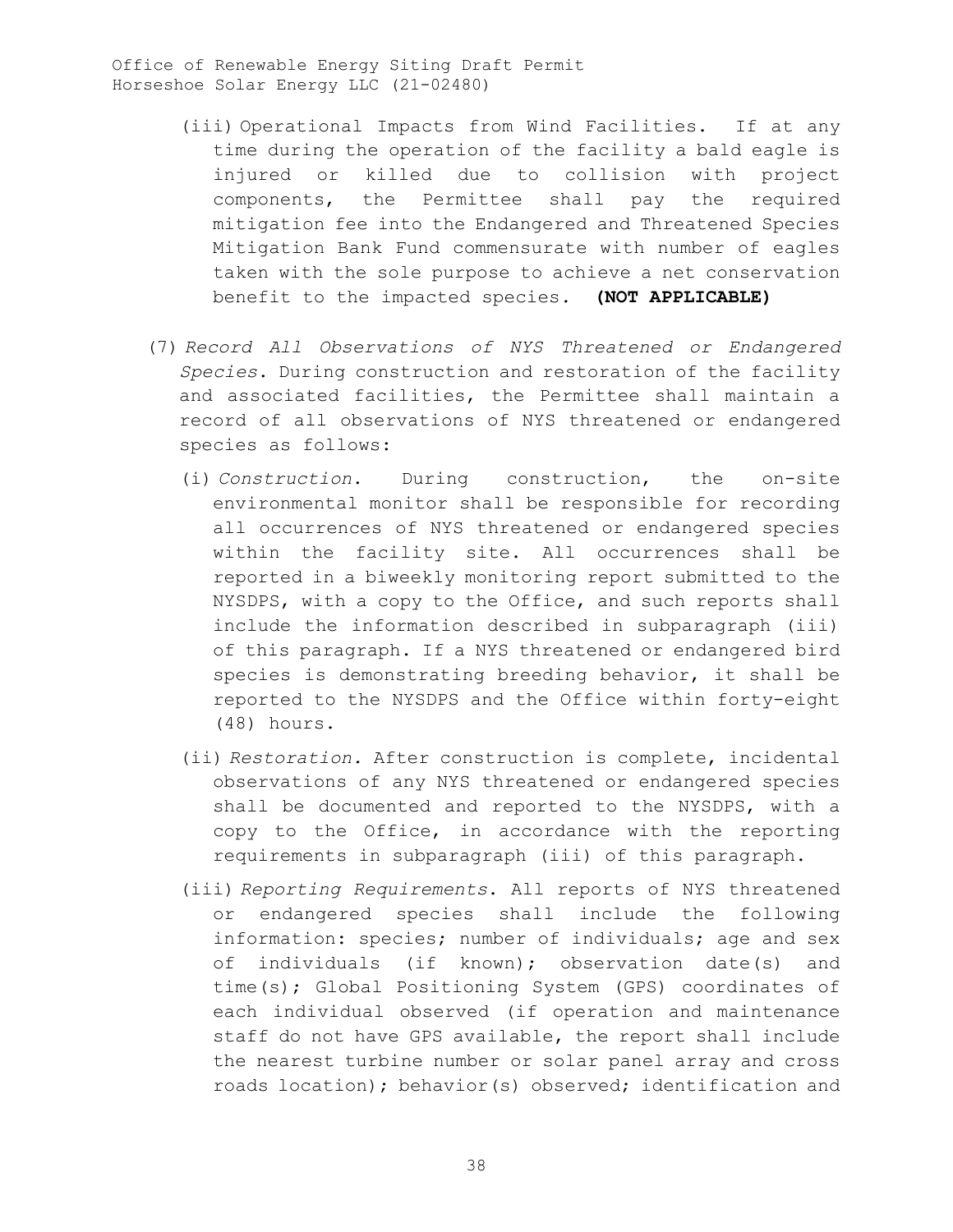(iii) Operational Impacts from Wind Facilities. If at any time during the operation of the facility a bald eagle is injured or killed due to collision with project components, the Permittee shall pay the required mitigation fee into the Endangered and Threatened Species Mitigation Bank Fund commensurate with number of eagles taken with the sole purpose to achieve a net conservation benefit to the impacted species. **(NOT APPLICABLE)**

(7) *Record All Observations of NYS Threatened or Endangered Species*. During construction and restoration of the facility and associated facilities, the Permittee shall maintain a record of all observations of NYS threatened or endangered species as follows:

(i) *Construction*. During construction, the on-site environmental monitor shall be responsible for recording all occurrences of NYS threatened or endangered species within the facility site. All occurrences shall be reported in a biweekly monitoring report submitted to the NYSDPS, with a copy to the Office, and such reports shall include the information described in subparagraph (iii) of this paragraph. If a NYS threatened or endangered bird species is demonstrating breeding behavior, it shall be reported to the NYSDPS and the Office within forty-eight (48) hours.

(ii) *Restoration.* After construction is complete, incidental observations of any NYS threatened or endangered species shall be documented and reported to the NYSDPS, with a copy to the Office, in accordance with the reporting requirements in subparagraph (iii) of this paragraph.

(iii) *Reporting Requirements*. All reports of NYS threatened or endangered species shall include the following information: species; number of individuals; age and sex of individuals (if known); observation date(s) and time(s); Global Positioning System (GPS) coordinates of each individual observed (if operation and maintenance staff do not have GPS available, the report shall include the nearest turbine number or solar panel array and cross roads location); behavior(s) observed; identification and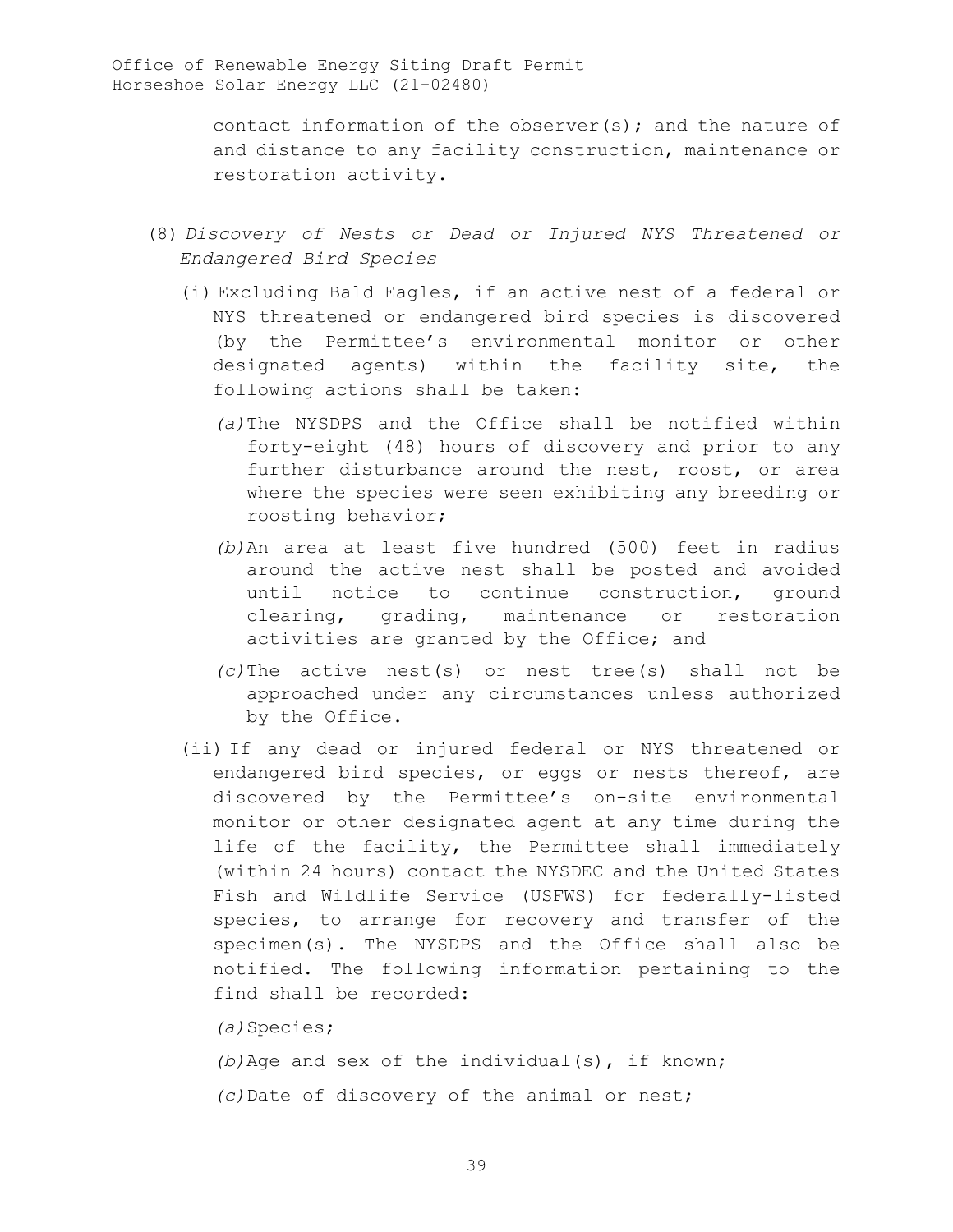contact information of the observer(s); and the nature of and distance to any facility construction, maintenance or restoration activity.

(8) *Discovery of Nests or Dead or Injured NYS Threatened or Endangered Bird Species*

(i) Excluding Bald Eagles, if an active nest of a federal or NYS threatened or endangered bird species is discovered (by the Permittee's environmental monitor or other designated agents) within the facility site, the following actions shall be taken:

*(a)* The NYSDPS and the Office shall be notified within forty-eight (48) hours of discovery and prior to any further disturbance around the nest, roost, or area where the species were seen exhibiting any breeding or roosting behavior;

*(b)* An area at least five hundred (500) feet in radius around the active nest shall be posted and avoided until notice to continue construction, ground clearing, grading, maintenance or restoration activities are granted by the Office; and

*(c)* The active nest(s) or nest tree(s) shall not be approached under any circumstances unless authorized by the Office.

(ii) If any dead or injured federal or NYS threatened or endangered bird species, or eggs or nests thereof, are discovered by the Permittee's on-site environmental monitor or other designated agent at any time during the life of the facility, the Permittee shall immediately (within 24 hours) contact the NYSDEC and the United States Fish and Wildlife Service (USFWS) for federally-listed species, to arrange for recovery and transfer of the specimen(s). The NYSDPS and the Office shall also be notified. The following information pertaining to the find shall be recorded:

*(a)* Species;

*(b)* Age and sex of the individual(s), if known;

*(c)* Date of discovery of the animal or nest;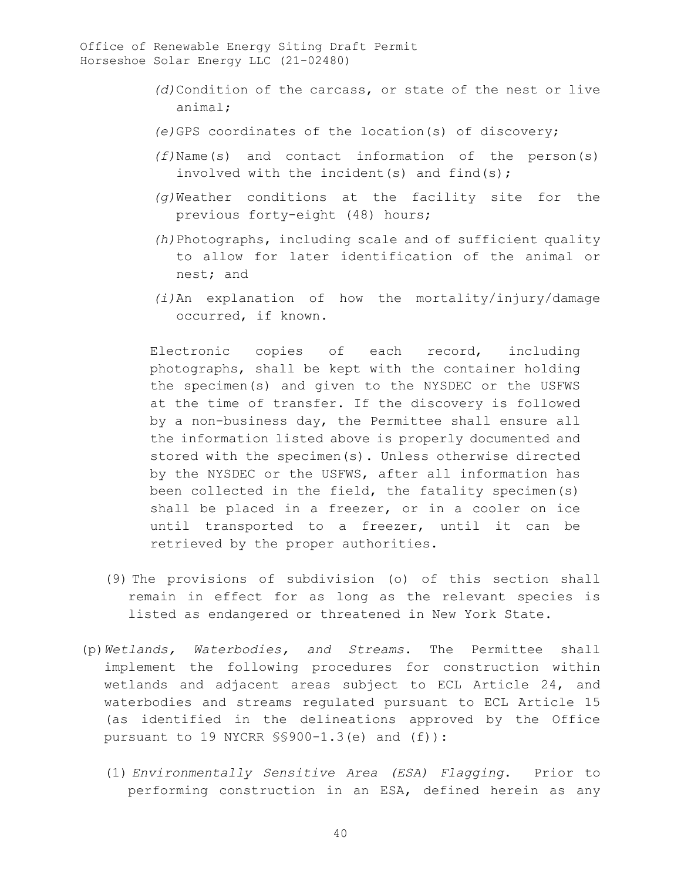*(d)* Condition of the carcass, or state of the nest or live animal;

*(e)* GPS coordinates of the location(s) of discovery;

*(f)* Name(s) and contact information of the person(s) involved with the incident(s) and find(s);

*(g)* Weather conditions at the facility site for the previous forty-eight (48) hours;

*(h)* Photographs, including scale and of sufficient quality to allow for later identification of the animal or nest; and

*(i)* An explanation of how the mortality/injury/damage occurred, if known.

Electronic copies of each record, including photographs, shall be kept with the container holding the specimen(s) and given to the NYSDEC or the USFWS at the time of transfer. If the discovery is followed by a non-business day, the Permittee shall ensure all the information listed above is properly documented and stored with the specimen(s). Unless otherwise directed by the NYSDEC or the USFWS, after all information has been collected in the field, the fatality specimen(s) shall be placed in a freezer, or in a cooler on ice until transported to a freezer, until it can be retrieved by the proper authorities.

(9) The provisions of subdivision (o) of this section shall remain in effect for as long as the relevant species is listed as endangered or threatened in New York State.

(p) *Wetlands, Waterbodies, and Streams*. The Permittee shall implement the following procedures for construction within wetlands and adjacent areas subject to ECL Article 24, and waterbodies and streams regulated pursuant to ECL Article 15 (as identified in the delineations approved by the Office pursuant to 19 NYCRR §§900-1.3(e) and (f)):

(1) *Environmentally Sensitive Area (ESA) Flagging*. Prior to performing construction in an ESA, defined herein as any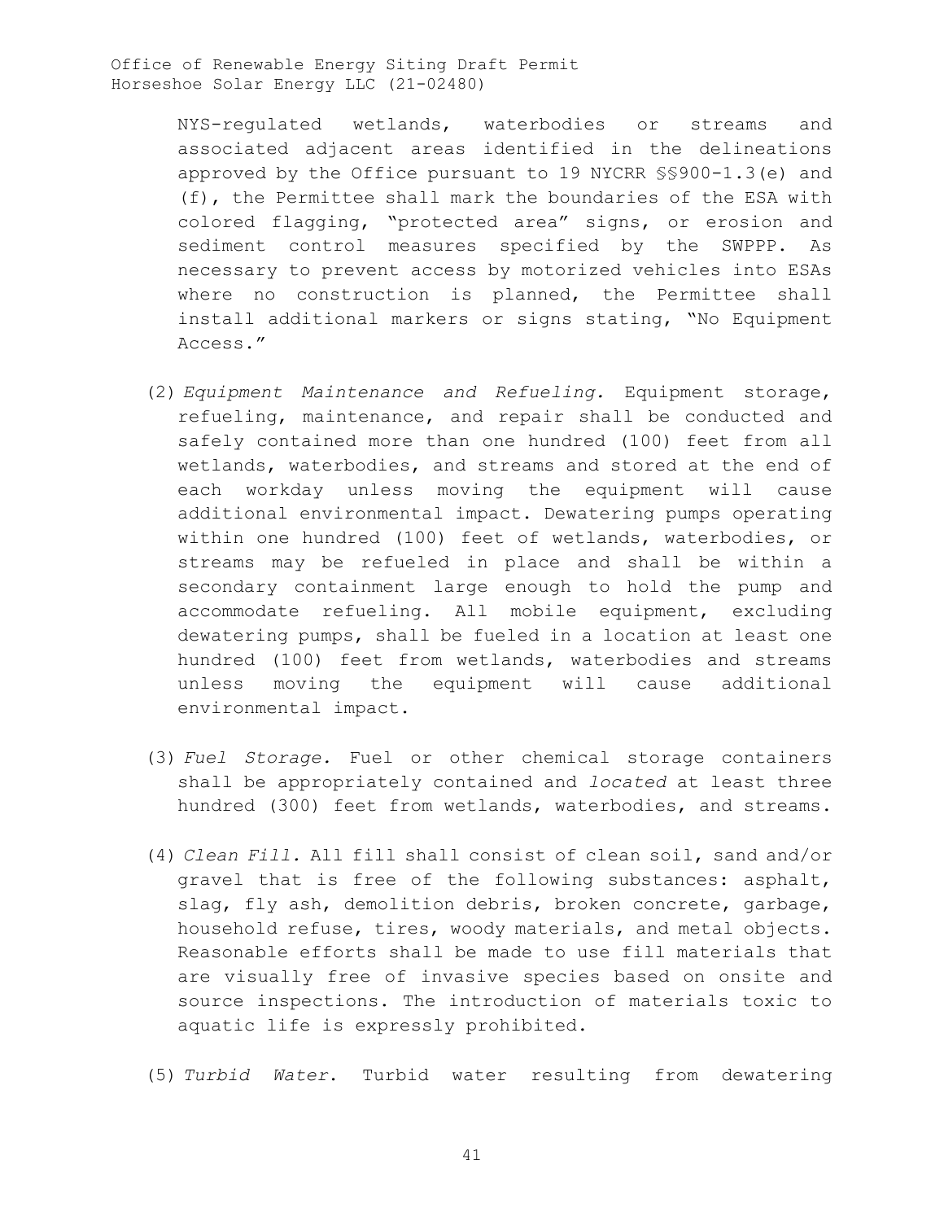NYS-regulated wetlands, waterbodies or streams and associated adjacent areas identified in the delineations approved by the Office pursuant to 19 NYCRR §§900-1.3(e) and (f), the Permittee shall mark the boundaries of the ESA with colored flagging, "protected area" signs, or erosion and sediment control measures specified by the SWPPP. As necessary to prevent access by motorized vehicles into ESAs where no construction is planned, the Permittee shall install additional markers or signs stating, "No Equipment Access."

(2) *Equipment Maintenance and Refueling.* Equipment storage, refueling, maintenance, and repair shall be conducted and safely contained more than one hundred (100) feet from all wetlands, waterbodies, and streams and stored at the end of each workday unless moving the equipment will cause additional environmental impact. Dewatering pumps operating within one hundred (100) feet of wetlands, waterbodies, or streams may be refueled in place and shall be within a secondary containment large enough to hold the pump and accommodate refueling. All mobile equipment, excluding dewatering pumps, shall be fueled in a location at least one hundred (100) feet from wetlands, waterbodies and streams unless moving the equipment will cause additional environmental impact.

(3) *Fuel Storage.* Fuel or other chemical storage containers shall be appropriately contained and *located* at least three hundred (300) feet from wetlands, waterbodies, and streams.

(4) *Clean Fill.* All fill shall consist of clean soil, sand and/or gravel that is free of the following substances: asphalt, slag, fly ash, demolition debris, broken concrete, garbage, household refuse, tires, woody materials, and metal objects. Reasonable efforts shall be made to use fill materials that are visually free of invasive species based on onsite and source inspections. The introduction of materials toxic to aquatic life is expressly prohibited.

(5) *Turbid Water*. Turbid water resulting from dewatering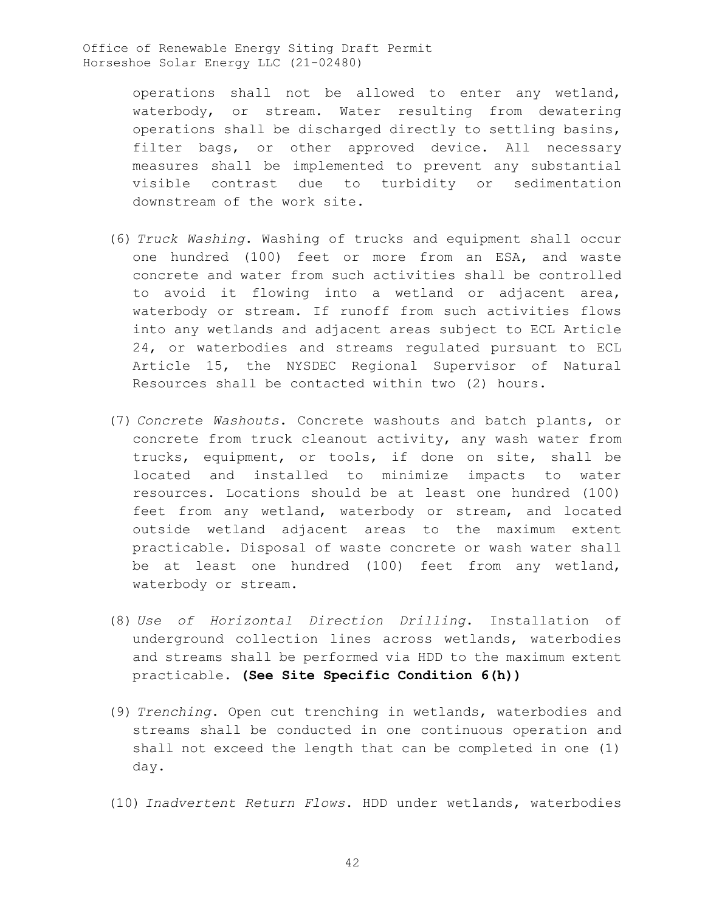operations shall not be allowed to enter any wetland, waterbody, or stream. Water resulting from dewatering operations shall be discharged directly to settling basins, filter bags, or other approved device. All necessary measures shall be implemented to prevent any substantial visible contrast due to turbidity or sedimentation downstream of the work site.

(6) *Truck Washing*. Washing of trucks and equipment shall occur one hundred (100) feet or more from an ESA, and waste concrete and water from such activities shall be controlled to avoid it flowing into a wetland or adjacent area, waterbody or stream. If runoff from such activities flows into any wetlands and adjacent areas subject to ECL Article 24, or waterbodies and streams regulated pursuant to ECL Article 15, the NYSDEC Regional Supervisor of Natural Resources shall be contacted within two (2) hours.

(7) *Concrete Washouts*. Concrete washouts and batch plants, or concrete from truck cleanout activity, any wash water from trucks, equipment, or tools, if done on site, shall be located and installed to minimize impacts to water resources. Locations should be at least one hundred (100) feet from any wetland, waterbody or stream, and located outside wetland adjacent areas to the maximum extent practicable. Disposal of waste concrete or wash water shall be at least one hundred (100) feet from any wetland, waterbody or stream.

(8) *Use of Horizontal Direction Drilling*. Installation of underground collection lines across wetlands, waterbodies and streams shall be performed via HDD to the maximum extent practicable. **(See Site Specific Condition 6(h))**

(9) *Trenching*. Open cut trenching in wetlands, waterbodies and streams shall be conducted in one continuous operation and shall not exceed the length that can be completed in one (1) day.

(10) *Inadvertent Return Flows*. HDD under wetlands, waterbodies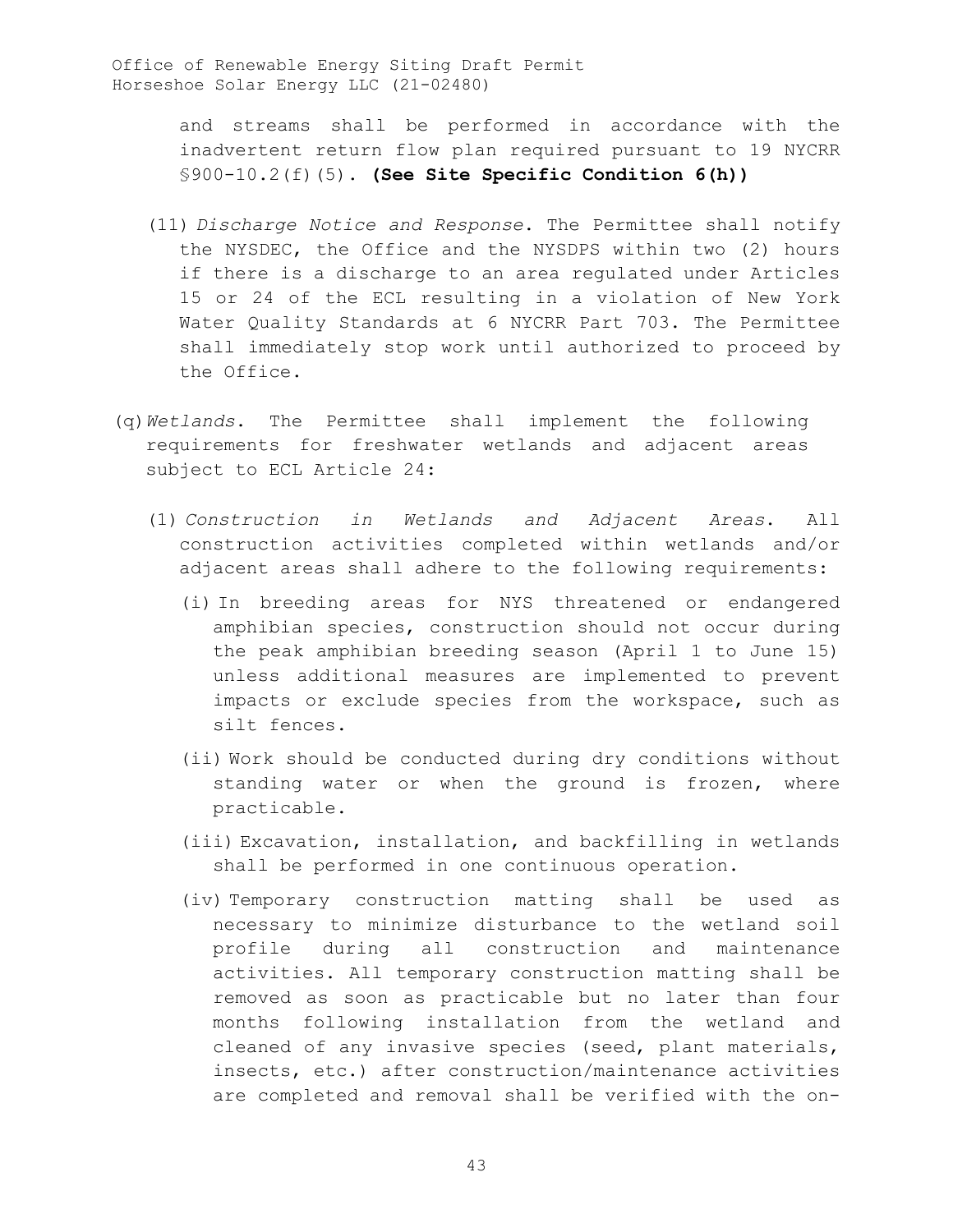and streams shall be performed in accordance with the inadvertent return flow plan required pursuant to 19 NYCRR §900-10.2(f)(5). **(See Site Specific Condition 6(h))**

(11) *Discharge Notice and Response*. The Permittee shall notify the NYSDEC, the Office and the NYSDPS within two (2) hours if there is a discharge to an area regulated under Articles 15 or 24 of the ECL resulting in a violation of New York Water Quality Standards at 6 NYCRR Part 703. The Permittee shall immediately stop work until authorized to proceed by the Office.

(q) *Wetlands*. The Permittee shall implement the following requirements for freshwater wetlands and adjacent areas subject to ECL Article 24:

(1) *Construction in Wetlands and Adjacent Areas*. All construction activities completed within wetlands and/or adjacent areas shall adhere to the following requirements:

(i) In breeding areas for NYS threatened or endangered amphibian species, construction should not occur during the peak amphibian breeding season (April 1 to June 15) unless additional measures are implemented to prevent impacts or exclude species from the workspace, such as silt fences.

(ii) Work should be conducted during dry conditions without standing water or when the ground is frozen, where practicable.

(iii) Excavation, installation, and backfilling in wetlands shall be performed in one continuous operation.

(iv) Temporary construction matting shall be used as necessary to minimize disturbance to the wetland soil profile during all construction and maintenance activities. All temporary construction matting shall be removed as soon as practicable but no later than four months following installation from the wetland and cleaned of any invasive species (seed, plant materials, insects, etc.) after construction/maintenance activities are completed and removal shall be verified with the on-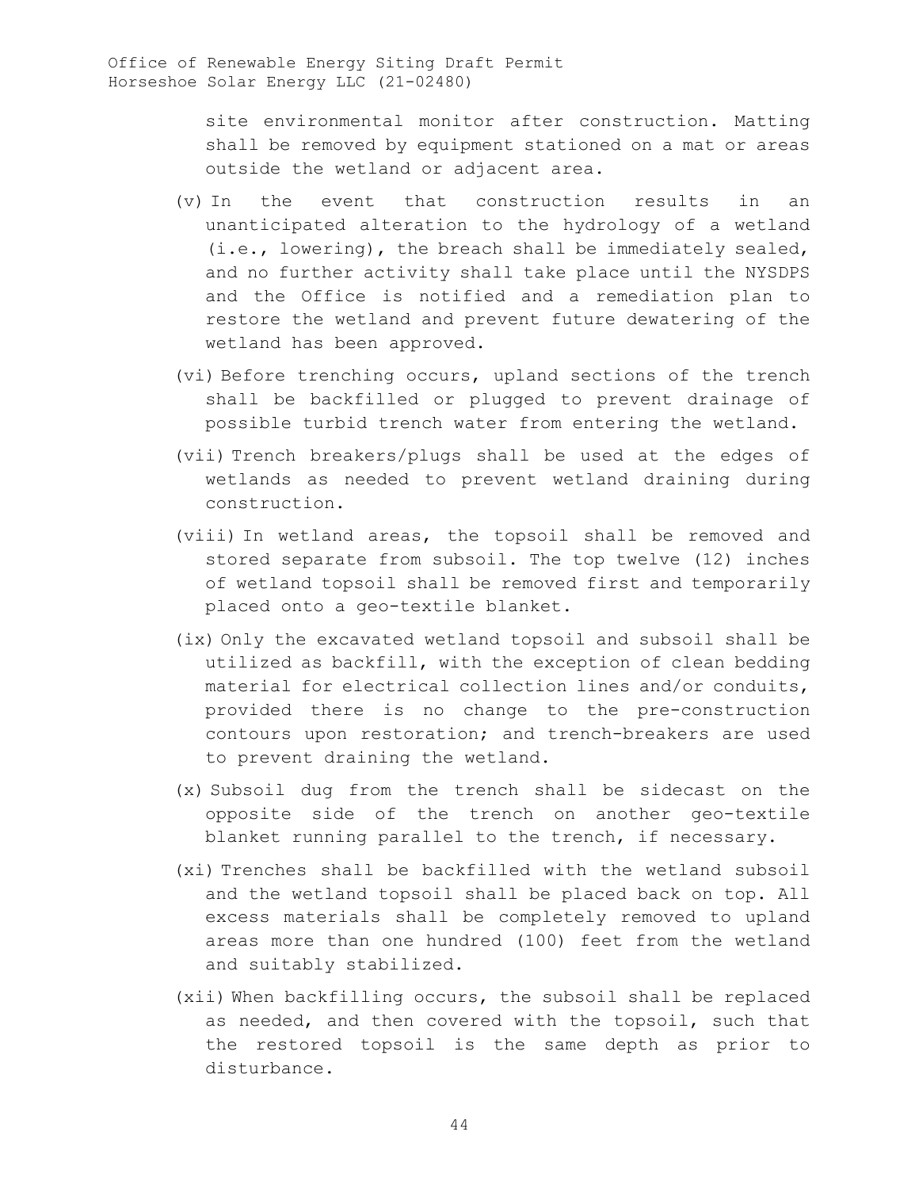site environmental monitor after construction. Matting shall be removed by equipment stationed on a mat or areas outside the wetland or adjacent area.

(v) In the event that construction results in an unanticipated alteration to the hydrology of a wetland (i.e., lowering), the breach shall be immediately sealed, and no further activity shall take place until the NYSDPS and the Office is notified and a remediation plan to restore the wetland and prevent future dewatering of the wetland has been approved.

(vi) Before trenching occurs, upland sections of the trench shall be backfilled or plugged to prevent drainage of possible turbid trench water from entering the wetland.

(vii) Trench breakers/plugs shall be used at the edges of wetlands as needed to prevent wetland draining during construction.

(viii) In wetland areas, the topsoil shall be removed and stored separate from subsoil. The top twelve (12) inches of wetland topsoil shall be removed first and temporarily placed onto a geo-textile blanket.

(ix) Only the excavated wetland topsoil and subsoil shall be utilized as backfill, with the exception of clean bedding material for electrical collection lines and/or conduits, provided there is no change to the pre-construction contours upon restoration; and trench-breakers are used to prevent draining the wetland.

(x) Subsoil dug from the trench shall be sidecast on the opposite side of the trench on another geo-textile blanket running parallel to the trench, if necessary.

(xi) Trenches shall be backfilled with the wetland subsoil and the wetland topsoil shall be placed back on top. All excess materials shall be completely removed to upland areas more than one hundred (100) feet from the wetland and suitably stabilized.

(xii) When backfilling occurs, the subsoil shall be replaced as needed, and then covered with the topsoil, such that the restored topsoil is the same depth as prior to disturbance.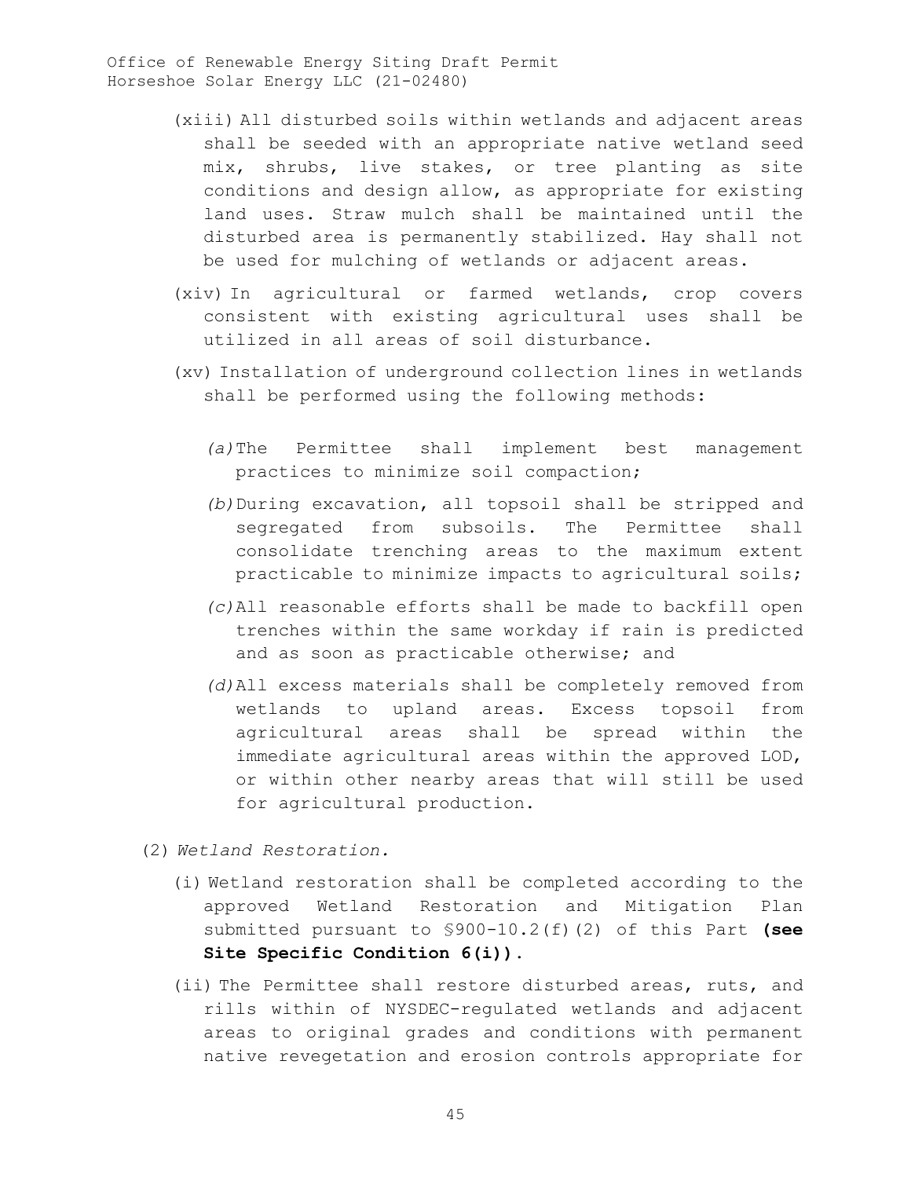(xiii) All disturbed soils within wetlands and adjacent areas shall be seeded with an appropriate native wetland seed mix, shrubs, live stakes, or tree planting as site conditions and design allow, as appropriate for existing land uses. Straw mulch shall be maintained until the disturbed area is permanently stabilized. Hay shall not be used for mulching of wetlands or adjacent areas.

(xiv) In agricultural or farmed wetlands, crop covers consistent with existing agricultural uses shall be utilized in all areas of soil disturbance.

(xv) Installation of underground collection lines in wetlands shall be performed using the following methods:

*(a)* The Permittee shall implement best management practices to minimize soil compaction;

*(b)* During excavation, all topsoil shall be stripped and segregated from subsoils. The Permittee shall consolidate trenching areas to the maximum extent practicable to minimize impacts to agricultural soils;

*(c)* All reasonable efforts shall be made to backfill open trenches within the same workday if rain is predicted and as soon as practicable otherwise; and

*(d)* All excess materials shall be completely removed from wetlands to upland areas. Excess topsoil from agricultural areas shall be spread within the immediate agricultural areas within the approved LOD, or within other nearby areas that will still be used for agricultural production.

(2) *Wetland Restoration.*

(i) Wetland restoration shall be completed according to the approved Wetland Restoration and Mitigation Plan submitted pursuant to §900-10.2(f)(2) of this Part **(see Site Specific Condition 6(i))**.

(ii) The Permittee shall restore disturbed areas, ruts, and rills within of NYSDEC-regulated wetlands and adjacent areas to original grades and conditions with permanent native revegetation and erosion controls appropriate for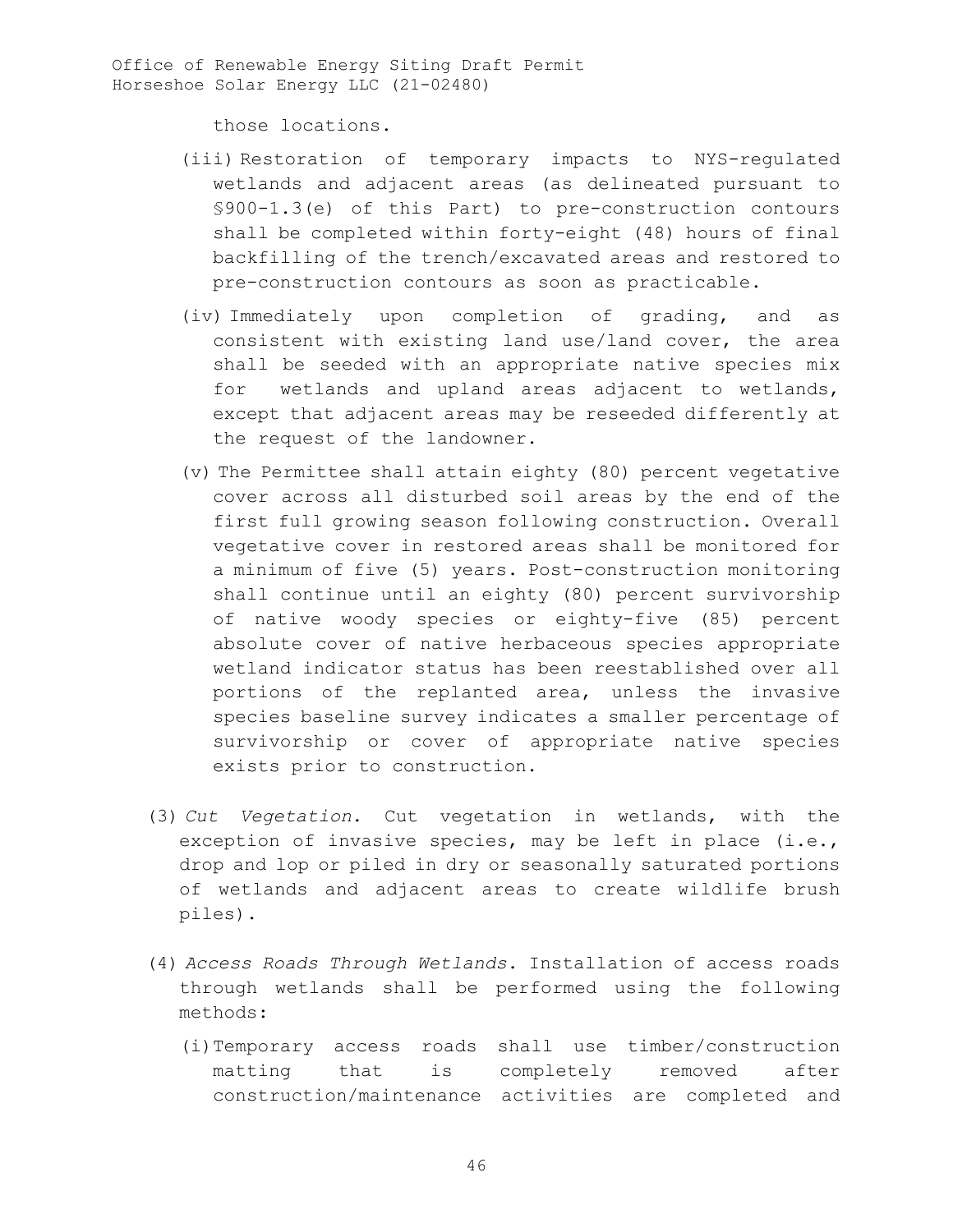those locations.

(iii) Restoration of temporary impacts to NYS-regulated wetlands and adjacent areas (as delineated pursuant to §900-1.3(e) of this Part) to pre-construction contours shall be completed within forty-eight (48) hours of final backfilling of the trench/excavated areas and restored to pre-construction contours as soon as practicable.

(iv) Immediately upon completion of grading, and as consistent with existing land use/land cover, the area shall be seeded with an appropriate native species mix for wetlands and upland areas adjacent to wetlands, except that adjacent areas may be reseeded differently at the request of the landowner.

(v) The Permittee shall attain eighty (80) percent vegetative cover across all disturbed soil areas by the end of the first full growing season following construction. Overall vegetative cover in restored areas shall be monitored for a minimum of five (5) years. Post-construction monitoring shall continue until an eighty (80) percent survivorship of native woody species or eighty-five (85) percent absolute cover of native herbaceous species appropriate wetland indicator status has been reestablished over all portions of the replanted area, unless the invasive species baseline survey indicates a smaller percentage of survivorship or cover of appropriate native species exists prior to construction.

(3) *Cut Vegetation*. Cut vegetation in wetlands, with the exception of invasive species, may be left in place (i.e., drop and lop or piled in dry or seasonally saturated portions of wetlands and adjacent areas to create wildlife brush piles).

(4) *Access Roads Through Wetlands*. Installation of access roads through wetlands shall be performed using the following methods:

(i) Temporary access roads shall use timber/construction matting that is completely removed after construction/maintenance activities are completed and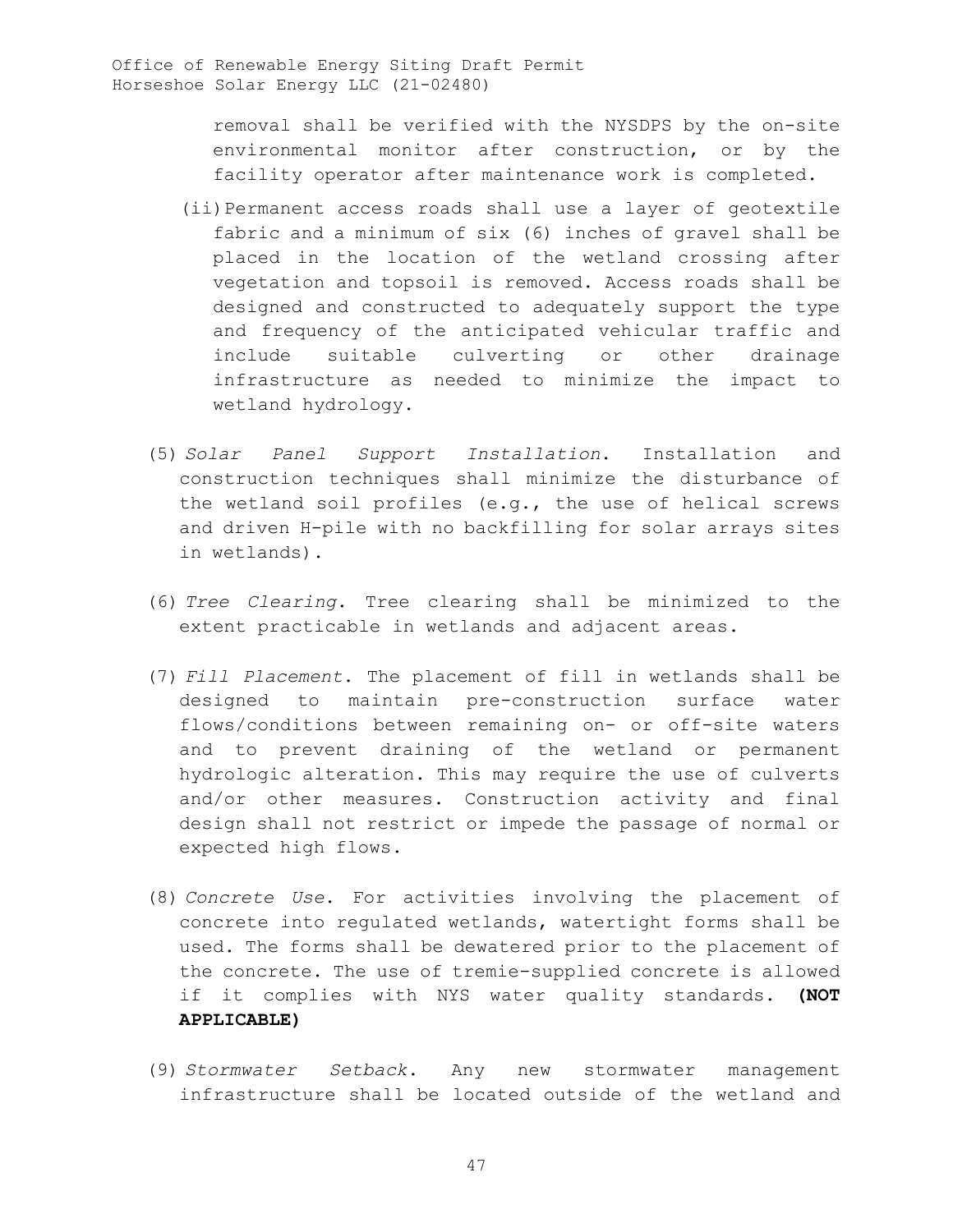removal shall be verified with the NYSDPS by the on-site environmental monitor after construction, or by the facility operator after maintenance work is completed.

(ii) Permanent access roads shall use a layer of geotextile fabric and a minimum of six (6) inches of gravel shall be placed in the location of the wetland crossing after vegetation and topsoil is removed. Access roads shall be designed and constructed to adequately support the type and frequency of the anticipated vehicular traffic and include suitable culverting or other drainage infrastructure as needed to minimize the impact to wetland hydrology.

(5) *Solar Panel Support Installation*. Installation and construction techniques shall minimize the disturbance of the wetland soil profiles (e.g., the use of helical screws and driven H-pile with no backfilling for solar arrays sites in wetlands).

(6) *Tree Clearing*. Tree clearing shall be minimized to the extent practicable in wetlands and adjacent areas.

(7) *Fill Placement*. The placement of fill in wetlands shall be designed to maintain pre-construction surface water flows/conditions between remaining on- or off-site waters and to prevent draining of the wetland or permanent hydrologic alteration. This may require the use of culverts and/or other measures. Construction activity and final design shall not restrict or impede the passage of normal or expected high flows.

(8) *Concrete Use*. For activities involving the placement of concrete into regulated wetlands, watertight forms shall be used. The forms shall be dewatered prior to the placement of the concrete. The use of tremie-supplied concrete is allowed if it complies with NYS water quality standards. **(NOT APPLICABLE)**

(9) *Stormwater Setback*. Any new stormwater management infrastructure shall be located outside of the wetland and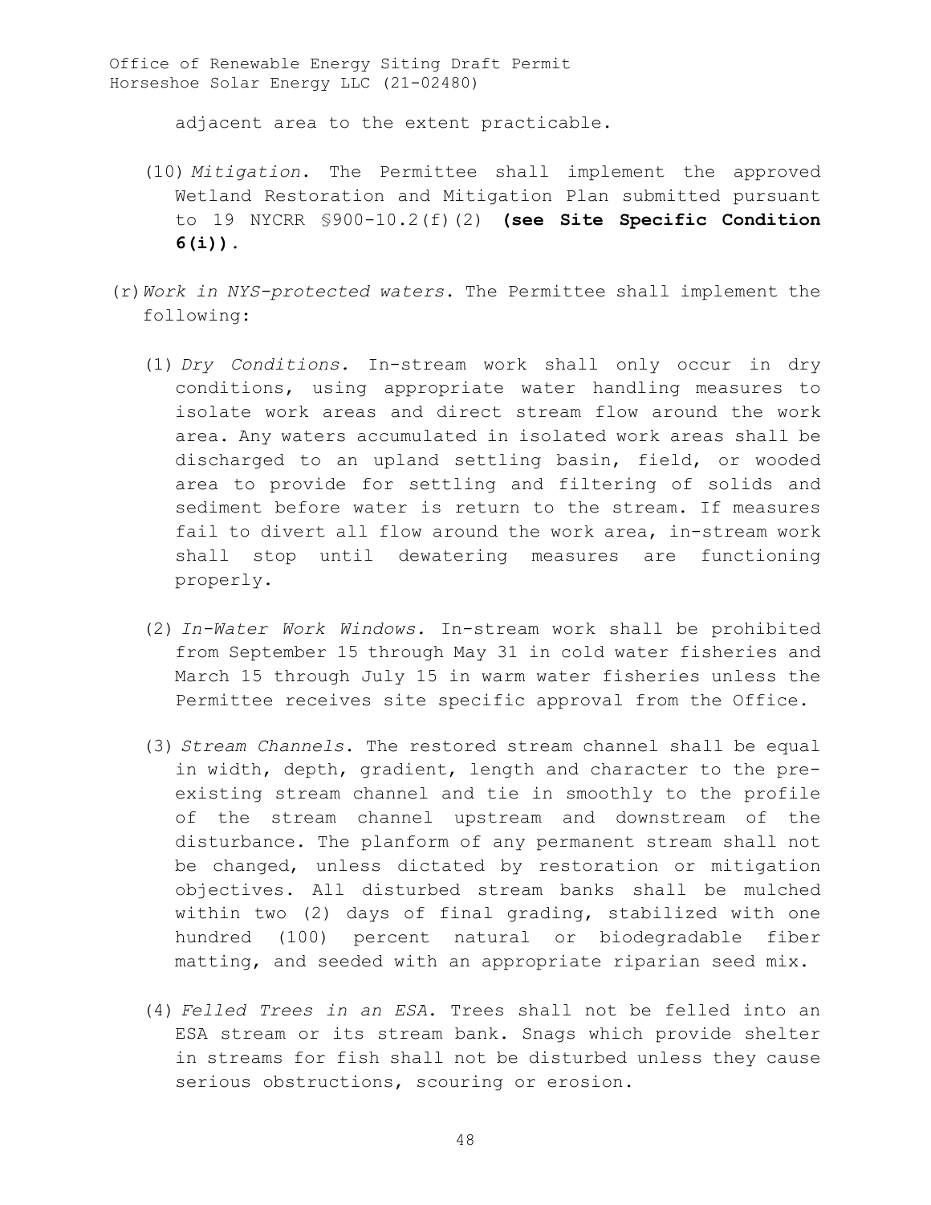adjacent area to the extent practicable.

(10) *Mitigation*. The Permittee shall implement the approved Wetland Restoration and Mitigation Plan submitted pursuant to 19 NYCRR §900-10.2(f)(2) **(see Site Specific Condition 6(i))**.

(r) *Work in NYS-protected waters*. The Permittee shall implement the following:

(1) *Dry Conditions.* In-stream work shall only occur in dry conditions, using appropriate water handling measures to isolate work areas and direct stream flow around the work area. Any waters accumulated in isolated work areas shall be discharged to an upland settling basin, field, or wooded area to provide for settling and filtering of solids and sediment before water is return to the stream. If measures fail to divert all flow around the work area, in-stream work shall stop until dewatering measures are functioning properly.

(2) *In-Water Work Windows.* In-stream work shall be prohibited from September 15 through May 31 in cold water fisheries and March 15 through July 15 in warm water fisheries unless the Permittee receives site specific approval from the Office.

(3) *Stream Channels*. The restored stream channel shall be equal in width, depth, gradient, length and character to the pre-existing stream channel and tie in smoothly to the profile of the stream channel upstream and downstream of the disturbance. The planform of any permanent stream shall not be changed, unless dictated by restoration or mitigation objectives. All disturbed stream banks shall be mulched within two (2) days of final grading, stabilized with one hundred (100) percent natural or biodegradable fiber matting, and seeded with an appropriate riparian seed mix.

(4) *Felled Trees in an ESA*. Trees shall not be felled into an ESA stream or its stream bank. Snags which provide shelter in streams for fish shall not be disturbed unless they cause serious obstructions, scouring or erosion.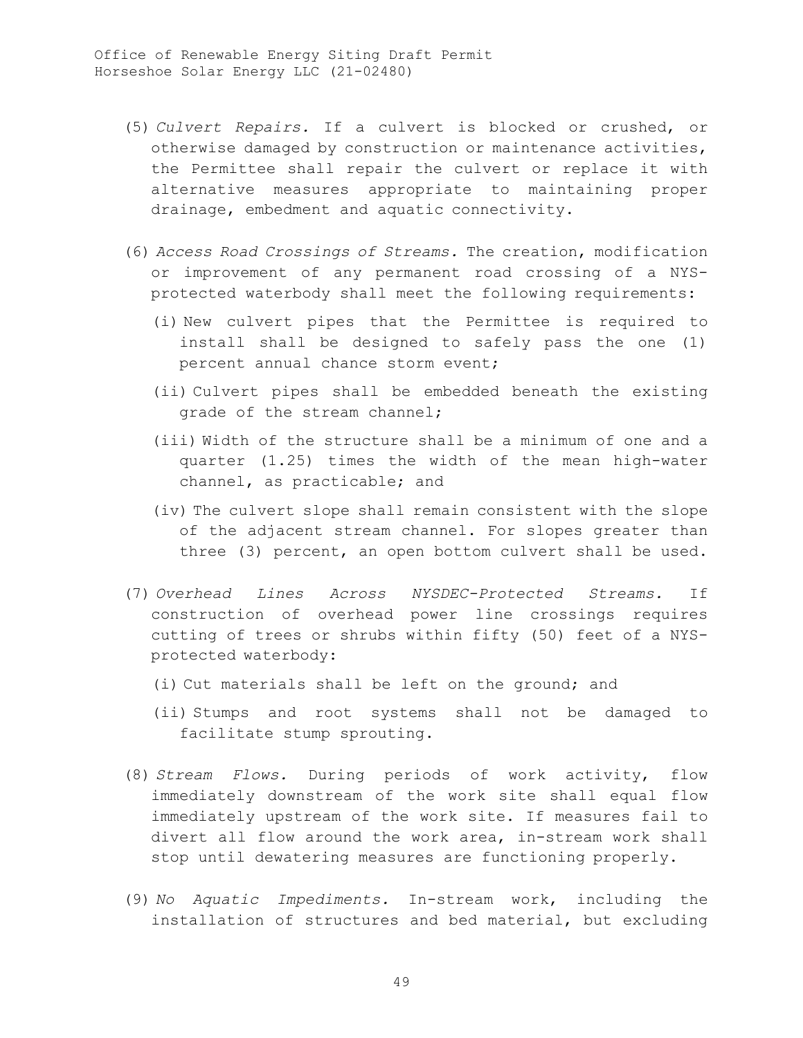(5) *Culvert Repairs.* If a culvert is blocked or crushed, or otherwise damaged by construction or maintenance activities, the Permittee shall repair the culvert or replace it with alternative measures appropriate to maintaining proper drainage, embedment and aquatic connectivity.

(6) *Access Road Crossings of Streams.* The creation, modification or improvement of any permanent road crossing of a NYS-protected waterbody shall meet the following requirements:

   (i) New culvert pipes that the Permittee is required to install shall be designed to safely pass the one (1) percent annual chance storm event;

   (ii) Culvert pipes shall be embedded beneath the existing grade of the stream channel;

   (iii) Width of the structure shall be a minimum of one and a quarter (1.25) times the width of the mean high-water channel, as practicable; and

   (iv) The culvert slope shall remain consistent with the slope of the adjacent stream channel. For slopes greater than three (3) percent, an open bottom culvert shall be used.

(7) *Overhead Lines Across NYSDEC-Protected Streams.* If construction of overhead power line crossings requires cutting of trees or shrubs within fifty (50) feet of a NYS-protected waterbody:

   (i) Cut materials shall be left on the ground; and

   (ii) Stumps and root systems shall not be damaged to facilitate stump sprouting.

(8) *Stream Flows.* During periods of work activity, flow immediately downstream of the work site shall equal flow immediately upstream of the work site. If measures fail to divert all flow around the work area, in-stream work shall stop until dewatering measures are functioning properly.

(9) *No Aquatic Impediments.* In-stream work, including the installation of structures and bed material, but excluding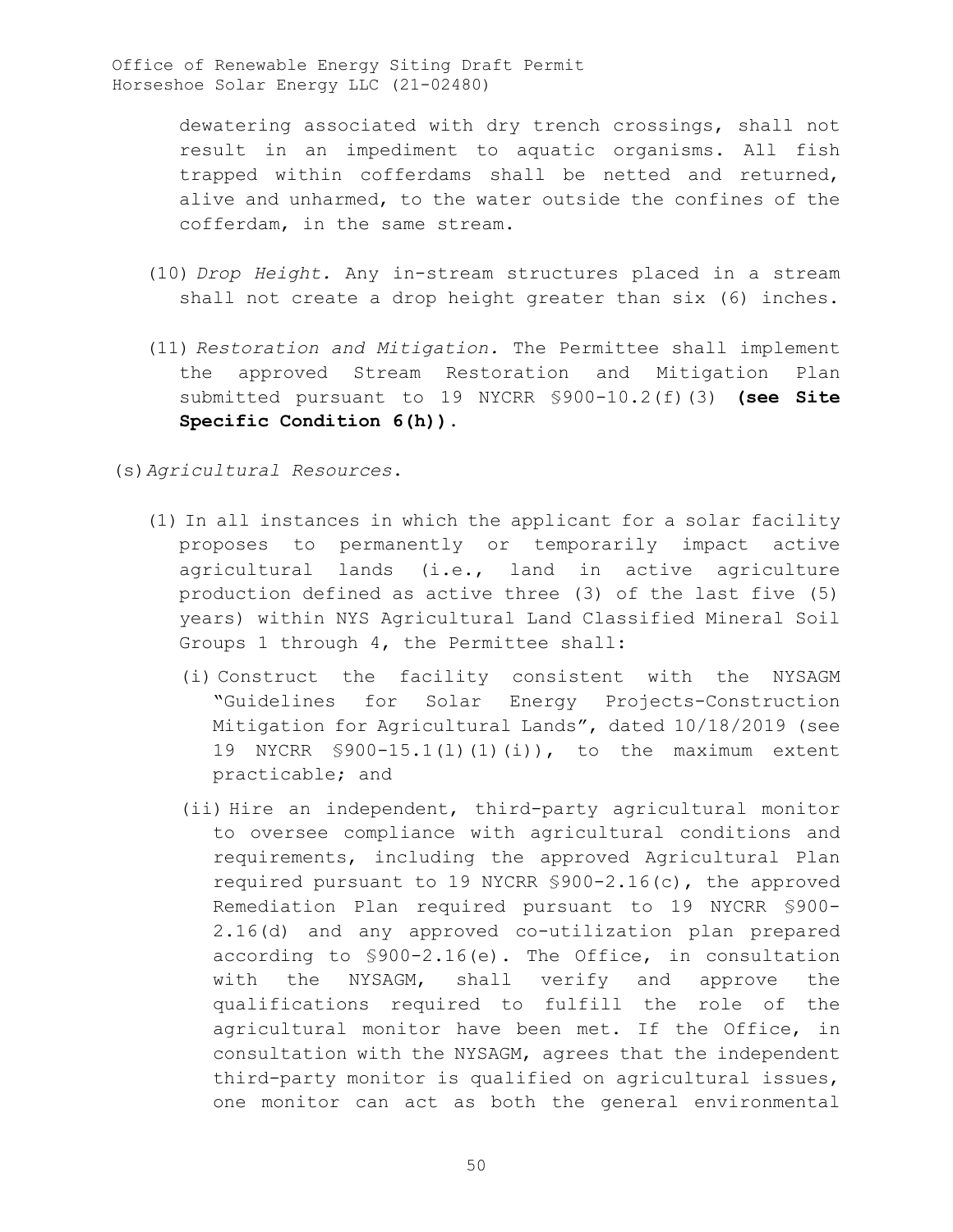dewatering associated with dry trench crossings, shall not result in an impediment to aquatic organisms. All fish trapped within cofferdams shall be netted and returned, alive and unharmed, to the water outside the confines of the cofferdam, in the same stream.

(10) *Drop Height.* Any in-stream structures placed in a stream shall not create a drop height greater than six (6) inches.

(11) *Restoration and Mitigation.* The Permittee shall implement the approved Stream Restoration and Mitigation Plan submitted pursuant to 19 NYCRR §900-10.2(f)(3) **(see Site Specific Condition 6(h)).**

(s) *Agricultural Resources.*

(1) In all instances in which the applicant for a solar facility proposes to permanently or temporarily impact active agricultural lands (i.e., land in active agriculture production defined as active three (3) of the last five (5) years) within NYS Agricultural Land Classified Mineral Soil Groups 1 through 4, the Permittee shall:

(i) Construct the facility consistent with the NYSAGM "Guidelines for Solar Energy Projects-Construction Mitigation for Agricultural Lands", dated 10/18/2019 (see 19 NYCRR §900-15.1(l)(1)(i)), to the maximum extent practicable; and

(ii) Hire an independent, third-party agricultural monitor to oversee compliance with agricultural conditions and requirements, including the approved Agricultural Plan required pursuant to 19 NYCRR §900-2.16(c), the approved Remediation Plan required pursuant to 19 NYCRR §900-2.16(d) and any approved co-utilization plan prepared according to §900-2.16(e). The Office, in consultation with the NYSAGM, shall verify and approve the qualifications required to fulfill the role of the agricultural monitor have been met. If the Office, in consultation with the NYSAGM, agrees that the independent third-party monitor is qualified on agricultural issues, one monitor can act as both the general environmental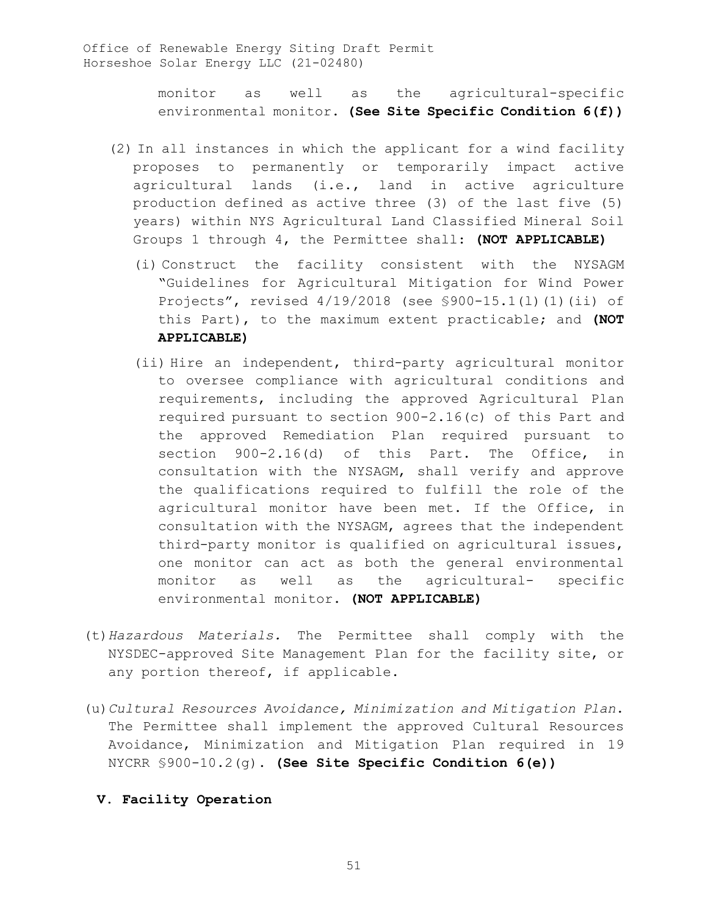monitor as well as the agricultural-specific environmental monitor. **(See Site Specific Condition 6(f))**

(2) In all instances in which the applicant for a wind facility proposes to permanently or temporarily impact active agricultural lands (i.e., land in active agriculture production defined as active three (3) of the last five (5) years) within NYS Agricultural Land Classified Mineral Soil Groups 1 through 4, the Permittee shall: **(NOT APPLICABLE)**

(i) Construct the facility consistent with the NYSAGM "Guidelines for Agricultural Mitigation for Wind Power Projects", revised 4/19/2018 (see §900-15.1(l)(1)(ii) of this Part), to the maximum extent practicable; and **(NOT APPLICABLE)**

(ii) Hire an independent, third-party agricultural monitor to oversee compliance with agricultural conditions and requirements, including the approved Agricultural Plan required pursuant to section 900-2.16(c) of this Part and the approved Remediation Plan required pursuant to section 900-2.16(d) of this Part. The Office, in consultation with the NYSAGM, shall verify and approve the qualifications required to fulfill the role of the agricultural monitor have been met. If the Office, in consultation with the NYSAGM, agrees that the independent third-party monitor is qualified on agricultural issues, one monitor can act as both the general environmental monitor as well as the agricultural- specific environmental monitor. **(NOT APPLICABLE)**

(t) *Hazardous Materials.* The Permittee shall comply with the NYSDEC-approved Site Management Plan for the facility site, or any portion thereof, if applicable.

(u) *Cultural Resources Avoidance, Minimization and Mitigation Plan*. The Permittee shall implement the approved Cultural Resources Avoidance, Minimization and Mitigation Plan required in 19 NYCRR §900-10.2(g). **(See Site Specific Condition 6(e))**

## V. Facility Operation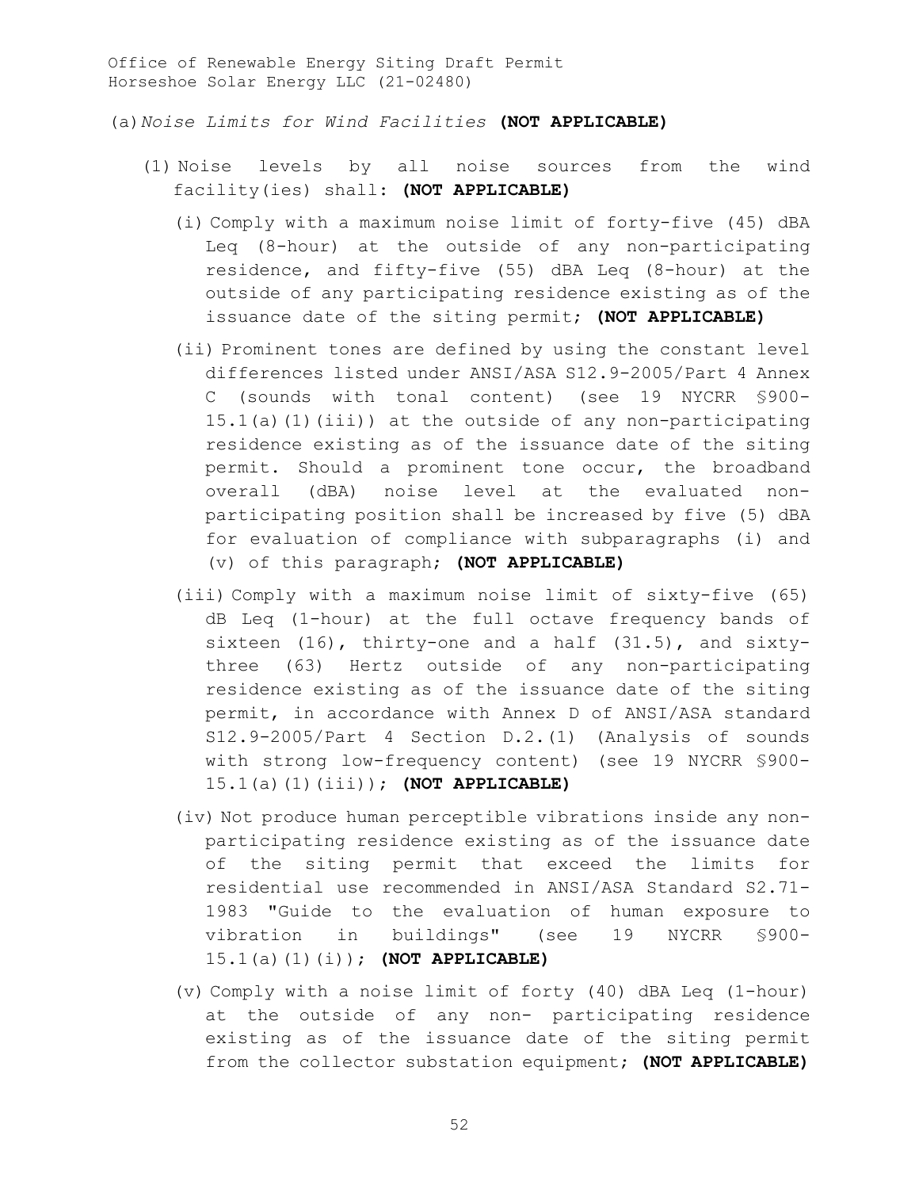(a) *Noise Limits for Wind Facilities* **(NOT APPLICABLE)**

(1) Noise levels by all noise sources from the wind facility(ies) shall: **(NOT APPLICABLE)**

(i) Comply with a maximum noise limit of forty-five (45) dBA Leq (8-hour) at the outside of any non-participating residence, and fifty-five (55) dBA Leq (8-hour) at the outside of any participating residence existing as of the issuance date of the siting permit; **(NOT APPLICABLE)**

(ii) Prominent tones are defined by using the constant level differences listed under ANSI/ASA S12.9-2005/Part 4 Annex C (sounds with tonal content) (see 19 NYCRR §900-15.1(a)(1)(iii)) at the outside of any non-participating residence existing as of the issuance date of the siting permit. Should a prominent tone occur, the broadband overall (dBA) noise level at the evaluated non-participating position shall be increased by five (5) dBA for evaluation of compliance with subparagraphs (i) and (v) of this paragraph; **(NOT APPLICABLE)**

(iii) Comply with a maximum noise limit of sixty-five (65) dB Leq (1-hour) at the full octave frequency bands of sixteen (16), thirty-one and a half (31.5), and sixty-three (63) Hertz outside of any non-participating residence existing as of the issuance date of the siting permit, in accordance with Annex D of ANSI/ASA standard S12.9-2005/Part 4 Section D.2.(1) (Analysis of sounds with strong low-frequency content) (see 19 NYCRR §900-15.1(a)(1)(iii)); **(NOT APPLICABLE)**

(iv) Not produce human perceptible vibrations inside any non-participating residence existing as of the issuance date of the siting permit that exceed the limits for residential use recommended in ANSI/ASA Standard S2.71-1983 "Guide to the evaluation of human exposure to vibration in buildings" (see 19 NYCRR §900-15.1(a)(1)(i)); **(NOT APPLICABLE)**

(v) Comply with a noise limit of forty (40) dBA Leq (1-hour) at the outside of any non- participating residence existing as of the issuance date of the siting permit from the collector substation equipment; **(NOT APPLICABLE)**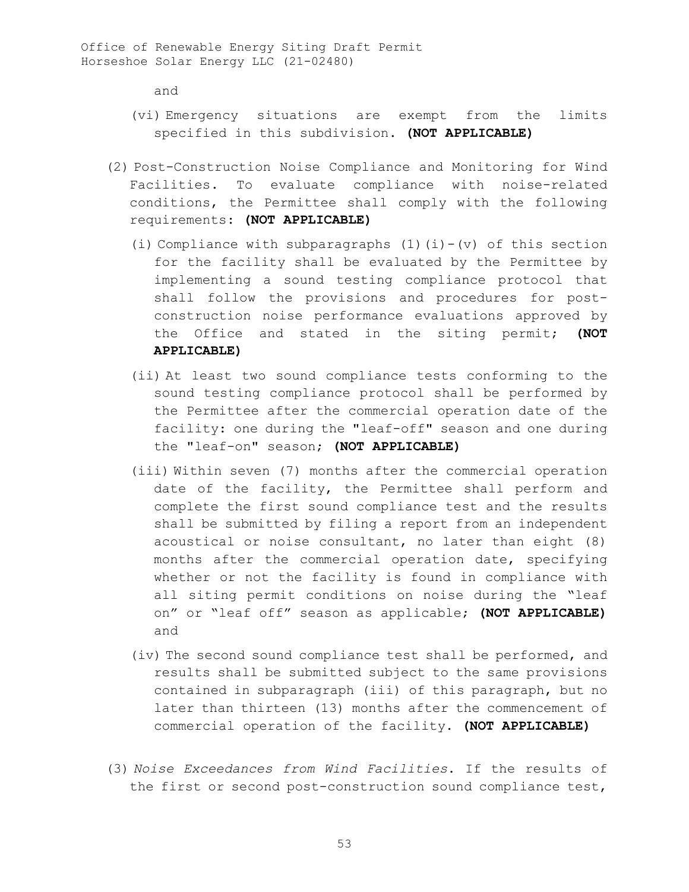and

(vi) Emergency situations are exempt from the limits specified in this subdivision. **(NOT APPLICABLE)**

(2) Post-Construction Noise Compliance and Monitoring for Wind Facilities. To evaluate compliance with noise-related conditions, the Permittee shall comply with the following requirements: **(NOT APPLICABLE)**

(i) Compliance with subparagraphs (1)(i)-(v) of this section for the facility shall be evaluated by the Permittee by implementing a sound testing compliance protocol that shall follow the provisions and procedures for post-construction noise performance evaluations approved by the Office and stated in the siting permit; **(NOT APPLICABLE)**

(ii) At least two sound compliance tests conforming to the sound testing compliance protocol shall be performed by the Permittee after the commercial operation date of the facility: one during the "leaf-off" season and one during the "leaf-on" season; **(NOT APPLICABLE)**

(iii) Within seven (7) months after the commercial operation date of the facility, the Permittee shall perform and complete the first sound compliance test and the results shall be submitted by filing a report from an independent acoustical or noise consultant, no later than eight (8) months after the commercial operation date, specifying whether or not the facility is found in compliance with all siting permit conditions on noise during the "leaf on" or "leaf off" season as applicable; **(NOT APPLICABLE)** and

(iv) The second sound compliance test shall be performed, and results shall be submitted subject to the same provisions contained in subparagraph (iii) of this paragraph, but no later than thirteen (13) months after the commencement of commercial operation of the facility. **(NOT APPLICABLE)**

(3) *Noise Exceedances from Wind Facilities*. If the results of the first or second post-construction sound compliance test,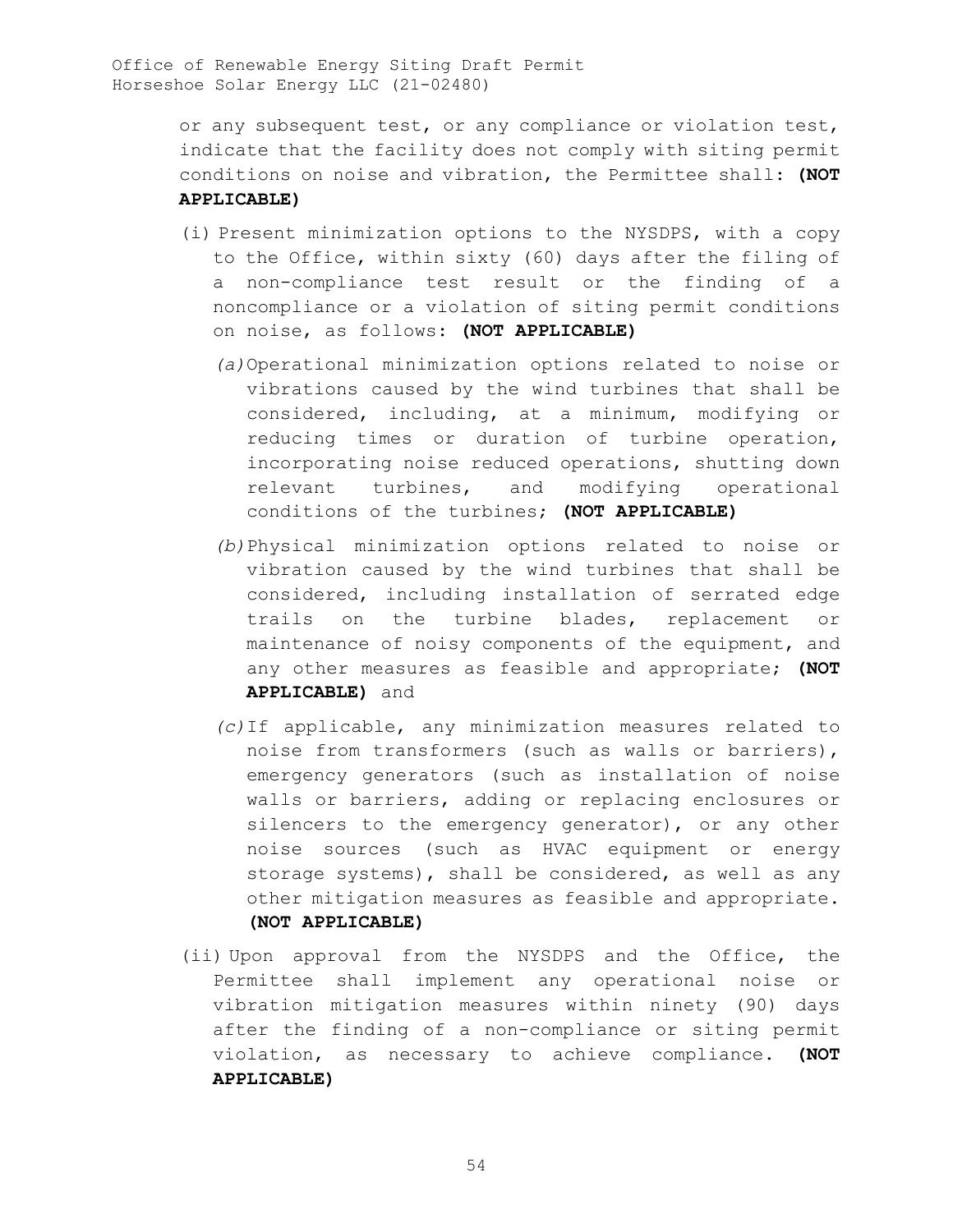or any subsequent test, or any compliance or violation test, indicate that the facility does not comply with siting permit conditions on noise and vibration, the Permittee shall: **(NOT APPLICABLE)**

(i) Present minimization options to the NYSDPS, with a copy to the Office, within sixty (60) days after the filing of a non-compliance test result or the finding of a noncompliance or a violation of siting permit conditions on noise, as follows: **(NOT APPLICABLE)**

*(a)* Operational minimization options related to noise or vibrations caused by the wind turbines that shall be considered, including, at a minimum, modifying or reducing times or duration of turbine operation, incorporating noise reduced operations, shutting down relevant turbines, and modifying operational conditions of the turbines; **(NOT APPLICABLE)**

*(b)* Physical minimization options related to noise or vibration caused by the wind turbines that shall be considered, including installation of serrated edge trails on the turbine blades, replacement or maintenance of noisy components of the equipment, and any other measures as feasible and appropriate; **(NOT APPLICABLE)** and

*(c)* If applicable, any minimization measures related to noise from transformers (such as walls or barriers), emergency generators (such as installation of noise walls or barriers, adding or replacing enclosures or silencers to the emergency generator), or any other noise sources (such as HVAC equipment or energy storage systems), shall be considered, as well as any other mitigation measures as feasible and appropriate. **(NOT APPLICABLE)**

(ii) Upon approval from the NYSDPS and the Office, the Permittee shall implement any operational noise or vibration mitigation measures within ninety (90) days after the finding of a non-compliance or siting permit violation, as necessary to achieve compliance. **(NOT APPLICABLE)**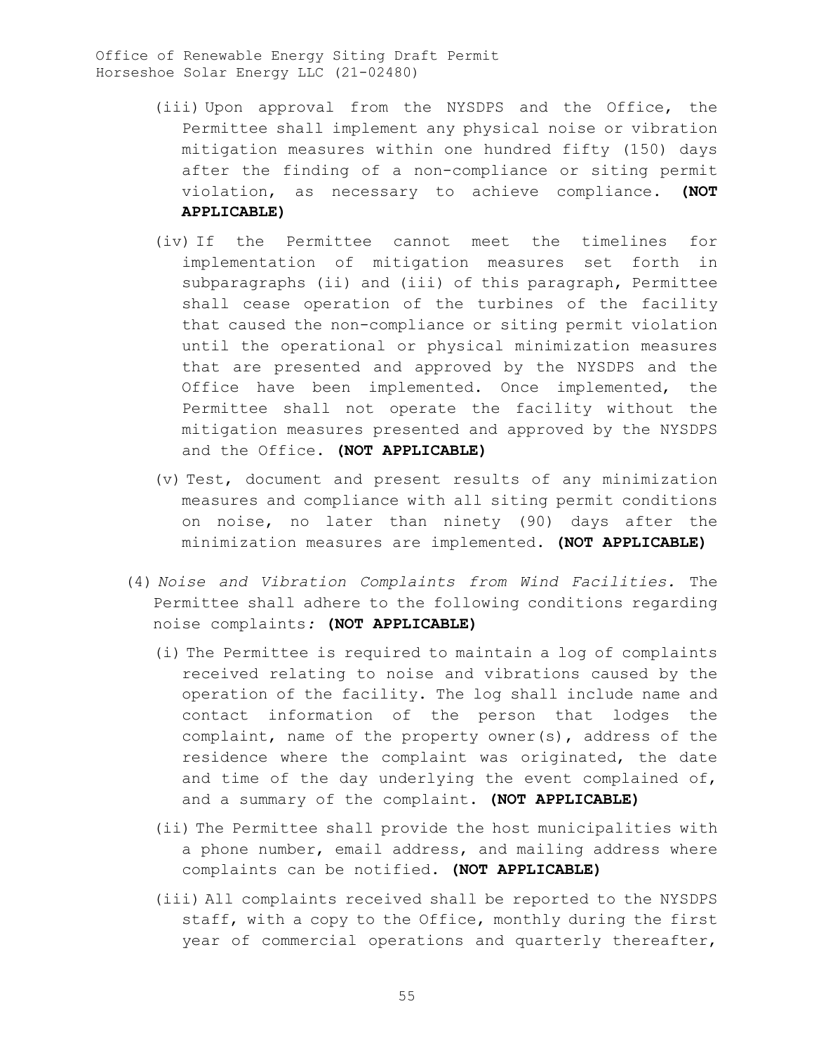(iii) Upon approval from the NYSDPS and the Office, the Permittee shall implement any physical noise or vibration mitigation measures within one hundred fifty (150) days after the finding of a non-compliance or siting permit violation, as necessary to achieve compliance. **(NOT APPLICABLE)**

(iv) If the Permittee cannot meet the timelines for implementation of mitigation measures set forth in subparagraphs (ii) and (iii) of this paragraph, Permittee shall cease operation of the turbines of the facility that caused the non-compliance or siting permit violation until the operational or physical minimization measures that are presented and approved by the NYSDPS and the Office have been implemented. Once implemented, the Permittee shall not operate the facility without the mitigation measures presented and approved by the NYSDPS and the Office. **(NOT APPLICABLE)**

(v) Test, document and present results of any minimization measures and compliance with all siting permit conditions on noise, no later than ninety (90) days after the minimization measures are implemented. **(NOT APPLICABLE)**

(4) *Noise and Vibration Complaints from Wind Facilities.* The Permittee shall adhere to the following conditions regarding noise complaints*:* **(NOT APPLICABLE)**

(i) The Permittee is required to maintain a log of complaints received relating to noise and vibrations caused by the operation of the facility. The log shall include name and contact information of the person that lodges the complaint, name of the property owner(s), address of the residence where the complaint was originated, the date and time of the day underlying the event complained of, and a summary of the complaint. **(NOT APPLICABLE)**

(ii) The Permittee shall provide the host municipalities with a phone number, email address, and mailing address where complaints can be notified. **(NOT APPLICABLE)**

(iii) All complaints received shall be reported to the NYSDPS staff, with a copy to the Office, monthly during the first year of commercial operations and quarterly thereafter,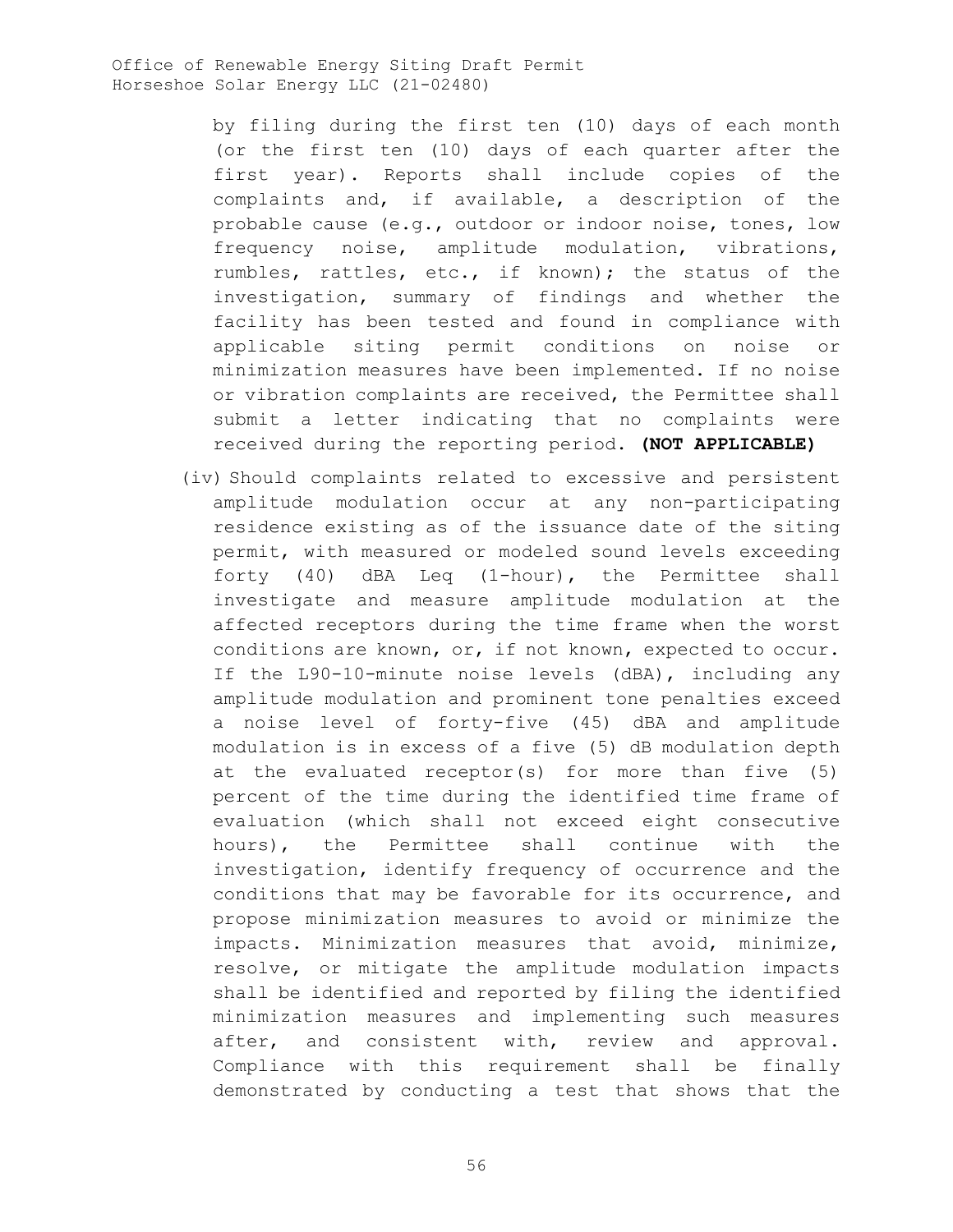by filing during the first ten (10) days of each month (or the first ten (10) days of each quarter after the first year). Reports shall include copies of the complaints and, if available, a description of the probable cause (e.g., outdoor or indoor noise, tones, low frequency noise, amplitude modulation, vibrations, rumbles, rattles, etc., if known); the status of the investigation, summary of findings and whether the facility has been tested and found in compliance with applicable siting permit conditions on noise or minimization measures have been implemented. If no noise or vibration complaints are received, the Permittee shall submit a letter indicating that no complaints were received during the reporting period. **(NOT APPLICABLE)**

(iv) Should complaints related to excessive and persistent amplitude modulation occur at any non-participating residence existing as of the issuance date of the siting permit, with measured or modeled sound levels exceeding forty (40) dBA Leq (1-hour), the Permittee shall investigate and measure amplitude modulation at the affected receptors during the time frame when the worst conditions are known, or, if not known, expected to occur. If the L90-10-minute noise levels (dBA), including any amplitude modulation and prominent tone penalties exceed a noise level of forty-five (45) dBA and amplitude modulation is in excess of a five (5) dB modulation depth at the evaluated receptor(s) for more than five (5) percent of the time during the identified time frame of evaluation (which shall not exceed eight consecutive hours), the Permittee shall continue with the investigation, identify frequency of occurrence and the conditions that may be favorable for its occurrence, and propose minimization measures to avoid or minimize the impacts. Minimization measures that avoid, minimize, resolve, or mitigate the amplitude modulation impacts shall be identified and reported by filing the identified minimization measures and implementing such measures after, and consistent with, review and approval. Compliance with this requirement shall be finally demonstrated by conducting a test that shows that the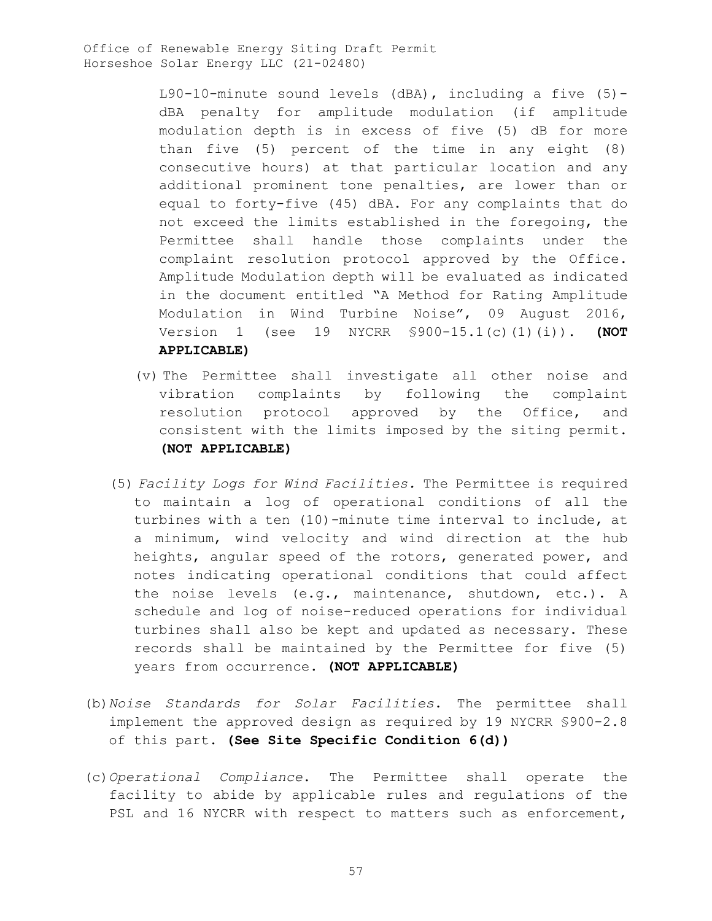L90-10-minute sound levels (dBA), including a five (5)-dBA penalty for amplitude modulation (if amplitude modulation depth is in excess of five (5) dB for more than five (5) percent of the time in any eight (8) consecutive hours) at that particular location and any additional prominent tone penalties, are lower than or equal to forty-five (45) dBA. For any complaints that do not exceed the limits established in the foregoing, the Permittee shall handle those complaints under the complaint resolution protocol approved by the Office. Amplitude Modulation depth will be evaluated as indicated in the document entitled "A Method for Rating Amplitude Modulation in Wind Turbine Noise", 09 August 2016, Version 1 (see 19 NYCRR §900-15.1(c)(1)(i)). **(NOT APPLICABLE)**

(v) The Permittee shall investigate all other noise and vibration complaints by following the complaint resolution protocol approved by the Office, and consistent with the limits imposed by the siting permit. **(NOT APPLICABLE)**

(5) *Facility Logs for Wind Facilities.* The Permittee is required to maintain a log of operational conditions of all the turbines with a ten (10)-minute time interval to include, at a minimum, wind velocity and wind direction at the hub heights, angular speed of the rotors, generated power, and notes indicating operational conditions that could affect the noise levels (e.g., maintenance, shutdown, etc.). A schedule and log of noise-reduced operations for individual turbines shall also be kept and updated as necessary. These records shall be maintained by the Permittee for five (5) years from occurrence. **(NOT APPLICABLE)**

(b) *Noise Standards for Solar Facilities*. The permittee shall implement the approved design as required by 19 NYCRR §900-2.8 of this part. **(See Site Specific Condition 6(d))**

(c) *Operational Compliance*. The Permittee shall operate the facility to abide by applicable rules and regulations of the PSL and 16 NYCRR with respect to matters such as enforcement,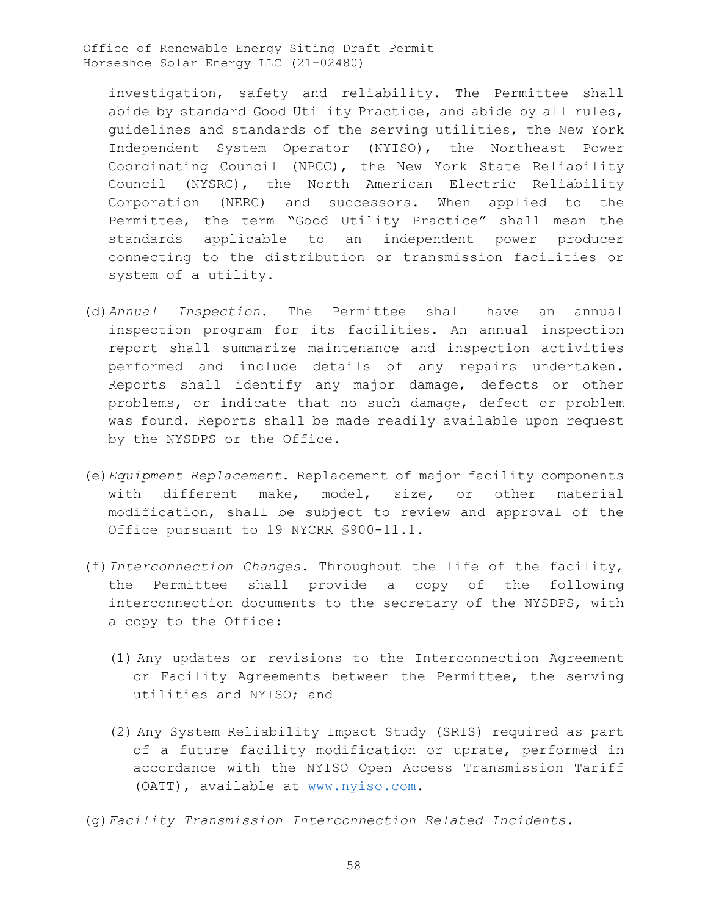investigation, safety and reliability. The Permittee shall abide by standard Good Utility Practice, and abide by all rules, guidelines and standards of the serving utilities, the New York Independent System Operator (NYISO), the Northeast Power Coordinating Council (NPCC), the New York State Reliability Council (NYSRC), the North American Electric Reliability Corporation (NERC) and successors. When applied to the Permittee, the term "Good Utility Practice" shall mean the standards applicable to an independent power producer connecting to the distribution or transmission facilities or system of a utility.

(d) *Annual Inspection*. The Permittee shall have an annual inspection program for its facilities. An annual inspection report shall summarize maintenance and inspection activities performed and include details of any repairs undertaken. Reports shall identify any major damage, defects or other problems, or indicate that no such damage, defect or problem was found. Reports shall be made readily available upon request by the NYSDPS or the Office.

(e) *Equipment Replacement*. Replacement of major facility components with different make, model, size, or other material modification, shall be subject to review and approval of the Office pursuant to 19 NYCRR §900-11.1.

(f) *Interconnection Changes*. Throughout the life of the facility, the Permittee shall provide a copy of the following interconnection documents to the secretary of the NYSDPS, with a copy to the Office:

(1) Any updates or revisions to the Interconnection Agreement or Facility Agreements between the Permittee, the serving utilities and NYISO; and

(2) Any System Reliability Impact Study (SRIS) required as part of a future facility modification or uprate, performed in accordance with the NYISO Open Access Transmission Tariff (OATT), available at www.nyiso.com.

(g) *Facility Transmission Interconnection Related Incidents.*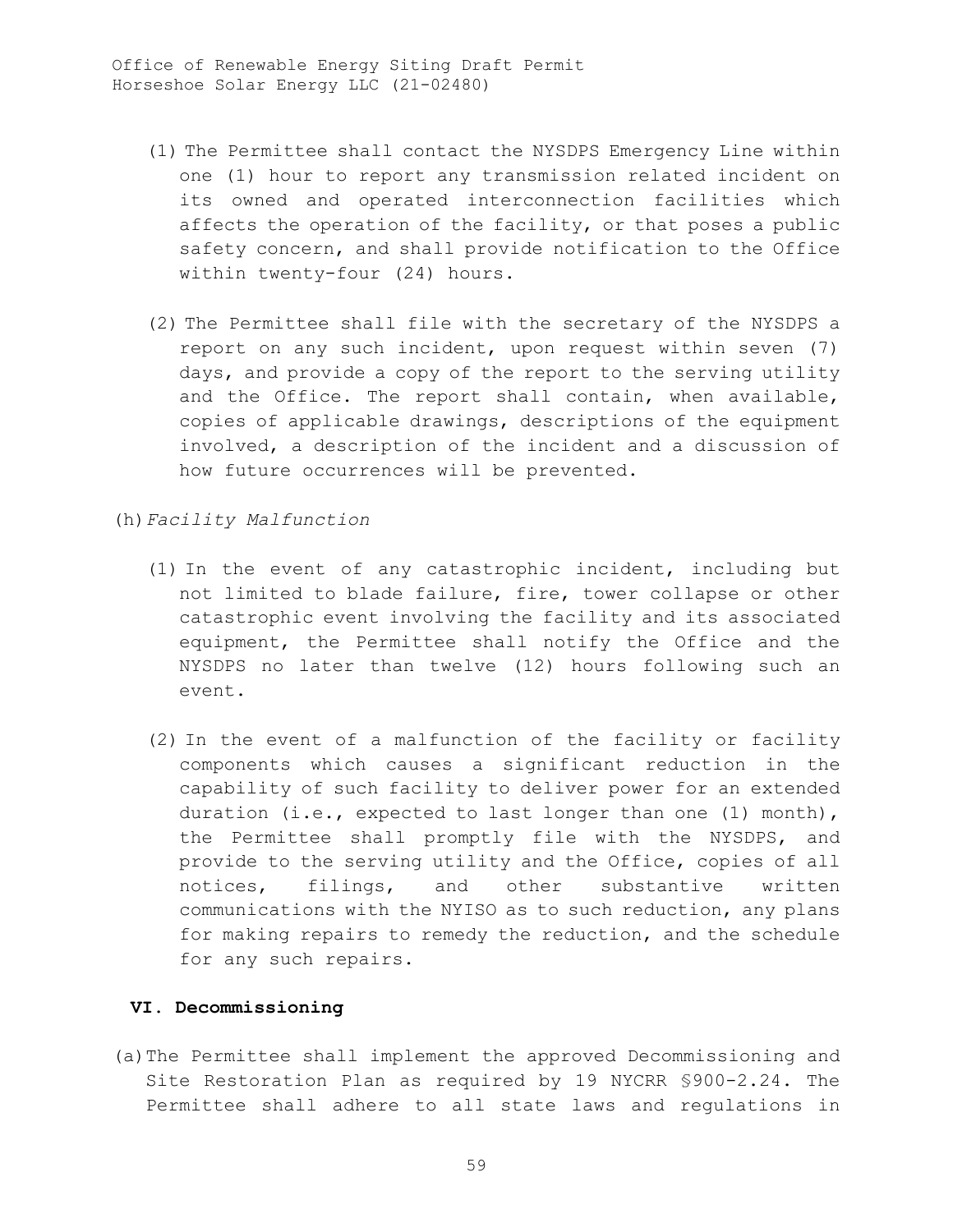(1) The Permittee shall contact the NYSDPS Emergency Line within one (1) hour to report any transmission related incident on its owned and operated interconnection facilities which affects the operation of the facility, or that poses a public safety concern, and shall provide notification to the Office within twenty-four (24) hours.

(2) The Permittee shall file with the secretary of the NYSDPS a report on any such incident, upon request within seven (7) days, and provide a copy of the report to the serving utility and the Office. The report shall contain, when available, copies of applicable drawings, descriptions of the equipment involved, a description of the incident and a discussion of how future occurrences will be prevented.

(h) *Facility Malfunction*

(1) In the event of any catastrophic incident, including but not limited to blade failure, fire, tower collapse or other catastrophic event involving the facility and its associated equipment, the Permittee shall notify the Office and the NYSDPS no later than twelve (12) hours following such an event.

(2) In the event of a malfunction of the facility or facility components which causes a significant reduction in the capability of such facility to deliver power for an extended duration (i.e., expected to last longer than one (1) month), the Permittee shall promptly file with the NYSDPS, and provide to the serving utility and the Office, copies of all notices, filings, and other substantive written communications with the NYISO as to such reduction, any plans for making repairs to remedy the reduction, and the schedule for any such repairs.

## VI. Decommissioning

(a) The Permittee shall implement the approved Decommissioning and Site Restoration Plan as required by 19 NYCRR §900-2.24. The Permittee shall adhere to all state laws and regulations in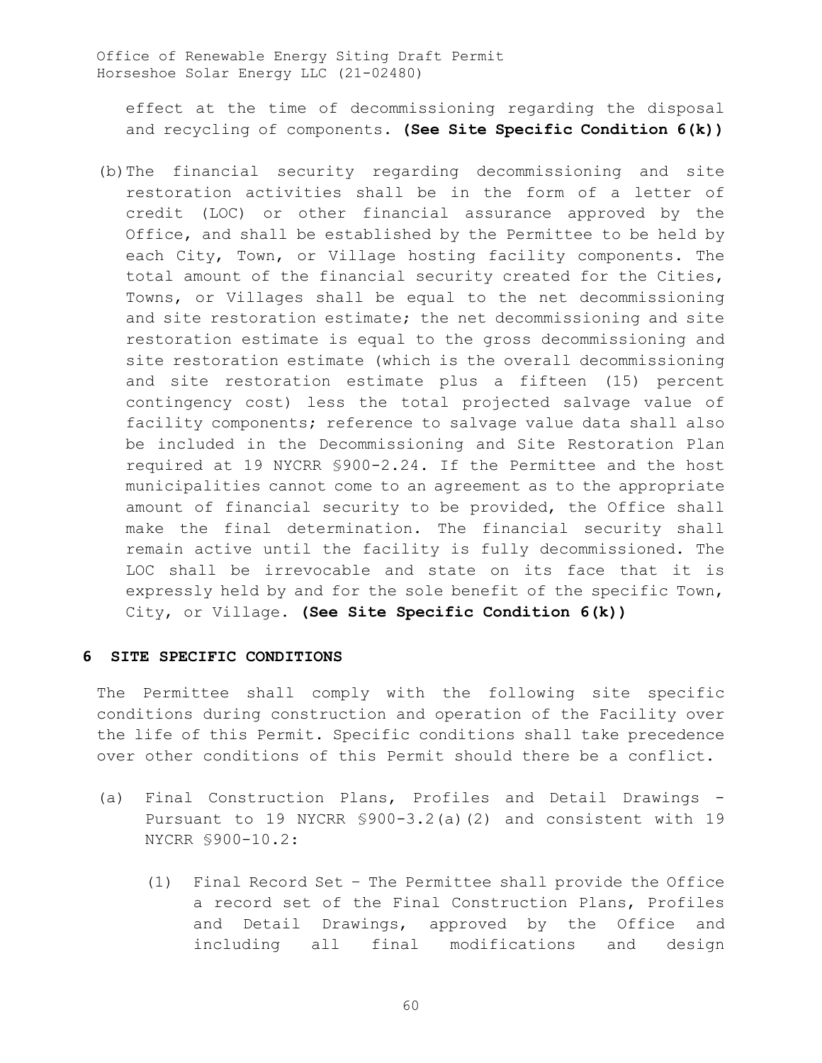effect at the time of decommissioning regarding the disposal and recycling of components. **(See Site Specific Condition 6(k))**

(b) The financial security regarding decommissioning and site restoration activities shall be in the form of a letter of credit (LOC) or other financial assurance approved by the Office, and shall be established by the Permittee to be held by each City, Town, or Village hosting facility components. The total amount of the financial security created for the Cities, Towns, or Villages shall be equal to the net decommissioning and site restoration estimate; the net decommissioning and site restoration estimate is equal to the gross decommissioning and site restoration estimate (which is the overall decommissioning and site restoration estimate plus a fifteen (15) percent contingency cost) less the total projected salvage value of facility components; reference to salvage value data shall also be included in the Decommissioning and Site Restoration Plan required at 19 NYCRR §900-2.24. If the Permittee and the host municipalities cannot come to an agreement as to the appropriate amount of financial security to be provided, the Office shall make the final determination. The financial security shall remain active until the facility is fully decommissioned. The LOC shall be irrevocable and state on its face that it is expressly held by and for the sole benefit of the specific Town, City, or Village. **(See Site Specific Condition 6(k))**

## 6 SITE SPECIFIC CONDITIONS

The Permittee shall comply with the following site specific conditions during construction and operation of the Facility over the life of this Permit. Specific conditions shall take precedence over other conditions of this Permit should there be a conflict.

(a) Final Construction Plans, Profiles and Detail Drawings - Pursuant to 19 NYCRR §900-3.2(a)(2) and consistent with 19 NYCRR §900-10.2:

   (1) Final Record Set – The Permittee shall provide the Office a record set of the Final Construction Plans, Profiles and Detail Drawings, approved by the Office and including all final modifications and design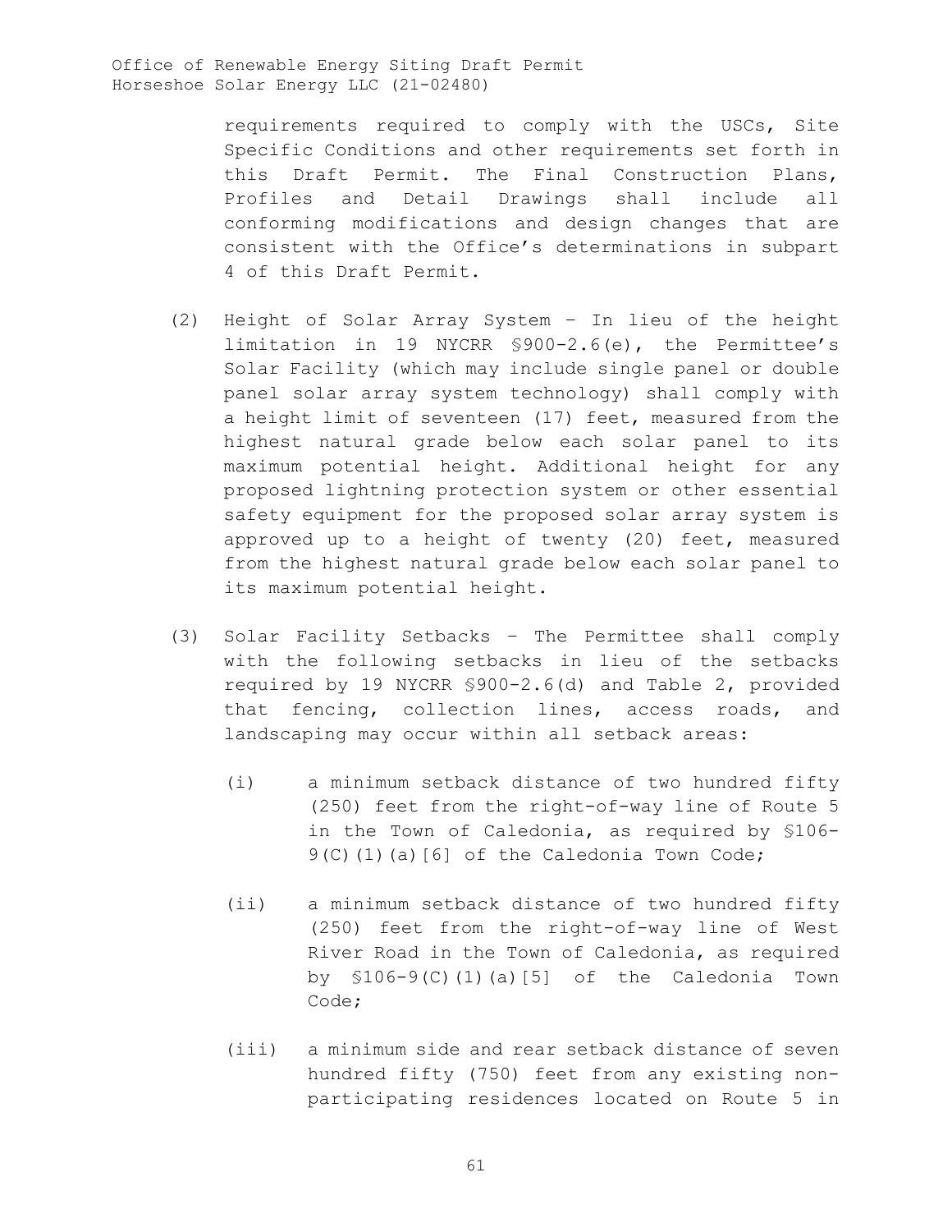requirements required to comply with the USCs, Site Specific Conditions and other requirements set forth in this Draft Permit. The Final Construction Plans, Profiles and Detail Drawings shall include all conforming modifications and design changes that are consistent with the Office's determinations in subpart 4 of this Draft Permit.

(2) Height of Solar Array System – In lieu of the height limitation in 19 NYCRR §900-2.6(e), the Permittee's Solar Facility (which may include single panel or double panel solar array system technology) shall comply with a height limit of seventeen (17) feet, measured from the highest natural grade below each solar panel to its maximum potential height. Additional height for any proposed lightning protection system or other essential safety equipment for the proposed solar array system is approved up to a height of twenty (20) feet, measured from the highest natural grade below each solar panel to its maximum potential height.

(3) Solar Facility Setbacks – The Permittee shall comply with the following setbacks in lieu of the setbacks required by 19 NYCRR §900-2.6(d) and Table 2, provided that fencing, collection lines, access roads, and landscaping may occur within all setback areas:

(i) a minimum setback distance of two hundred fifty (250) feet from the right-of-way line of Route 5 in the Town of Caledonia, as required by §106-9(C)(1)(a)[6] of the Caledonia Town Code;

(ii) a minimum setback distance of two hundred fifty (250) feet from the right-of-way line of West River Road in the Town of Caledonia, as required by §106-9(C)(1)(a)[5] of the Caledonia Town Code;

(iii) a minimum side and rear setback distance of seven hundred fifty (750) feet from any existing non-participating residences located on Route 5 in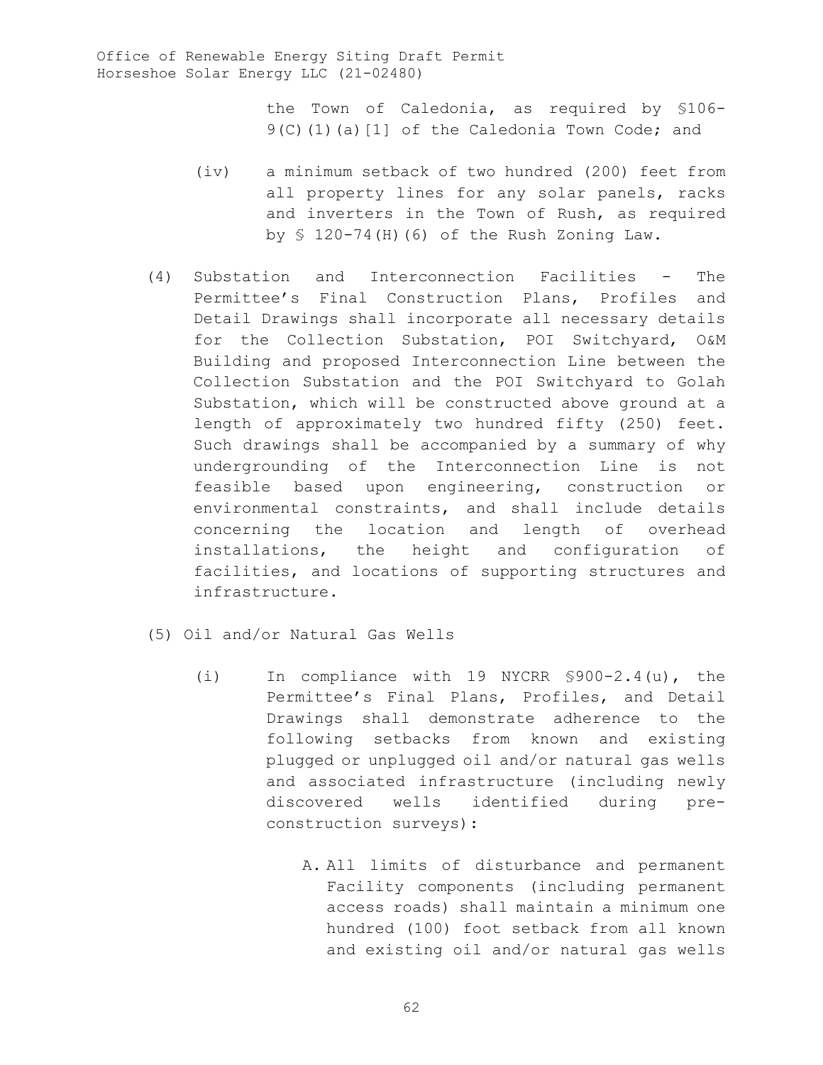the Town of Caledonia, as required by §106-9(C)(1)(a)[1] of the Caledonia Town Code; and

(iv) a minimum setback of two hundred (200) feet from all property lines for any solar panels, racks and inverters in the Town of Rush, as required by § 120-74(H)(6) of the Rush Zoning Law.

(4) Substation and Interconnection Facilities - The Permittee's Final Construction Plans, Profiles and Detail Drawings shall incorporate all necessary details for the Collection Substation, POI Switchyard, O&M Building and proposed Interconnection Line between the Collection Substation and the POI Switchyard to Golah Substation, which will be constructed above ground at a length of approximately two hundred fifty (250) feet. Such drawings shall be accompanied by a summary of why undergrounding of the Interconnection Line is not feasible based upon engineering, construction or environmental constraints, and shall include details concerning the location and length of overhead installations, the height and configuration of facilities, and locations of supporting structures and infrastructure.

(5) Oil and/or Natural Gas Wells

(i) In compliance with 19 NYCRR §900-2.4(u), the Permittee's Final Plans, Profiles, and Detail Drawings shall demonstrate adherence to the following setbacks from known and existing plugged or unplugged oil and/or natural gas wells and associated infrastructure (including newly discovered wells identified during pre-construction surveys):

A. All limits of disturbance and permanent Facility components (including permanent access roads) shall maintain a minimum one hundred (100) foot setback from all known and existing oil and/or natural gas wells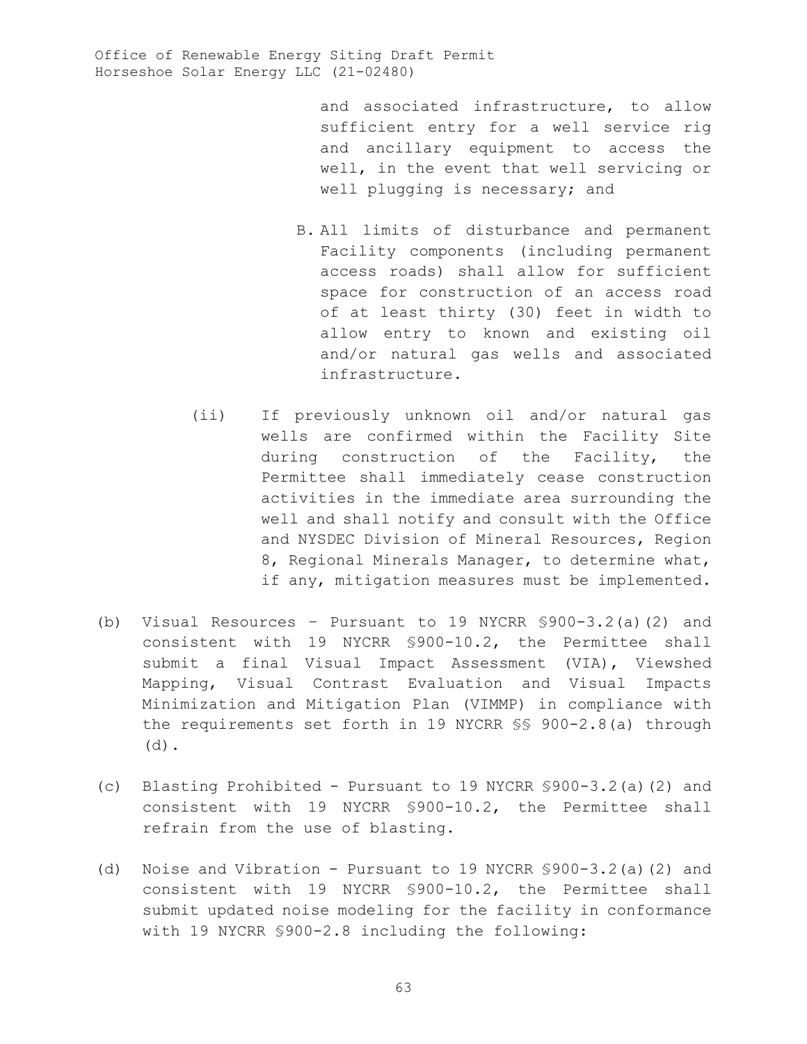and associated infrastructure, to allow sufficient entry for a well service rig and ancillary equipment to access the well, in the event that well servicing or well plugging is necessary; and

B. All limits of disturbance and permanent Facility components (including permanent access roads) shall allow for sufficient space for construction of an access road of at least thirty (30) feet in width to allow entry to known and existing oil and/or natural gas wells and associated infrastructure.

(ii) If previously unknown oil and/or natural gas wells are confirmed within the Facility Site during construction of the Facility, the Permittee shall immediately cease construction activities in the immediate area surrounding the well and shall notify and consult with the Office and NYSDEC Division of Mineral Resources, Region 8, Regional Minerals Manager, to determine what, if any, mitigation measures must be implemented.

(b) Visual Resources – Pursuant to 19 NYCRR §900-3.2(a)(2) and consistent with 19 NYCRR §900-10.2, the Permittee shall submit a final Visual Impact Assessment (VIA), Viewshed Mapping, Visual Contrast Evaluation and Visual Impacts Minimization and Mitigation Plan (VIMMP) in compliance with the requirements set forth in 19 NYCRR §§ 900-2.8(a) through (d).

(c) Blasting Prohibited - Pursuant to 19 NYCRR §900-3.2(a)(2) and consistent with 19 NYCRR §900-10.2, the Permittee shall refrain from the use of blasting.

(d) Noise and Vibration - Pursuant to 19 NYCRR §900-3.2(a)(2) and consistent with 19 NYCRR §900-10.2, the Permittee shall submit updated noise modeling for the facility in conformance with 19 NYCRR §900-2.8 including the following: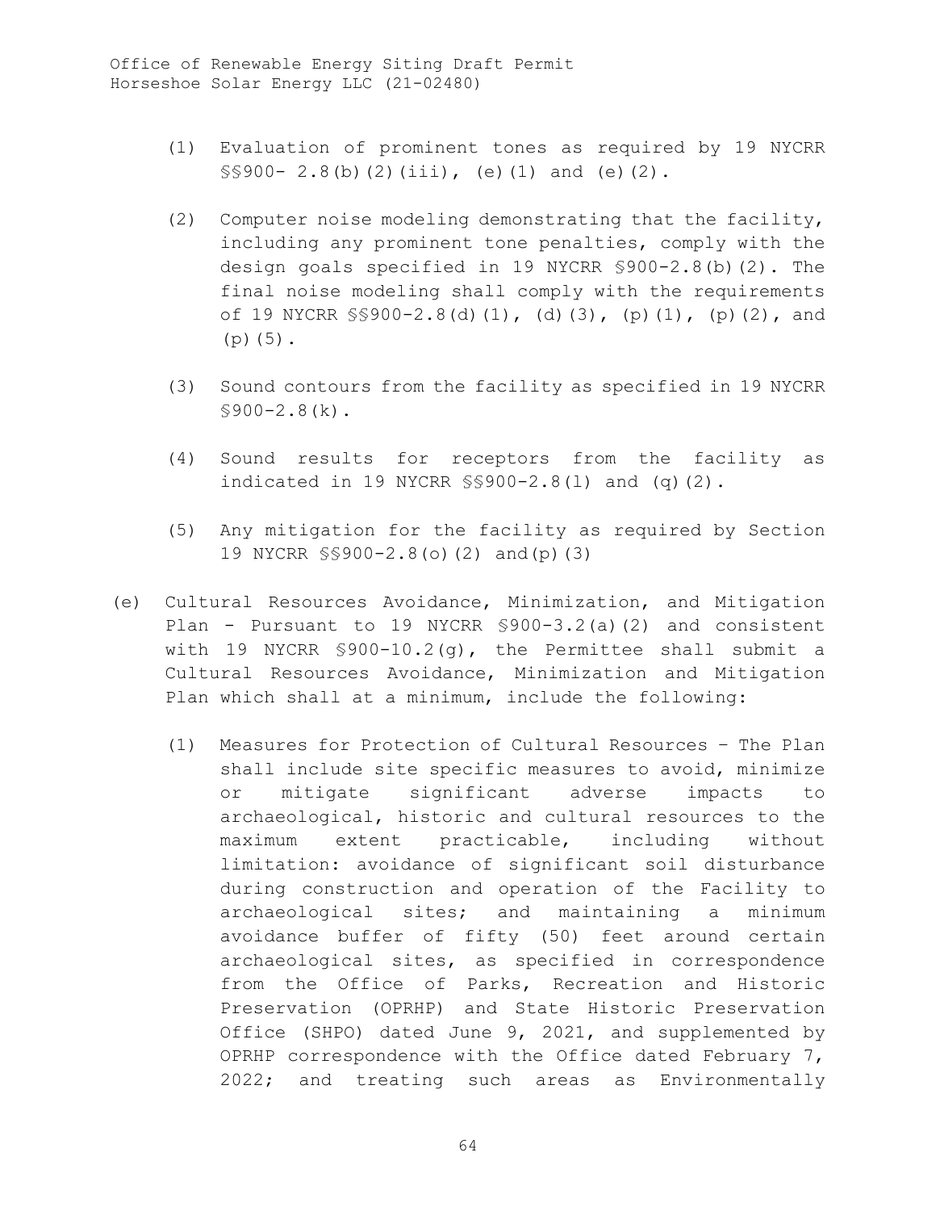(1) Evaluation of prominent tones as required by 19 NYCRR §§900- 2.8(b)(2)(iii), (e)(1) and (e)(2).

(2) Computer noise modeling demonstrating that the facility, including any prominent tone penalties, comply with the design goals specified in 19 NYCRR §900-2.8(b)(2). The final noise modeling shall comply with the requirements of 19 NYCRR §§900-2.8(d)(1), (d)(3), (p)(1), (p)(2), and (p)(5).

(3) Sound contours from the facility as specified in 19 NYCRR §900-2.8(k).

(4) Sound results for receptors from the facility as indicated in 19 NYCRR §§900-2.8(l) and (q)(2).

(5) Any mitigation for the facility as required by Section 19 NYCRR §§900-2.8(o)(2) and(p)(3)

(e) Cultural Resources Avoidance, Minimization, and Mitigation Plan - Pursuant to 19 NYCRR §900-3.2(a)(2) and consistent with 19 NYCRR §900-10.2(g), the Permittee shall submit a Cultural Resources Avoidance, Minimization and Mitigation Plan which shall at a minimum, include the following:

(1) Measures for Protection of Cultural Resources – The Plan shall include site specific measures to avoid, minimize or mitigate significant adverse impacts to archaeological, historic and cultural resources to the maximum extent practicable, including without limitation: avoidance of significant soil disturbance during construction and operation of the Facility to archaeological sites; and maintaining a minimum avoidance buffer of fifty (50) feet around certain archaeological sites, as specified in correspondence from the Office of Parks, Recreation and Historic Preservation (OPRHP) and State Historic Preservation Office (SHPO) dated June 9, 2021, and supplemented by OPRHP correspondence with the Office dated February 7, 2022; and treating such areas as Environmentally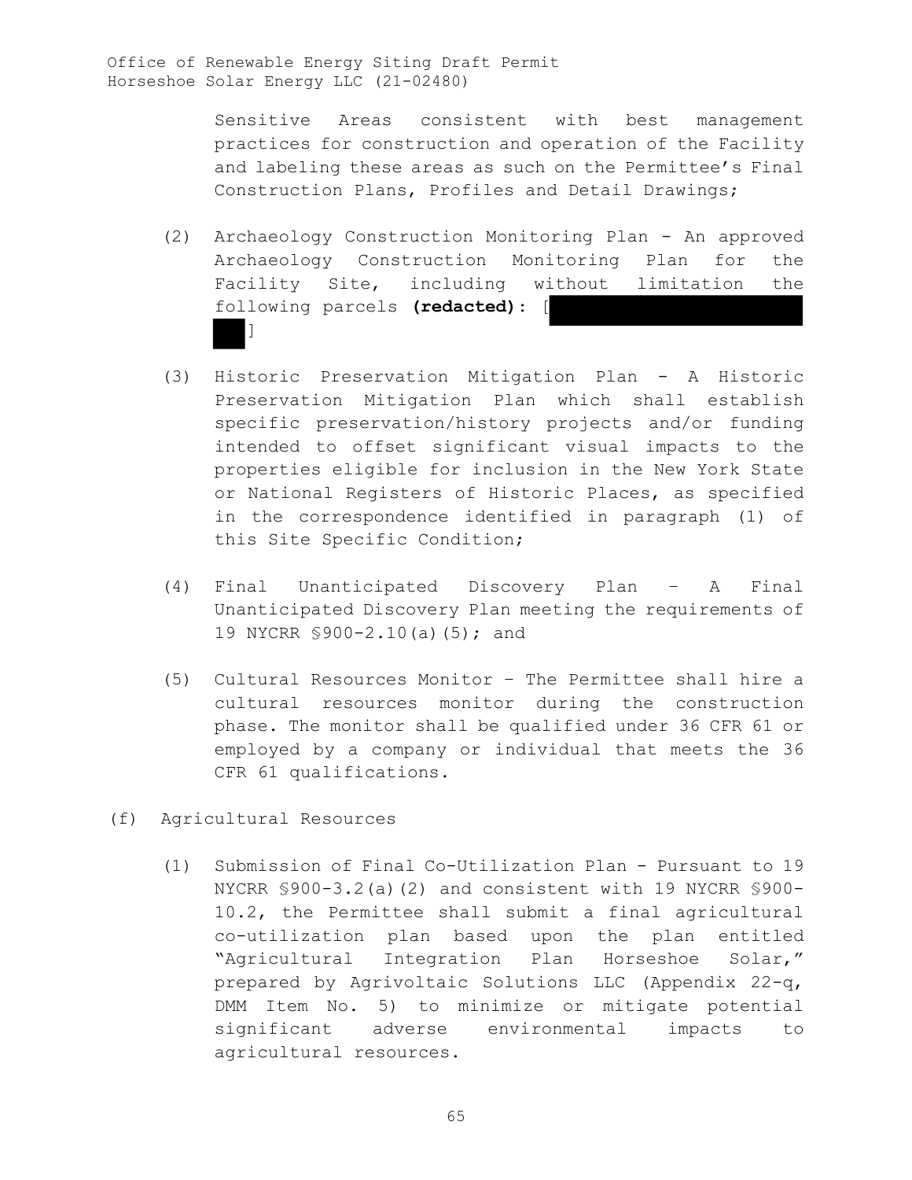Sensitive Areas consistent with best management practices for construction and operation of the Facility and labeling these areas as such on the Permittee's Final Construction Plans, Profiles and Detail Drawings;

(2) Archaeology Construction Monitoring Plan - An approved Archaeology Construction Monitoring Plan for the Facility Site, including without limitation the following parcels **(redacted)**: [ ]

(3) Historic Preservation Mitigation Plan - A Historic Preservation Mitigation Plan which shall establish specific preservation/history projects and/or funding intended to offset significant visual impacts to the properties eligible for inclusion in the New York State or National Registers of Historic Places, as specified in the correspondence identified in paragraph (1) of this Site Specific Condition;

(4) Final Unanticipated Discovery Plan – A Final Unanticipated Discovery Plan meeting the requirements of 19 NYCRR §900-2.10(a)(5); and

(5) Cultural Resources Monitor – The Permittee shall hire a cultural resources monitor during the construction phase. The monitor shall be qualified under 36 CFR 61 or employed by a company or individual that meets the 36 CFR 61 qualifications.

(f) Agricultural Resources

(1) Submission of Final Co-Utilization Plan - Pursuant to 19 NYCRR §900-3.2(a)(2) and consistent with 19 NYCRR §900-10.2, the Permittee shall submit a final agricultural co-utilization plan based upon the plan entitled "Agricultural Integration Plan Horseshoe Solar," prepared by Agrivoltaic Solutions LLC (Appendix 22-q, DMM Item No. 5) to minimize or mitigate potential significant adverse environmental impacts to agricultural resources.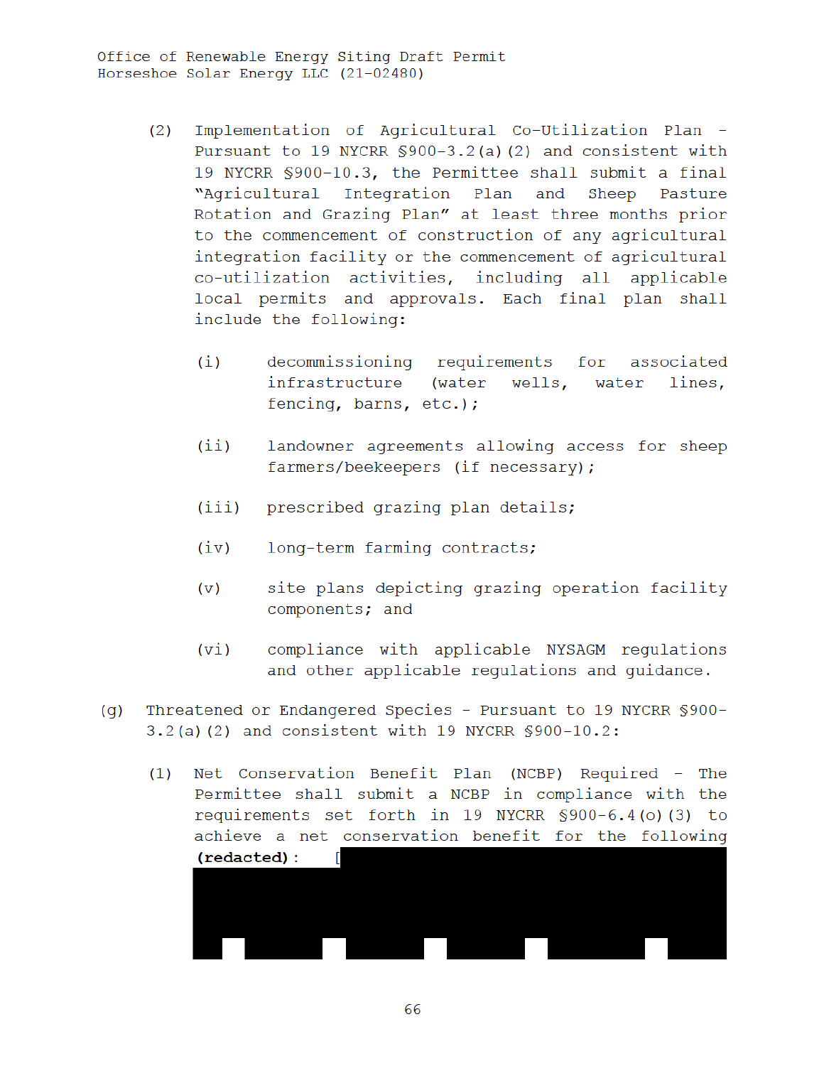(2) Implementation of Agricultural Co-Utilization Plan - Pursuant to 19 NYCRR §900-3.2(a)(2) and consistent with 19 NYCRR §900-10.3, the Permittee shall submit a final "Agricultural Integration Plan and Sheep Pasture Rotation and Grazing Plan" at least three months prior to the commencement of construction of any agricultural integration facility or the commencement of agricultural co-utilization activities, including all applicable local permits and approvals. Each final plan shall include the following:

   (i) decommissioning requirements for associated infrastructure (water wells, water lines, fencing, barns, etc.);

   (ii) landowner agreements allowing access for sheep farmers/beekeepers (if necessary);

   (iii) prescribed grazing plan details;

   (iv) long-term farming contracts;

   (v) site plans depicting grazing operation facility components; and

   (vi) compliance with applicable NYSAGM regulations and other applicable regulations and guidance.

(g) Threatened or Endangered Species - Pursuant to 19 NYCRR §900-3.2(a)(2) and consistent with 19 NYCRR §900-10.2:

   (1) Net Conservation Benefit Plan (NCBP) Required - The Permittee shall submit a NCBP in compliance with the requirements set forth in 19 NYCRR §900-6.4(o)(3) to achieve a net conservation benefit for the following **(redacted)**: [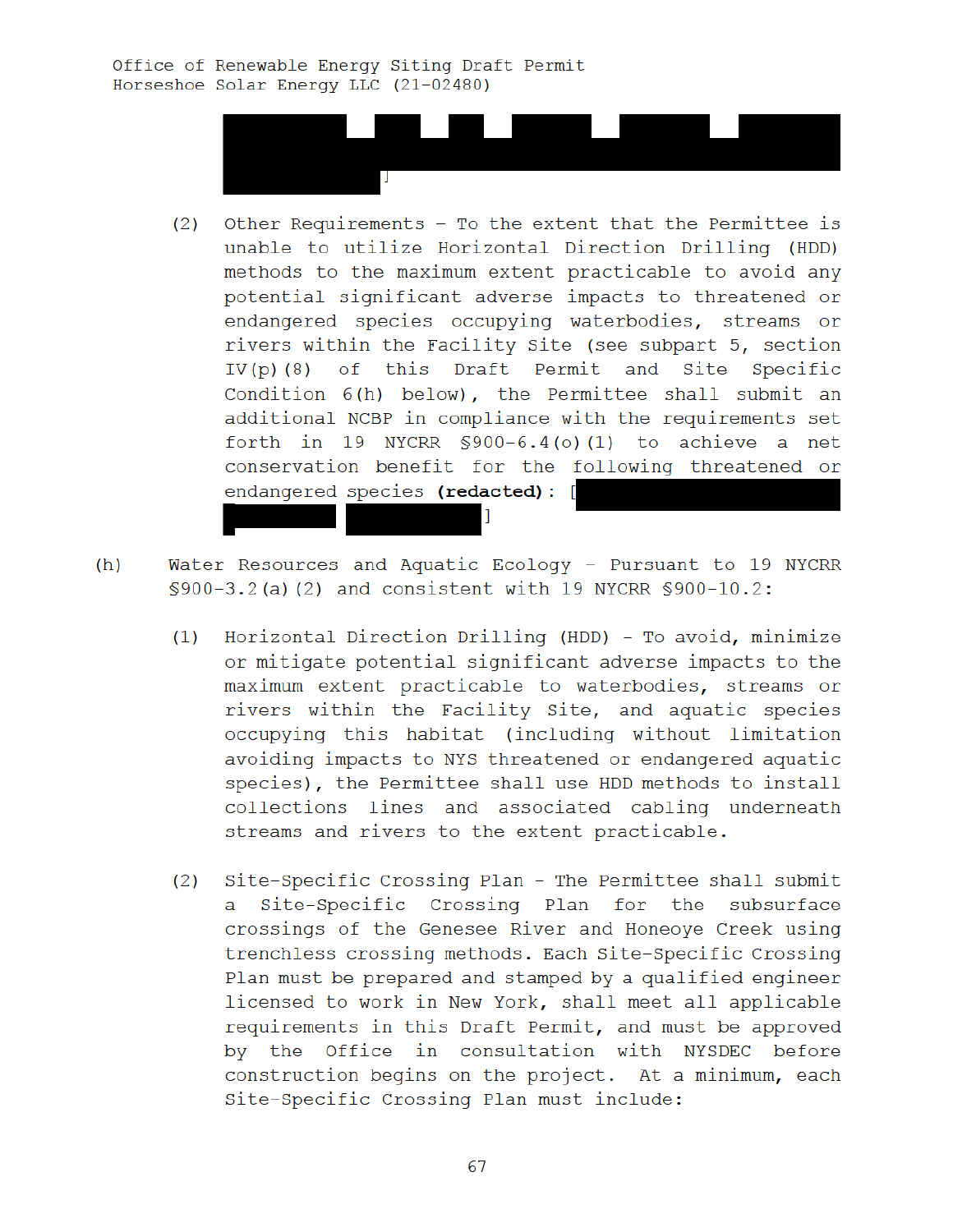]

(2) Other Requirements – To the extent that the Permittee is unable to utilize Horizontal Direction Drilling (HDD) methods to the maximum extent practicable to avoid any potential significant adverse impacts to threatened or endangered species occupying waterbodies, streams or rivers within the Facility Site (see subpart 5, section IV(p)(8) of this Draft Permit and Site Specific Condition 6(h) below), the Permittee shall submit an additional NCBP in compliance with the requirements set forth in 19 NYCRR §900-6.4(o)(1) to achieve a net conservation benefit for the following threatened or endangered species **(redacted)**: [ ]

(h) Water Resources and Aquatic Ecology – Pursuant to 19 NYCRR §900-3.2(a)(2) and consistent with 19 NYCRR §900-10.2:

(1) Horizontal Direction Drilling (HDD) - To avoid, minimize or mitigate potential significant adverse impacts to the maximum extent practicable to waterbodies, streams or rivers within the Facility Site, and aquatic species occupying this habitat (including without limitation avoiding impacts to NYS threatened or endangered aquatic species), the Permittee shall use HDD methods to install collections lines and associated cabling underneath streams and rivers to the extent practicable.

(2) Site-Specific Crossing Plan - The Permittee shall submit a Site-Specific Crossing Plan for the subsurface crossings of the Genesee River and Honeoye Creek using trenchless crossing methods. Each Site-Specific Crossing Plan must be prepared and stamped by a qualified engineer licensed to work in New York, shall meet all applicable requirements in this Draft Permit, and must be approved by the Office in consultation with NYSDEC before construction begins on the project. At a minimum, each Site-Specific Crossing Plan must include: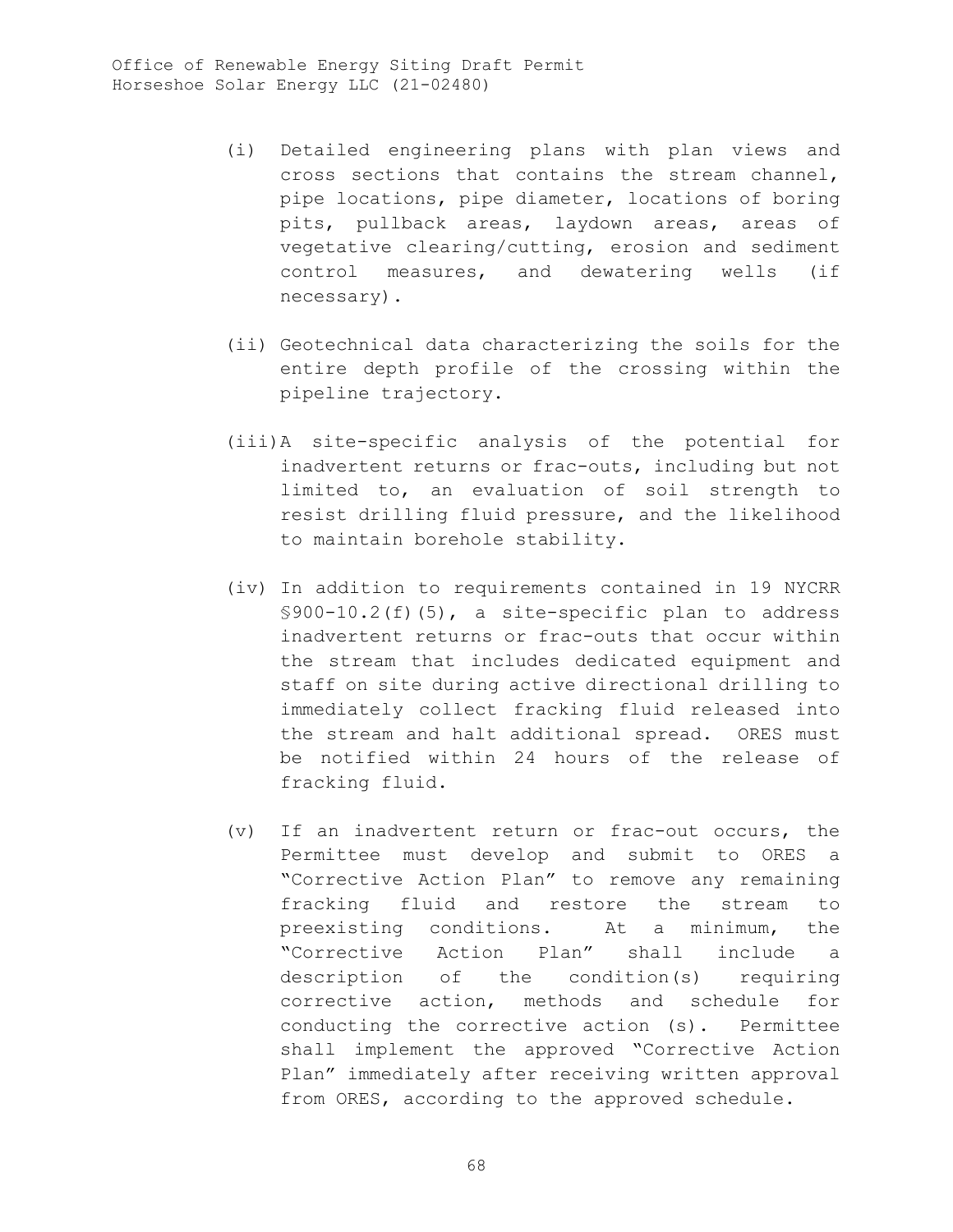(i) Detailed engineering plans with plan views and cross sections that contains the stream channel, pipe locations, pipe diameter, locations of boring pits, pullback areas, laydown areas, areas of vegetative clearing/cutting, erosion and sediment control measures, and dewatering wells (if necessary).

(ii) Geotechnical data characterizing the soils for the entire depth profile of the crossing within the pipeline trajectory.

(iii) A site-specific analysis of the potential for inadvertent returns or frac-outs, including but not limited to, an evaluation of soil strength to resist drilling fluid pressure, and the likelihood to maintain borehole stability.

(iv) In addition to requirements contained in 19 NYCRR §900-10.2(f)(5), a site-specific plan to address inadvertent returns or frac-outs that occur within the stream that includes dedicated equipment and staff on site during active directional drilling to immediately collect fracking fluid released into the stream and halt additional spread. ORES must be notified within 24 hours of the release of fracking fluid.

(v) If an inadvertent return or frac-out occurs, the Permittee must develop and submit to ORES a "Corrective Action Plan" to remove any remaining fracking fluid and restore the stream to preexisting conditions. At a minimum, the "Corrective Action Plan" shall include a description of the condition(s) requiring corrective action, methods and schedule for conducting the corrective action (s). Permittee shall implement the approved "Corrective Action Plan" immediately after receiving written approval from ORES, according to the approved schedule.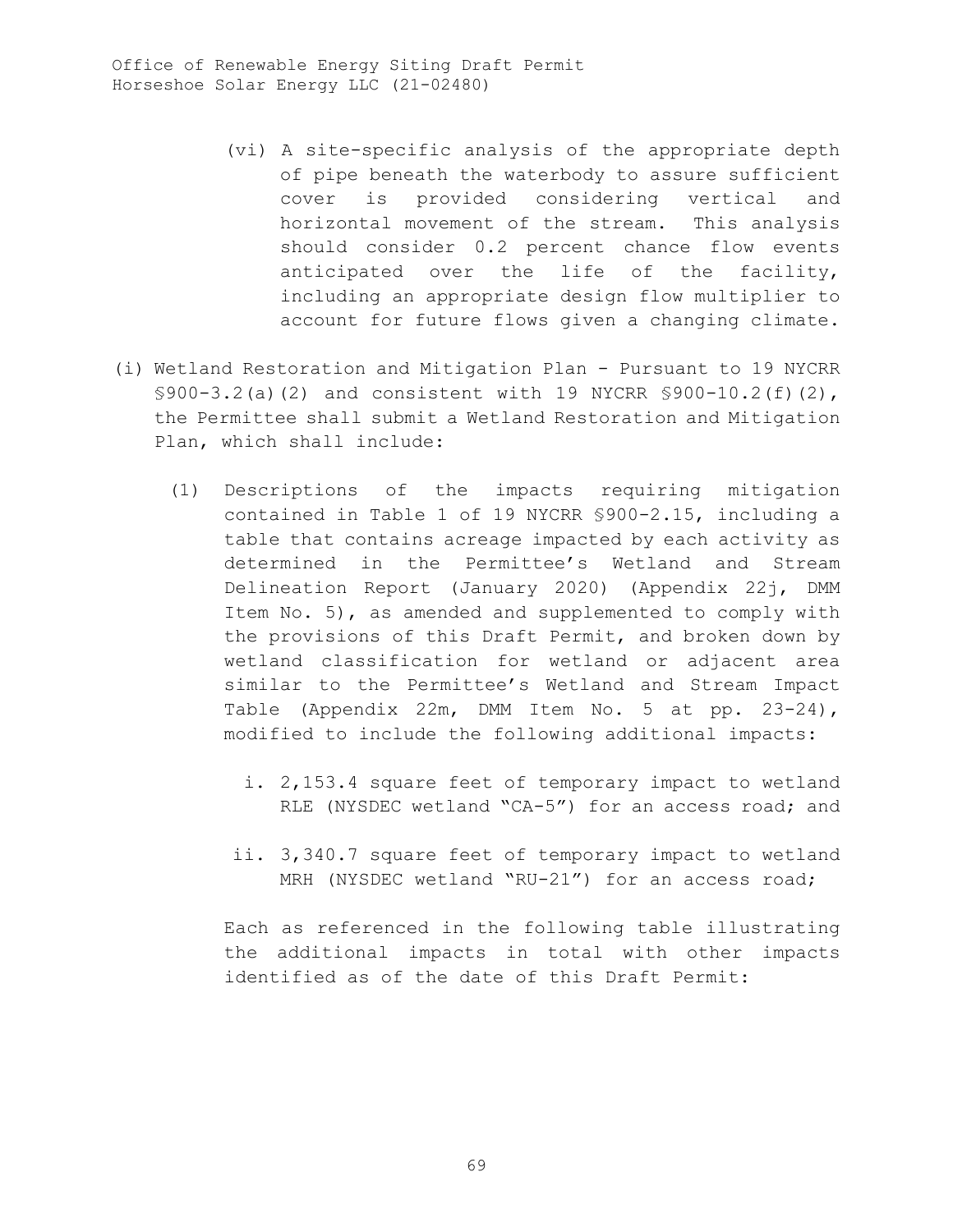(vi) A site-specific analysis of the appropriate depth of pipe beneath the waterbody to assure sufficient cover is provided considering vertical and horizontal movement of the stream. This analysis should consider 0.2 percent chance flow events anticipated over the life of the facility, including an appropriate design flow multiplier to account for future flows given a changing climate.

(i) Wetland Restoration and Mitigation Plan - Pursuant to 19 NYCRR §900-3.2(a)(2) and consistent with 19 NYCRR §900-10.2(f)(2), the Permittee shall submit a Wetland Restoration and Mitigation Plan, which shall include:

(1) Descriptions of the impacts requiring mitigation contained in Table 1 of 19 NYCRR §900-2.15, including a table that contains acreage impacted by each activity as determined in the Permittee's Wetland and Stream Delineation Report (January 2020) (Appendix 22j, DMM Item No. 5), as amended and supplemented to comply with the provisions of this Draft Permit, and broken down by wetland classification for wetland or adjacent area similar to the Permittee's Wetland and Stream Impact Table (Appendix 22m, DMM Item No. 5 at pp. 23-24), modified to include the following additional impacts:

i. 2,153.4 square feet of temporary impact to wetland RLE (NYSDEC wetland "CA-5") for an access road; and

ii. 3,340.7 square feet of temporary impact to wetland MRH (NYSDEC wetland "RU-21") for an access road;

Each as referenced in the following table illustrating the additional impacts in total with other impacts identified as of the date of this Draft Permit: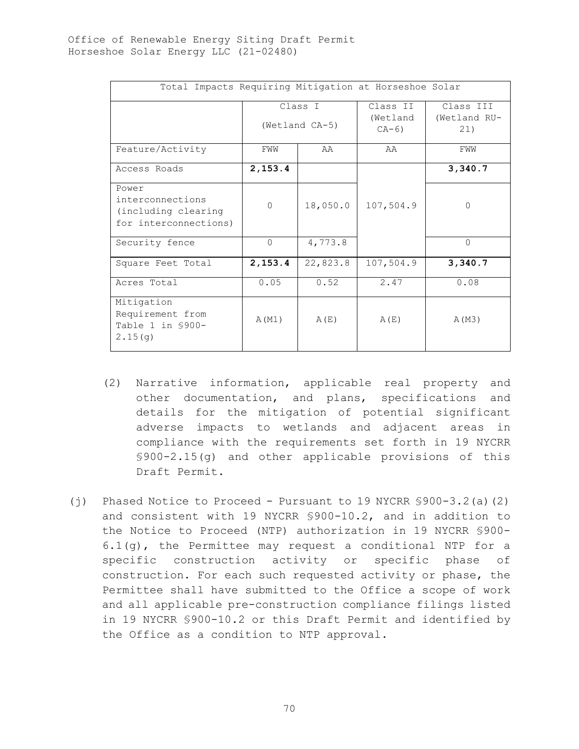| Total Impacts Requiring Mitigation at Horseshoe Solar | | | | |
|---|---|---|---|---|
| | Class I (Wetland CA-5) | | Class II (Wetland CA-6) | Class III (Wetland RU-21) |
| Feature/Activity | FWW | AA | AA | FWW |
| Access Roads | **2,153.4** | | 107,504.9 | **3,340.7** |
| Power interconnections (including clearing for interconnections) | 0 | 18,050.0 | | 0 |
| Security fence | 0 | 4,773.8 | | 0 |
| Square Feet Total | **2,153.4** | 22,823.8 | 107,504.9 | **3,340.7** |
| Acres Total | 0.05 | 0.52 | 2.47 | 0.08 |
| Mitigation Requirement from Table 1 in §900-2.15(g) | A(M1) | A(E) | A(E) | A(M3) |

(2) Narrative information, applicable real property and other documentation, and plans, specifications and details for the mitigation of potential significant adverse impacts to wetlands and adjacent areas in compliance with the requirements set forth in 19 NYCRR §900-2.15(g) and other applicable provisions of this Draft Permit.

(j) Phased Notice to Proceed - Pursuant to 19 NYCRR §900-3.2(a)(2) and consistent with 19 NYCRR §900-10.2, and in addition to the Notice to Proceed (NTP) authorization in 19 NYCRR §900-6.1(g), the Permittee may request a conditional NTP for a specific construction activity or specific phase of construction. For each such requested activity or phase, the Permittee shall have submitted to the Office a scope of work and all applicable pre-construction compliance filings listed in 19 NYCRR §900-10.2 or this Draft Permit and identified by the Office as a condition to NTP approval.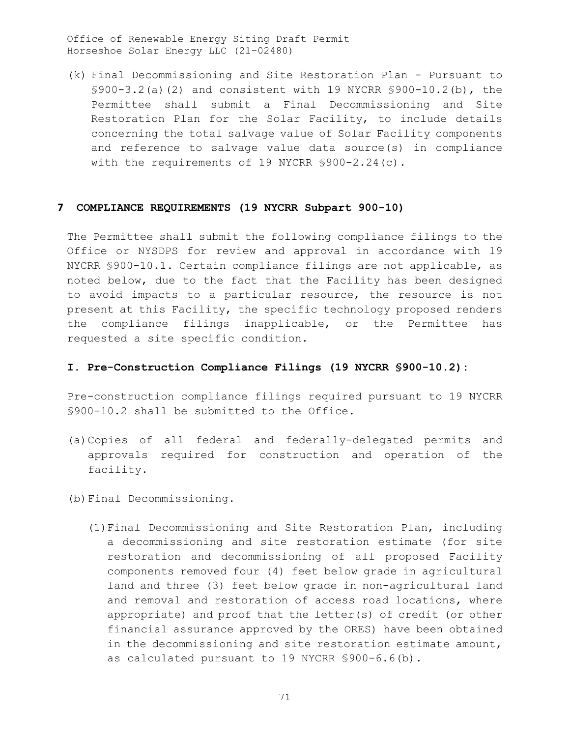(k) Final Decommissioning and Site Restoration Plan - Pursuant to §900-3.2(a)(2) and consistent with 19 NYCRR §900-10.2(b), the Permittee shall submit a Final Decommissioning and Site Restoration Plan for the Solar Facility, to include details concerning the total salvage value of Solar Facility components and reference to salvage value data source(s) in compliance with the requirements of 19 NYCRR §900-2.24(c).

## 7 COMPLIANCE REQUIREMENTS (19 NYCRR Subpart 900-10)

The Permittee shall submit the following compliance filings to the Office or NYSDPS for review and approval in accordance with 19 NYCRR §900-10.1. Certain compliance filings are not applicable, as noted below, due to the fact that the Facility has been designed to avoid impacts to a particular resource, the resource is not present at this Facility, the specific technology proposed renders the compliance filings inapplicable, or the Permittee has requested a site specific condition.

### I. Pre-Construction Compliance Filings (19 NYCRR §900-10.2):

Pre-construction compliance filings required pursuant to 19 NYCRR §900-10.2 shall be submitted to the Office.

(a) Copies of all federal and federally-delegated permits and approvals required for construction and operation of the facility.

(b) Final Decommissioning.

(1) Final Decommissioning and Site Restoration Plan, including a decommissioning and site restoration estimate (for site restoration and decommissioning of all proposed Facility components removed four (4) feet below grade in agricultural land and three (3) feet below grade in non-agricultural land and removal and restoration of access road locations, where appropriate) and proof that the letter(s) of credit (or other financial assurance approved by the ORES) have been obtained in the decommissioning and site restoration estimate amount, as calculated pursuant to 19 NYCRR §900-6.6(b).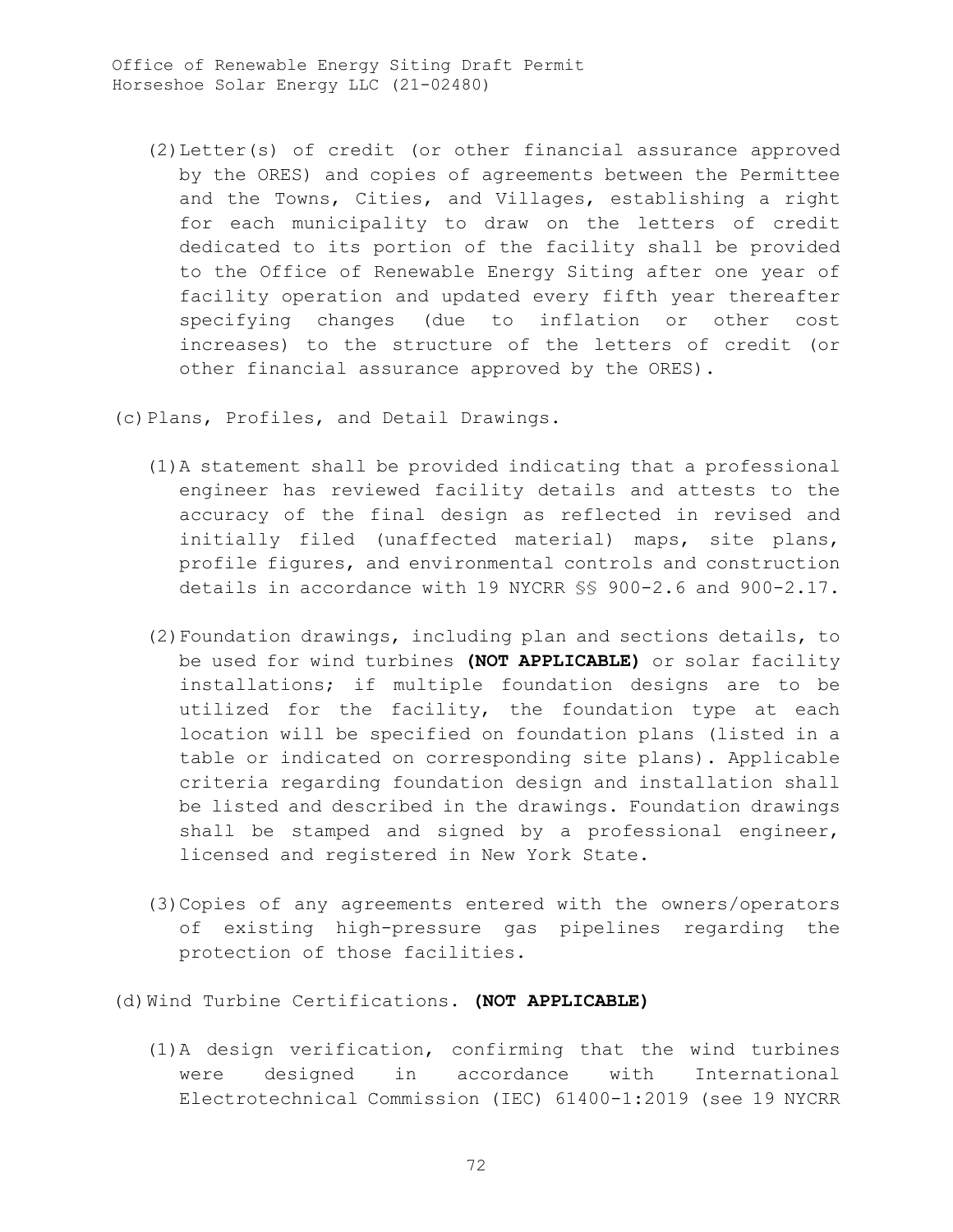(2) Letter(s) of credit (or other financial assurance approved by the ORES) and copies of agreements between the Permittee and the Towns, Cities, and Villages, establishing a right for each municipality to draw on the letters of credit dedicated to its portion of the facility shall be provided to the Office of Renewable Energy Siting after one year of facility operation and updated every fifth year thereafter specifying changes (due to inflation or other cost increases) to the structure of the letters of credit (or other financial assurance approved by the ORES).

(c) Plans, Profiles, and Detail Drawings.

(1) A statement shall be provided indicating that a professional engineer has reviewed facility details and attests to the accuracy of the final design as reflected in revised and initially filed (unaffected material) maps, site plans, profile figures, and environmental controls and construction details in accordance with 19 NYCRR §§ 900-2.6 and 900-2.17.

(2) Foundation drawings, including plan and sections details, to be used for wind turbines **(NOT APPLICABLE)** or solar facility installations; if multiple foundation designs are to be utilized for the facility, the foundation type at each location will be specified on foundation plans (listed in a table or indicated on corresponding site plans). Applicable criteria regarding foundation design and installation shall be listed and described in the drawings. Foundation drawings shall be stamped and signed by a professional engineer, licensed and registered in New York State.

(3) Copies of any agreements entered with the owners/operators of existing high-pressure gas pipelines regarding the protection of those facilities.

(d) Wind Turbine Certifications. **(NOT APPLICABLE)**

(1) A design verification, confirming that the wind turbines were designed in accordance with International Electrotechnical Commission (IEC) 61400-1:2019 (see 19 NYCRR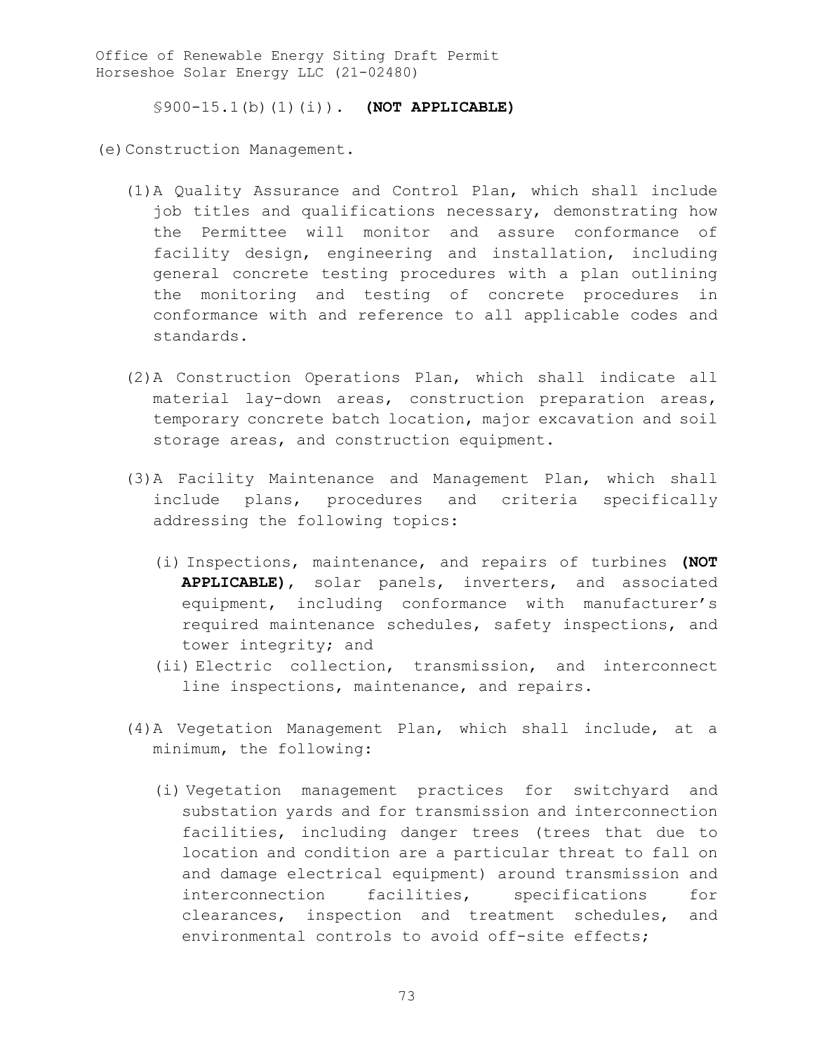§900-15.1(b)(1)(i)). **(NOT APPLICABLE)**

(e) Construction Management.

(1) A Quality Assurance and Control Plan, which shall include job titles and qualifications necessary, demonstrating how the Permittee will monitor and assure conformance of facility design, engineering and installation, including general concrete testing procedures with a plan outlining the monitoring and testing of concrete procedures in conformance with and reference to all applicable codes and standards.

(2) A Construction Operations Plan, which shall indicate all material lay-down areas, construction preparation areas, temporary concrete batch location, major excavation and soil storage areas, and construction equipment.

(3) A Facility Maintenance and Management Plan, which shall include plans, procedures and criteria specifically addressing the following topics:

(i) Inspections, maintenance, and repairs of turbines **(NOT APPLICABLE)**, solar panels, inverters, and associated equipment, including conformance with manufacturer's required maintenance schedules, safety inspections, and tower integrity; and

(ii) Electric collection, transmission, and interconnect line inspections, maintenance, and repairs.

(4) A Vegetation Management Plan, which shall include, at a minimum, the following:

(i) Vegetation management practices for switchyard and substation yards and for transmission and interconnection facilities, including danger trees (trees that due to location and condition are a particular threat to fall on and damage electrical equipment) around transmission and interconnection facilities, specifications for clearances, inspection and treatment schedules, and environmental controls to avoid off-site effects;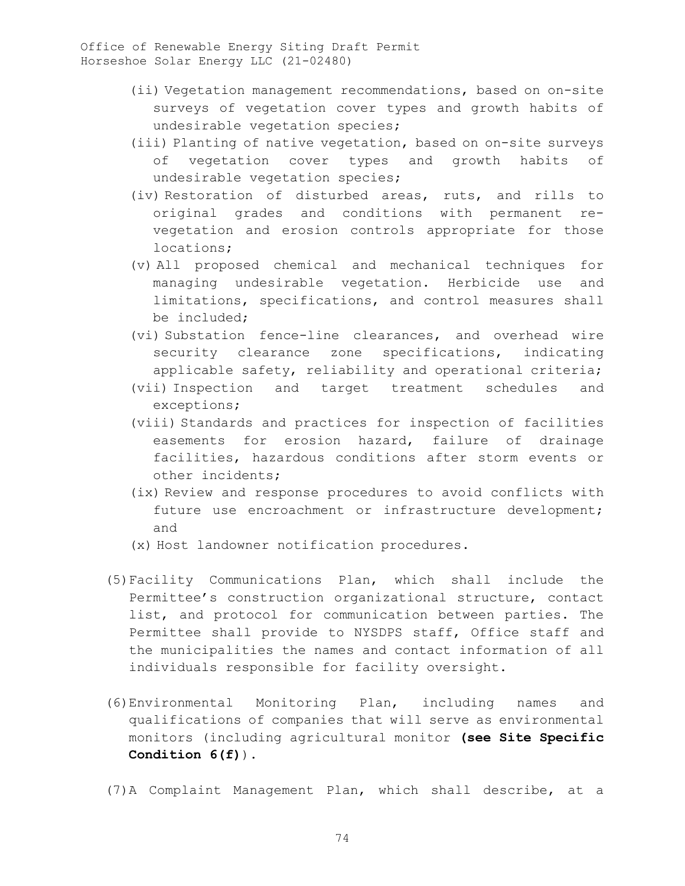(ii) Vegetation management recommendations, based on on-site surveys of vegetation cover types and growth habits of undesirable vegetation species;

(iii) Planting of native vegetation, based on on-site surveys of vegetation cover types and growth habits of undesirable vegetation species;

(iv) Restoration of disturbed areas, ruts, and rills to original grades and conditions with permanent re-vegetation and erosion controls appropriate for those locations;

(v) All proposed chemical and mechanical techniques for managing undesirable vegetation. Herbicide use and limitations, specifications, and control measures shall be included;

(vi) Substation fence-line clearances, and overhead wire security clearance zone specifications, indicating applicable safety, reliability and operational criteria;

(vii) Inspection and target treatment schedules and exceptions;

(viii) Standards and practices for inspection of facilities easements for erosion hazard, failure of drainage facilities, hazardous conditions after storm events or other incidents;

(ix) Review and response procedures to avoid conflicts with future use encroachment or infrastructure development; and

(x) Host landowner notification procedures.

(5) Facility Communications Plan, which shall include the Permittee's construction organizational structure, contact list, and protocol for communication between parties. The Permittee shall provide to NYSDPS staff, Office staff and the municipalities the names and contact information of all individuals responsible for facility oversight.

(6) Environmental Monitoring Plan, including names and qualifications of companies that will serve as environmental monitors (including agricultural monitor **(see Site Specific Condition 6(f)**).

(7) A Complaint Management Plan, which shall describe, at a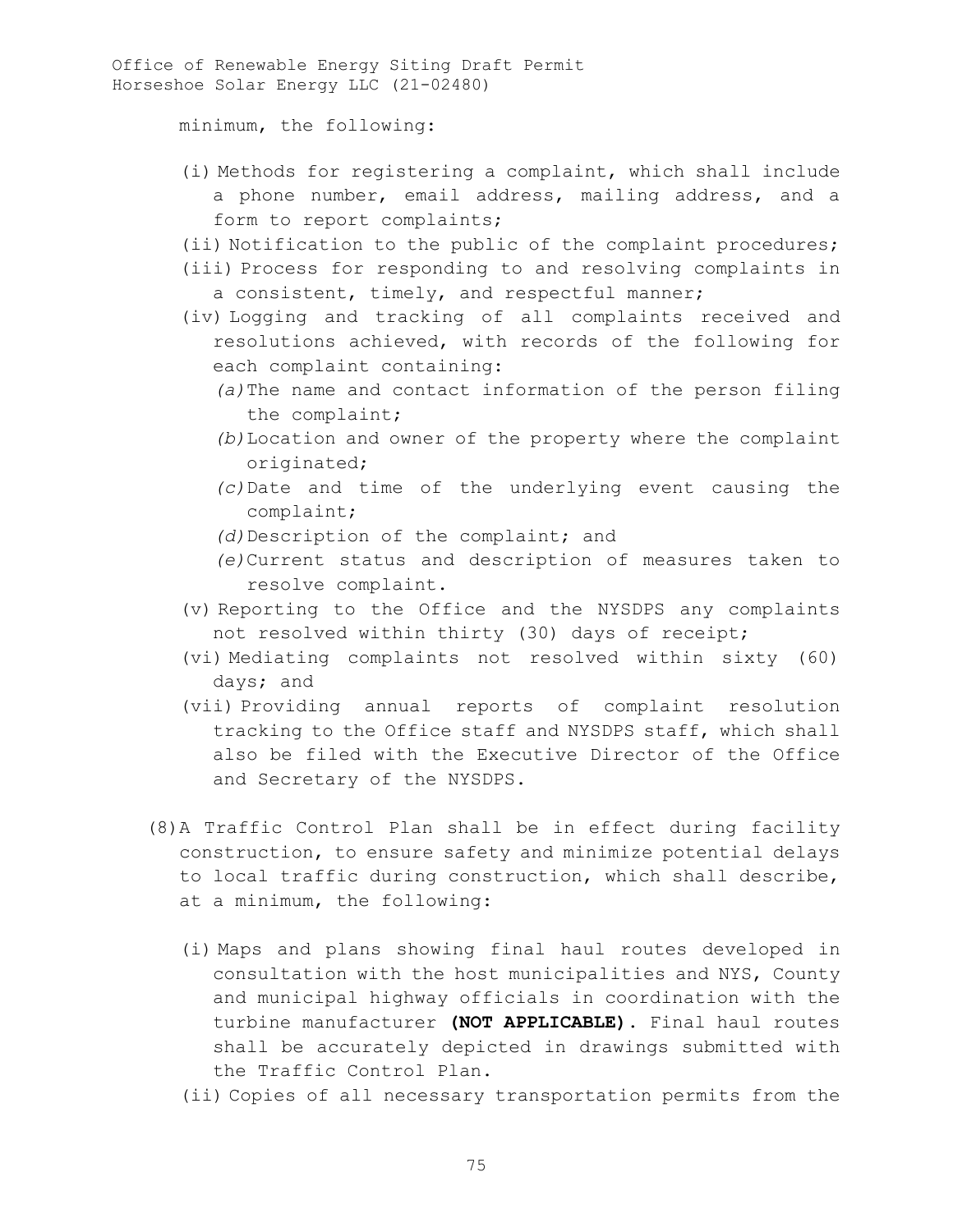minimum, the following:

- (i) Methods for registering a complaint, which shall include a phone number, email address, mailing address, and a form to report complaints;
- (ii) Notification to the public of the complaint procedures;
- (iii) Process for responding to and resolving complaints in a consistent, timely, and respectful manner;
- (iv) Logging and tracking of all complaints received and resolutions achieved, with records of the following for each complaint containing:
  - *(a)* The name and contact information of the person filing the complaint;
  - *(b)* Location and owner of the property where the complaint originated;
  - *(c)* Date and time of the underlying event causing the complaint;
  - *(d)* Description of the complaint; and
  - *(e)* Current status and description of measures taken to resolve complaint.
- (v) Reporting to the Office and the NYSDPS any complaints not resolved within thirty (30) days of receipt;
- (vi) Mediating complaints not resolved within sixty (60) days; and
- (vii) Providing annual reports of complaint resolution tracking to the Office staff and NYSDPS staff, which shall also be filed with the Executive Director of the Office and Secretary of the NYSDPS.

(8) A Traffic Control Plan shall be in effect during facility construction, to ensure safety and minimize potential delays to local traffic during construction, which shall describe, at a minimum, the following:

- (i) Maps and plans showing final haul routes developed in consultation with the host municipalities and NYS, County and municipal highway officials in coordination with the turbine manufacturer **(NOT APPLICABLE)**. Final haul routes shall be accurately depicted in drawings submitted with the Traffic Control Plan.
- (ii) Copies of all necessary transportation permits from the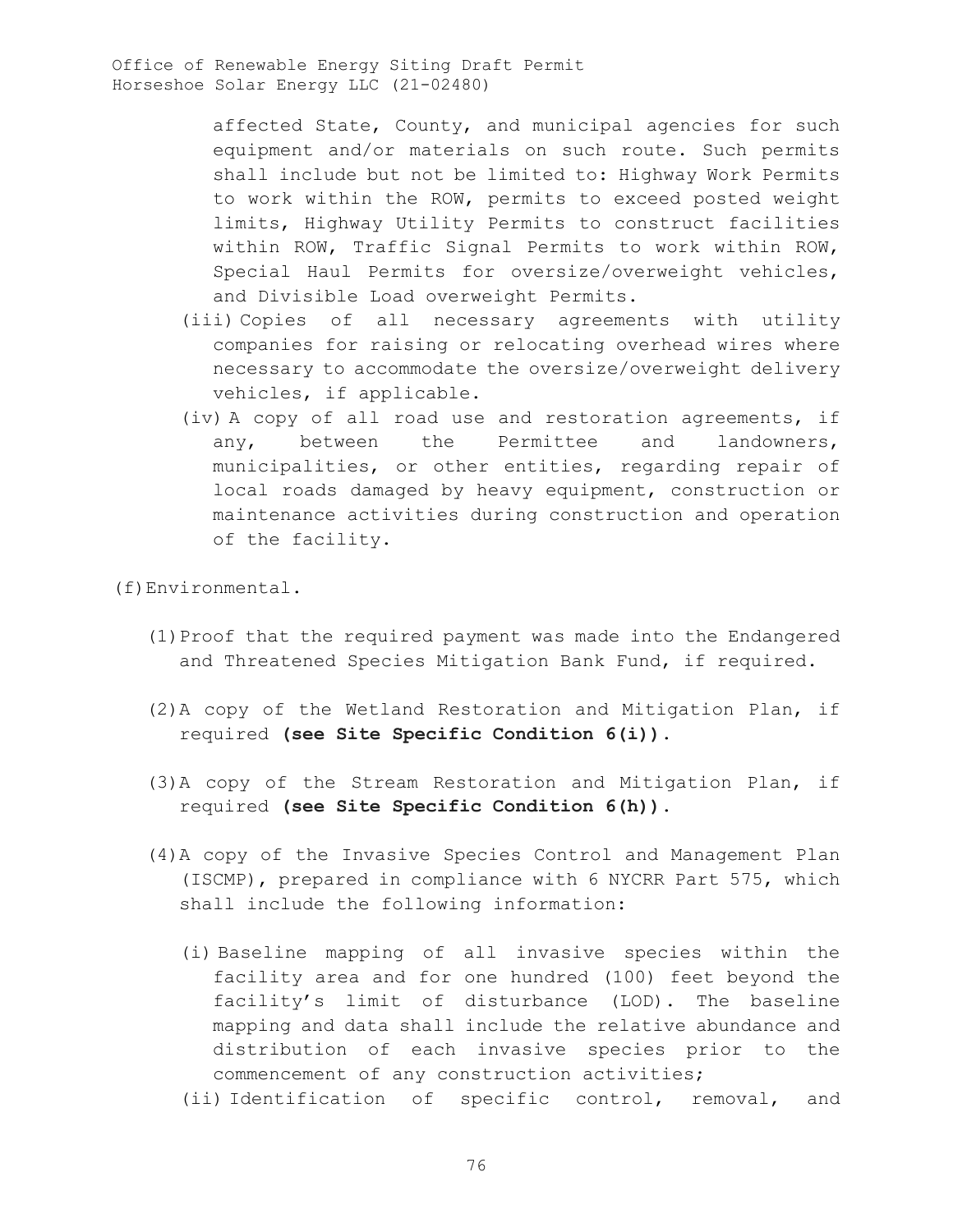affected State, County, and municipal agencies for such equipment and/or materials on such route. Such permits shall include but not be limited to: Highway Work Permits to work within the ROW, permits to exceed posted weight limits, Highway Utility Permits to construct facilities within ROW, Traffic Signal Permits to work within ROW, Special Haul Permits for oversize/overweight vehicles, and Divisible Load overweight Permits.

(iii) Copies of all necessary agreements with utility companies for raising or relocating overhead wires where necessary to accommodate the oversize/overweight delivery vehicles, if applicable.

(iv) A copy of all road use and restoration agreements, if any, between the Permittee and landowners, municipalities, or other entities, regarding repair of local roads damaged by heavy equipment, construction or maintenance activities during construction and operation of the facility.

(f) Environmental.

(1) Proof that the required payment was made into the Endangered and Threatened Species Mitigation Bank Fund, if required.

(2) A copy of the Wetland Restoration and Mitigation Plan, if required **(see Site Specific Condition 6(i))**.

(3) A copy of the Stream Restoration and Mitigation Plan, if required **(see Site Specific Condition 6(h))**.

(4) A copy of the Invasive Species Control and Management Plan (ISCMP), prepared in compliance with 6 NYCRR Part 575, which shall include the following information:

(i) Baseline mapping of all invasive species within the facility area and for one hundred (100) feet beyond the facility's limit of disturbance (LOD). The baseline mapping and data shall include the relative abundance and distribution of each invasive species prior to the commencement of any construction activities;

(ii) Identification of specific control, removal, and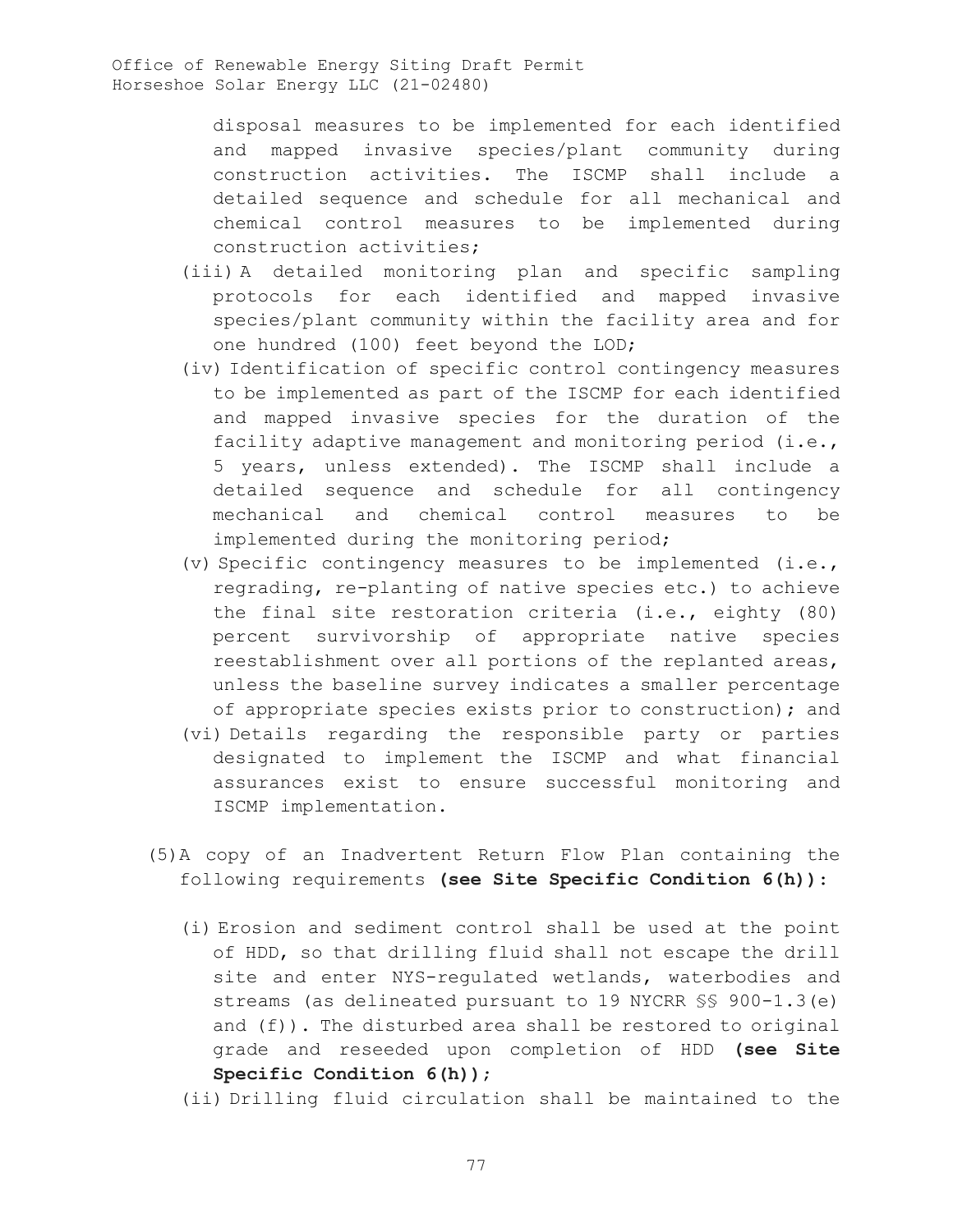disposal measures to be implemented for each identified and mapped invasive species/plant community during construction activities. The ISCMP shall include a detailed sequence and schedule for all mechanical and chemical control measures to be implemented during construction activities;

(iii) A detailed monitoring plan and specific sampling protocols for each identified and mapped invasive species/plant community within the facility area and for one hundred (100) feet beyond the LOD;

(iv) Identification of specific control contingency measures to be implemented as part of the ISCMP for each identified and mapped invasive species for the duration of the facility adaptive management and monitoring period (i.e., 5 years, unless extended). The ISCMP shall include a detailed sequence and schedule for all contingency mechanical and chemical control measures to be implemented during the monitoring period;

(v) Specific contingency measures to be implemented (i.e., regrading, re-planting of native species etc.) to achieve the final site restoration criteria (i.e., eighty (80) percent survivorship of appropriate native species reestablishment over all portions of the replanted areas, unless the baseline survey indicates a smaller percentage of appropriate species exists prior to construction); and

(vi) Details regarding the responsible party or parties designated to implement the ISCMP and what financial assurances exist to ensure successful monitoring and ISCMP implementation.

(5) A copy of an Inadvertent Return Flow Plan containing the following requirements **(see Site Specific Condition 6(h)):**

(i) Erosion and sediment control shall be used at the point of HDD, so that drilling fluid shall not escape the drill site and enter NYS-regulated wetlands, waterbodies and streams (as delineated pursuant to 19 NYCRR §§ 900-1.3(e) and (f)). The disturbed area shall be restored to original grade and reseeded upon completion of HDD **(see Site Specific Condition 6(h));**

(ii) Drilling fluid circulation shall be maintained to the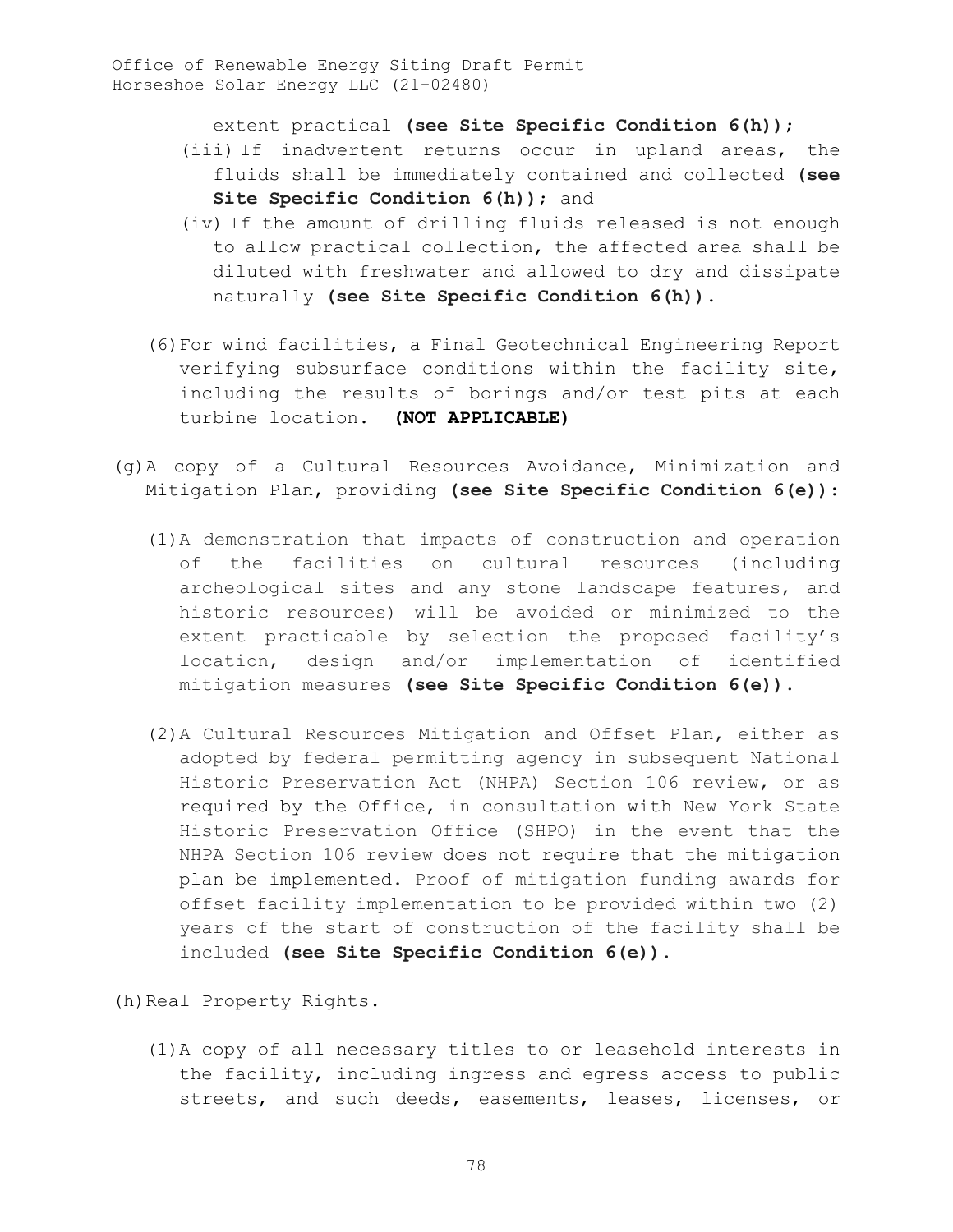extent practical **(see Site Specific Condition 6(h));**

(iii) If inadvertent returns occur in upland areas, the fluids shall be immediately contained and collected **(see Site Specific Condition 6(h));** and

(iv) If the amount of drilling fluids released is not enough to allow practical collection, the affected area shall be diluted with freshwater and allowed to dry and dissipate naturally **(see Site Specific Condition 6(h)).**

(6) For wind facilities, a Final Geotechnical Engineering Report verifying subsurface conditions within the facility site, including the results of borings and/or test pits at each turbine location. **(NOT APPLICABLE)**

(g) A copy of a Cultural Resources Avoidance, Minimization and Mitigation Plan, providing **(see Site Specific Condition 6(e)):**

(1) A demonstration that impacts of construction and operation of the facilities on cultural resources (including archeological sites and any stone landscape features, and historic resources) will be avoided or minimized to the extent practicable by selection the proposed facility's location, design and/or implementation of identified mitigation measures **(see Site Specific Condition 6(e)).**

(2) A Cultural Resources Mitigation and Offset Plan, either as adopted by federal permitting agency in subsequent National Historic Preservation Act (NHPA) Section 106 review, or as required by the Office, in consultation with New York State Historic Preservation Office (SHPO) in the event that the NHPA Section 106 review does not require that the mitigation plan be implemented. Proof of mitigation funding awards for offset facility implementation to be provided within two (2) years of the start of construction of the facility shall be included **(see Site Specific Condition 6(e)).**

(h) Real Property Rights.

(1) A copy of all necessary titles to or leasehold interests in the facility, including ingress and egress access to public streets, and such deeds, easements, leases, licenses, or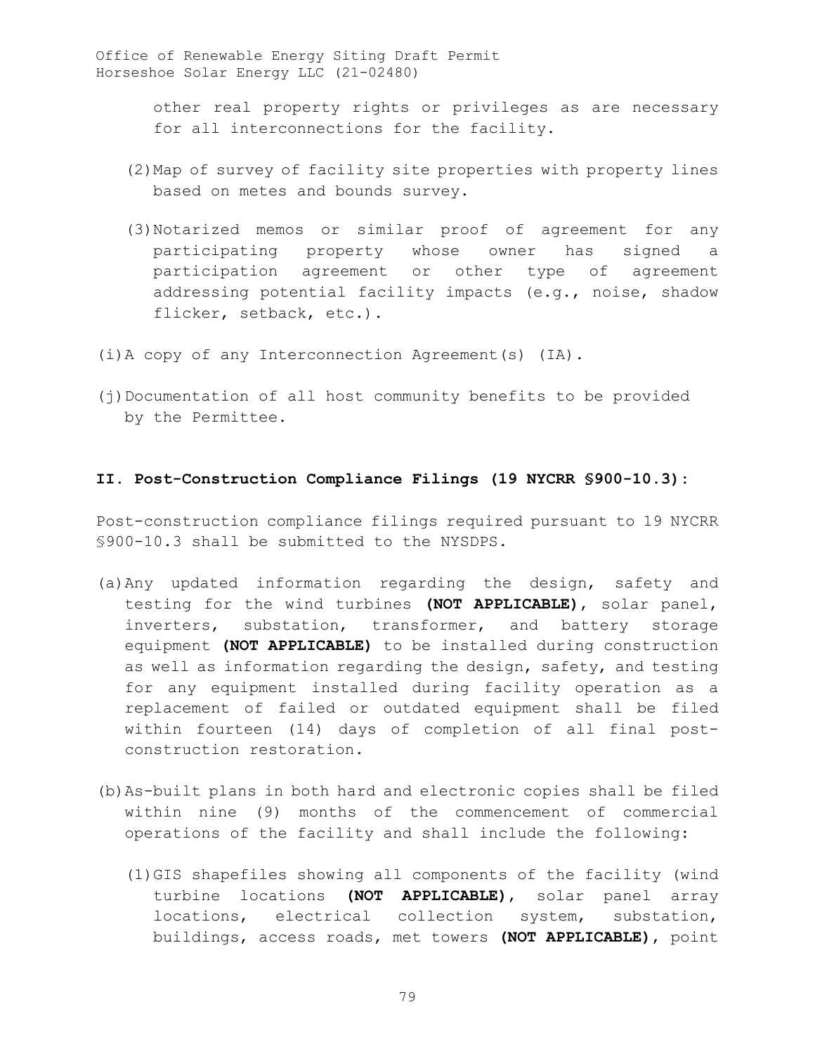other real property rights or privileges as are necessary for all interconnections for the facility.

(2) Map of survey of facility site properties with property lines based on metes and bounds survey.

(3) Notarized memos or similar proof of agreement for any participating property whose owner has signed a participation agreement or other type of agreement addressing potential facility impacts (e.g., noise, shadow flicker, setback, etc.).

(i) A copy of any Interconnection Agreement(s) (IA).

(j) Documentation of all host community benefits to be provided by the Permittee.

## II. Post-Construction Compliance Filings (19 NYCRR §900-10.3):

Post-construction compliance filings required pursuant to 19 NYCRR §900-10.3 shall be submitted to the NYSDPS.

(a) Any updated information regarding the design, safety and testing for the wind turbines **(NOT APPLICABLE)**, solar panel, inverters, substation, transformer, and battery storage equipment **(NOT APPLICABLE)** to be installed during construction as well as information regarding the design, safety, and testing for any equipment installed during facility operation as a replacement of failed or outdated equipment shall be filed within fourteen (14) days of completion of all final post-construction restoration.

(b) As-built plans in both hard and electronic copies shall be filed within nine (9) months of the commencement of commercial operations of the facility and shall include the following:

(1) GIS shapefiles showing all components of the facility (wind turbine locations **(NOT APPLICABLE)**, solar panel array locations, electrical collection system, substation, buildings, access roads, met towers **(NOT APPLICABLE)**, point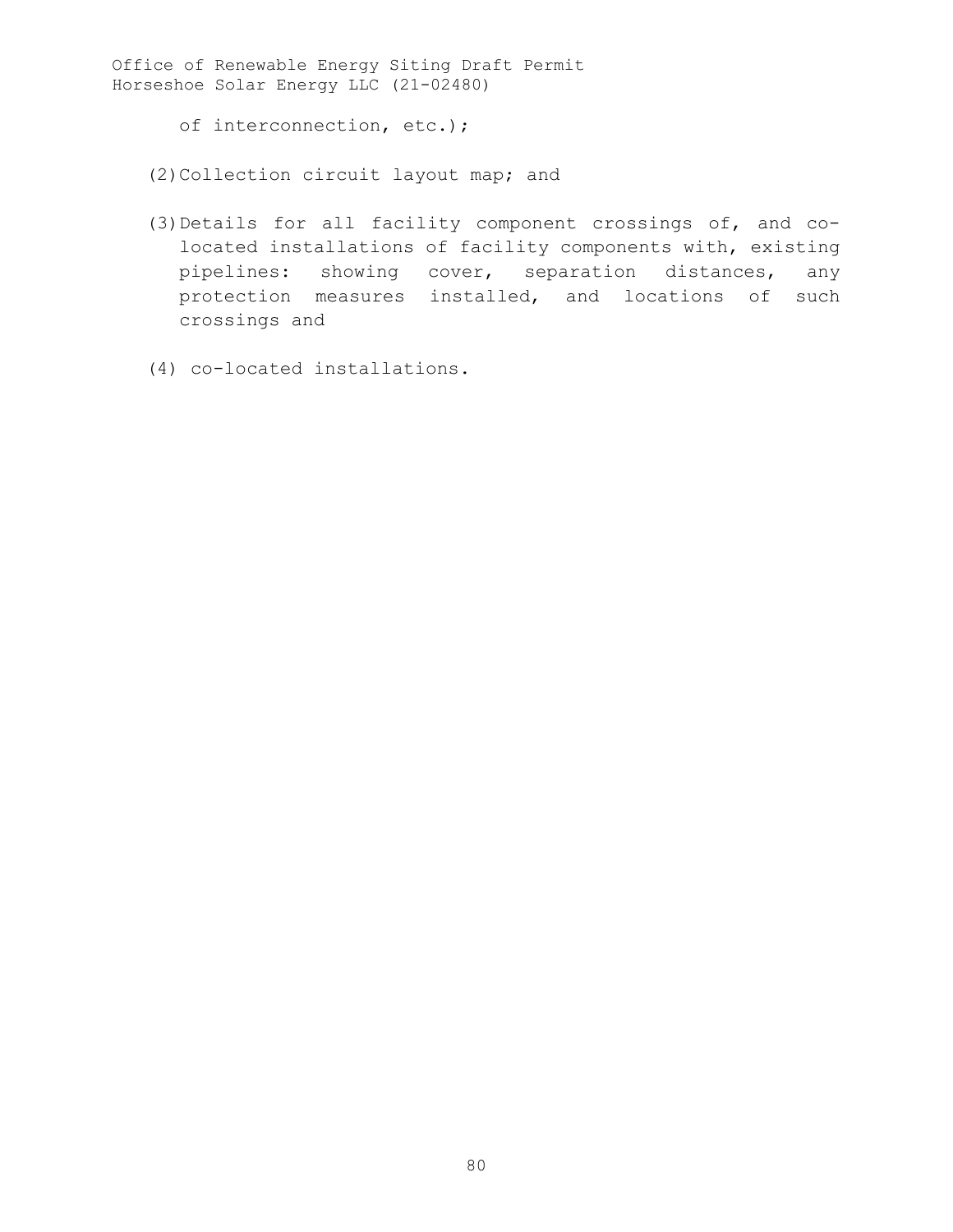of interconnection, etc.);

(2) Collection circuit layout map; and

(3) Details for all facility component crossings of, and co-located installations of facility components with, existing pipelines: showing cover, separation distances, any protection measures installed, and locations of such crossings and

(4) co-located installations.